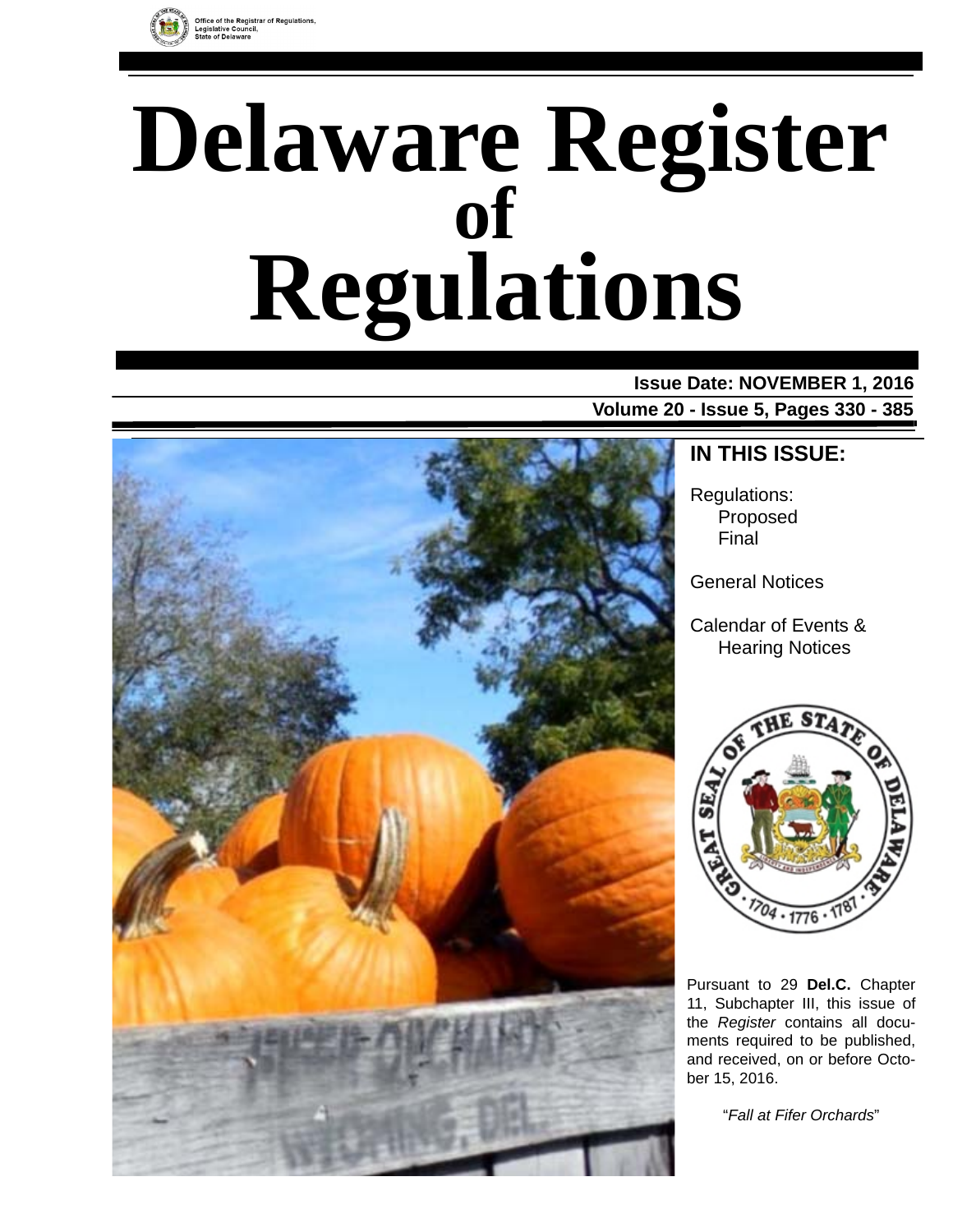Office of the Registrar of Regulations,
Legislative Council,
State of Delaware

# Delaware Register of Regulations

**Issue Date: NOVEMBER 1, 2016**

**Volume 20 - Issue 5, Pages 330 - 385**

## IN THIS ISSUE:

Regulations:
- Proposed
- Final

General Notices

Calendar of Events & Hearing Notices

Pursuant to 29 **Del.C.** Chapter 11, Subchapter III, this issue of the *Register* contains all documents required to be published, and received, on or before October 15, 2016.

"*Fall at Fifer Orchards*"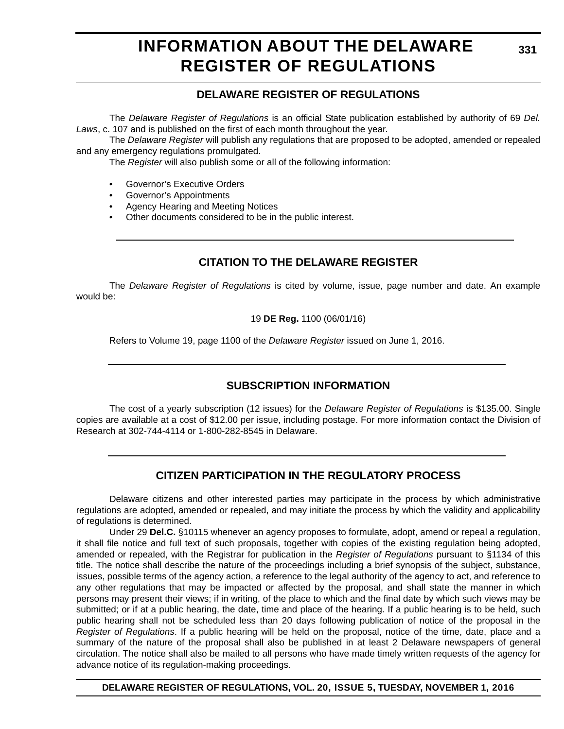# INFORMATION ABOUT THE DELAWARE REGISTER OF REGULATIONS

## DELAWARE REGISTER OF REGULATIONS

The *Delaware Register of Regulations* is an official State publication established by authority of 69 *Del. Laws*, c. 107 and is published on the first of each month throughout the year.

The *Delaware Register* will publish any regulations that are proposed to be adopted, amended or repealed and any emergency regulations promulgated.

The *Register* will also publish some or all of the following information:

- Governor's Executive Orders
- Governor's Appointments
- Agency Hearing and Meeting Notices
- Other documents considered to be in the public interest.

## CITATION TO THE DELAWARE REGISTER

The *Delaware Register of Regulations* is cited by volume, issue, page number and date. An example would be:

19 **DE Reg.** 1100 (06/01/16)

Refers to Volume 19, page 1100 of the *Delaware Register* issued on June 1, 2016.

## SUBSCRIPTION INFORMATION

The cost of a yearly subscription (12 issues) for the *Delaware Register of Regulations* is $135.00. Single copies are available at a cost of $12.00 per issue, including postage. For more information contact the Division of Research at 302-744-4114 or 1-800-282-8545 in Delaware.

## CITIZEN PARTICIPATION IN THE REGULATORY PROCESS

Delaware citizens and other interested parties may participate in the process by which administrative regulations are adopted, amended or repealed, and may initiate the process by which the validity and applicability of regulations is determined.

Under 29 **Del.C.** §10115 whenever an agency proposes to formulate, adopt, amend or repeal a regulation, it shall file notice and full text of such proposals, together with copies of the existing regulation being adopted, amended or repealed, with the Registrar for publication in the *Register of Regulations* pursuant to §1134 of this title. The notice shall describe the nature of the proceedings including a brief synopsis of the subject, substance, issues, possible terms of the agency action, a reference to the legal authority of the agency to act, and reference to any other regulations that may be impacted or affected by the proposal, and shall state the manner in which persons may present their views; if in writing, of the place to which and the final date by which such views may be submitted; or if at a public hearing, the date, time and place of the hearing. If a public hearing is to be held, such public hearing shall not be scheduled less than 20 days following publication of notice of the proposal in the *Register of Regulations*. If a public hearing will be held on the proposal, notice of the time, date, place and a summary of the nature of the proposal shall also be published in at least 2 Delaware newspapers of general circulation. The notice shall also be mailed to all persons who have made timely written requests of the agency for advance notice of its regulation-making proceedings.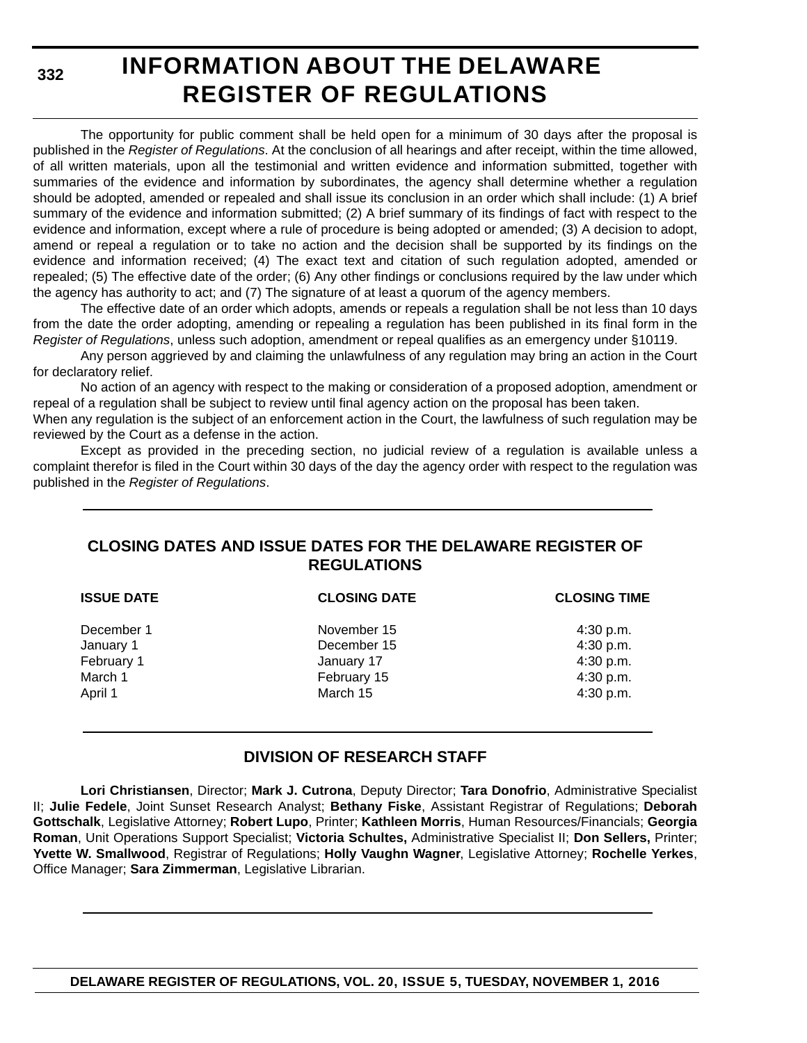# INFORMATION ABOUT THE DELAWARE REGISTER OF REGULATIONS

The opportunity for public comment shall be held open for a minimum of 30 days after the proposal is published in the *Register of Regulations*. At the conclusion of all hearings and after receipt, within the time allowed, of all written materials, upon all the testimonial and written evidence and information submitted, together with summaries of the evidence and information by subordinates, the agency shall determine whether a regulation should be adopted, amended or repealed and shall issue its conclusion in an order which shall include: (1) A brief summary of the evidence and information submitted; (2) A brief summary of its findings of fact with respect to the evidence and information, except where a rule of procedure is being adopted or amended; (3) A decision to adopt, amend or repeal a regulation or to take no action and the decision shall be supported by its findings on the evidence and information received; (4) The exact text and citation of such regulation adopted, amended or repealed; (5) The effective date of the order; (6) Any other findings or conclusions required by the law under which the agency has authority to act; and (7) The signature of at least a quorum of the agency members.

The effective date of an order which adopts, amends or repeals a regulation shall be not less than 10 days from the date the order adopting, amending or repealing a regulation has been published in its final form in the *Register of Regulations*, unless such adoption, amendment or repeal qualifies as an emergency under §10119.

Any person aggrieved by and claiming the unlawfulness of any regulation may bring an action in the Court for declaratory relief.

No action of an agency with respect to the making or consideration of a proposed adoption, amendment or repeal of a regulation shall be subject to review until final agency action on the proposal has been taken.

When any regulation is the subject of an enforcement action in the Court, the lawfulness of such regulation may be reviewed by the Court as a defense in the action.

Except as provided in the preceding section, no judicial review of a regulation is available unless a complaint therefor is filed in the Court within 30 days of the day the agency order with respect to the regulation was published in the *Register of Regulations*.

## CLOSING DATES AND ISSUE DATES FOR THE DELAWARE REGISTER OF REGULATIONS

| ISSUE DATE | CLOSING DATE | CLOSING TIME |
|---|---|---|
| December 1 | November 15 | 4:30 p.m. |
| January 1 | December 15 | 4:30 p.m. |
| February 1 | January 17 | 4:30 p.m. |
| March 1 | February 15 | 4:30 p.m. |
| April 1 | March 15 | 4:30 p.m. |

## DIVISION OF RESEARCH STAFF

**Lori Christiansen**, Director; **Mark J. Cutrona**, Deputy Director; **Tara Donofrio**, Administrative Specialist II; **Julie Fedele**, Joint Sunset Research Analyst; **Bethany Fiske**, Assistant Registrar of Regulations; **Deborah Gottschalk**, Legislative Attorney; **Robert Lupo**, Printer; **Kathleen Morris**, Human Resources/Financials; **Georgia Roman**, Unit Operations Support Specialist; **Victoria Schultes,** Administrative Specialist II; **Don Sellers,** Printer; **Yvette W. Smallwood**, Registrar of Regulations; **Holly Vaughn Wagner**, Legislative Attorney; **Rochelle Yerkes**, Office Manager; **Sara Zimmerman**, Legislative Librarian.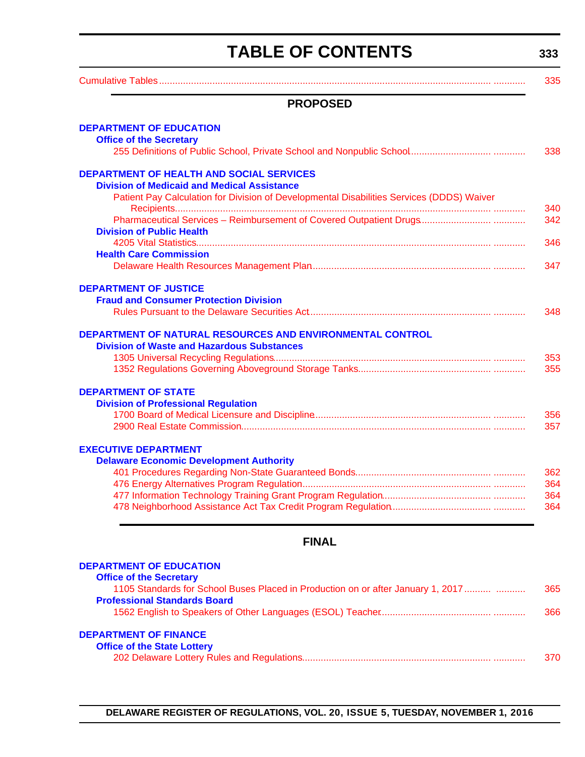# TABLE OF CONTENTS

Cumulative Tables ............ 335

## PROPOSED

**DEPARTMENT OF EDUCATION**

**Office of the Secretary**

255 Definitions of Public School, Private School and Nonpublic School............ 338

**DEPARTMENT OF HEALTH AND SOCIAL SERVICES**

**Division of Medicaid and Medical Assistance**

Patient Pay Calculation for Division of Developmental Disabilities Services (DDDS) Waiver Recipients............ 340

Pharmaceutical Services – Reimbursement of Covered Outpatient Drugs............ 342

**Division of Public Health**

4205 Vital Statistics............ 346

**Health Care Commission**

Delaware Health Resources Management Plan............ 347

**DEPARTMENT OF JUSTICE**

**Fraud and Consumer Protection Division**

Rules Pursuant to the Delaware Securities Act............ 348

**DEPARTMENT OF NATURAL RESOURCES AND ENVIRONMENTAL CONTROL**

**Division of Waste and Hazardous Substances**

1305 Universal Recycling Regulations............ 353

1352 Regulations Governing Aboveground Storage Tanks............ 355

**DEPARTMENT OF STATE**

**Division of Professional Regulation**

1700 Board of Medical Licensure and Discipline............ 356

2900 Real Estate Commission............ 357

**EXECUTIVE DEPARTMENT**

**Delaware Economic Development Authority**

401 Procedures Regarding Non-State Guaranteed Bonds............ 362

476 Energy Alternatives Program Regulation............ 364

477 Information Technology Training Grant Program Regulation............ 364

478 Neighborhood Assistance Act Tax Credit Program Regulation............ 364

## FINAL

**DEPARTMENT OF EDUCATION**

**Office of the Secretary**

1105 Standards for School Buses Placed in Production on or after January 1, 2017............ 365

**Professional Standards Board**

1562 English to Speakers of Other Languages (ESOL) Teacher............ 366

**DEPARTMENT OF FINANCE**

**Office of the State Lottery**

202 Delaware Lottery Rules and Regulations............ 370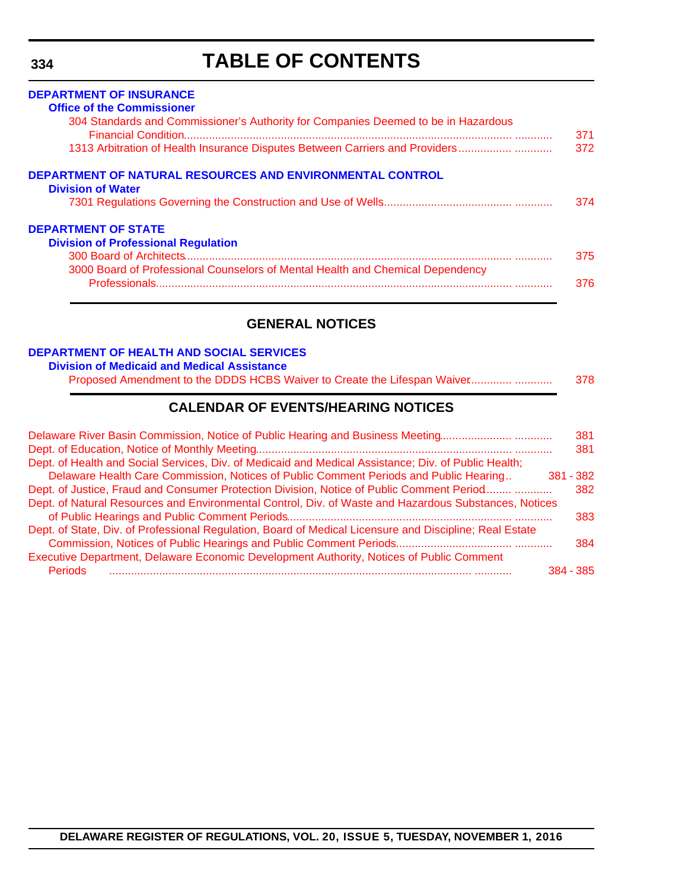# TABLE OF CONTENTS

**DEPARTMENT OF INSURANCE**

**Office of the Commissioner**

304 Standards and Commissioner's Authority for Companies Deemed to be in Hazardous Financial Condition ........ 371

1313 Arbitration of Health Insurance Disputes Between Carriers and Providers ........ 372

**DEPARTMENT OF NATURAL RESOURCES AND ENVIRONMENTAL CONTROL**

**Division of Water**

7301 Regulations Governing the Construction and Use of Wells ........ 374

**DEPARTMENT OF STATE**

**Division of Professional Regulation**

300 Board of Architects ........ 375

3000 Board of Professional Counselors of Mental Health and Chemical Dependency Professionals ........ 376

## GENERAL NOTICES

**DEPARTMENT OF HEALTH AND SOCIAL SERVICES**

**Division of Medicaid and Medical Assistance**

Proposed Amendment to the DDDS HCBS Waiver to Create the Lifespan Waiver ........ 378

## CALENDAR OF EVENTS/HEARING NOTICES

Delaware River Basin Commission, Notice of Public Hearing and Business Meeting ........ 381

Dept. of Education, Notice of Monthly Meeting ........ 381

Dept. of Health and Social Services, Div. of Medicaid and Medical Assistance; Div. of Public Health; Delaware Health Care Commission, Notices of Public Comment Periods and Public Hearing ........ 381 - 382

Dept. of Justice, Fraud and Consumer Protection Division, Notice of Public Comment Period ........ 382

Dept. of Natural Resources and Environmental Control, Div. of Waste and Hazardous Substances, Notices of Public Hearings and Public Comment Periods ........ 383

Dept. of State, Div. of Professional Regulation, Board of Medical Licensure and Discipline; Real Estate Commission, Notices of Public Hearings and Public Comment Periods ........ 384

Executive Department, Delaware Economic Development Authority, Notices of Public Comment Periods ........ 384 - 385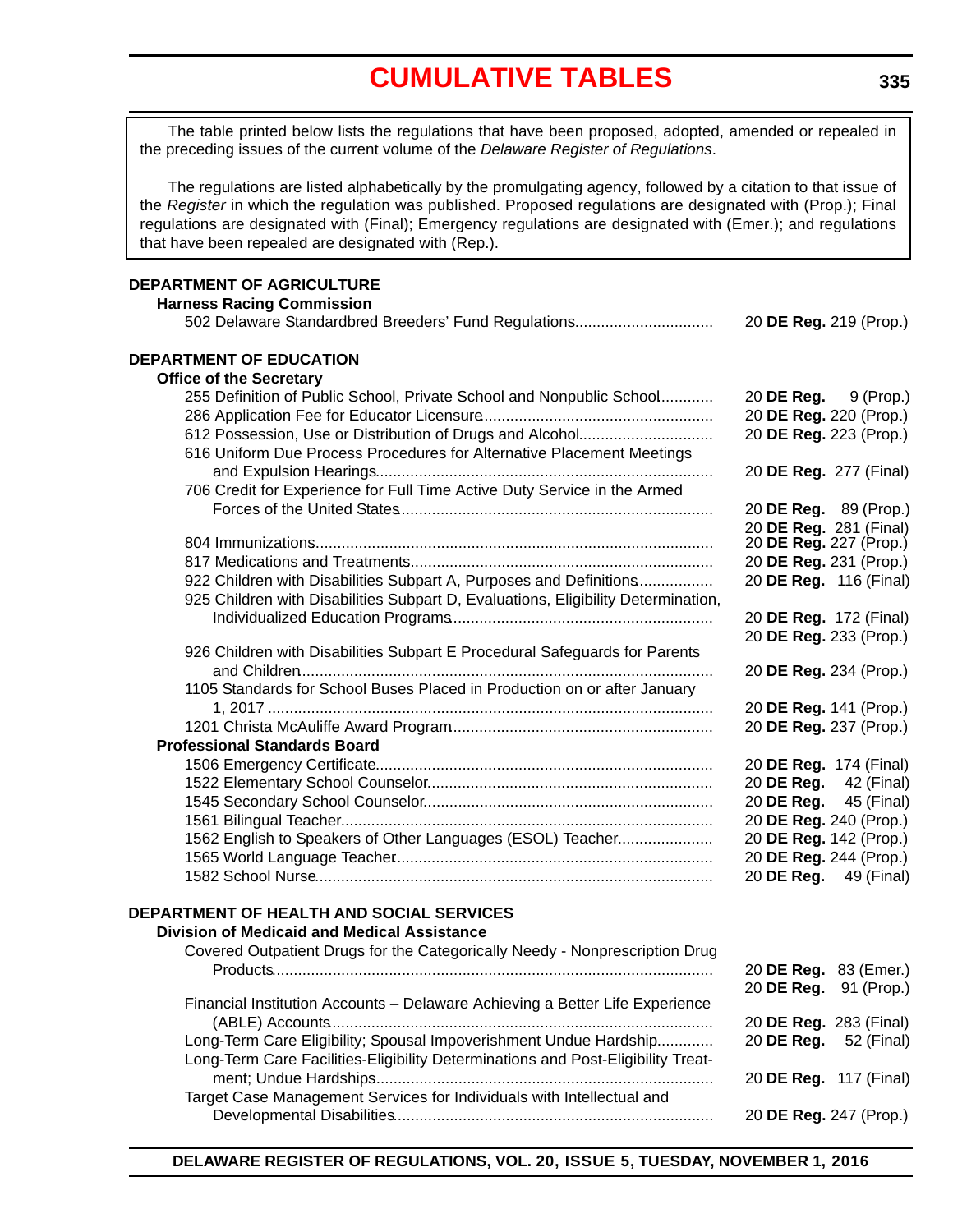# CUMULATIVE TABLES

The table printed below lists the regulations that have been proposed, adopted, amended or repealed in the preceding issues of the current volume of the *Delaware Register of Regulations*.

The regulations are listed alphabetically by the promulgating agency, followed by a citation to that issue of the *Register* in which the regulation was published. Proposed regulations are designated with (Prop.); Final regulations are designated with (Final); Emergency regulations are designated with (Emer.); and regulations that have been repealed are designated with (Rep.).

## DEPARTMENT OF AGRICULTURE

### Harness Racing Commission

| Regulation | Citation |
|---|---|
| 502 Delaware Standardbred Breeders' Fund Regulations | 20 **DE Reg.** 219 (Prop.) |

## DEPARTMENT OF EDUCATION

### Office of the Secretary

| Regulation | Citation |
|---|---|
| 255 Definition of Public School, Private School and Nonpublic School | 20 **DE Reg.** 9 (Prop.) |
| 286 Application Fee for Educator Licensure | 20 **DE Reg.** 220 (Prop.) |
| 612 Possession, Use or Distribution of Drugs and Alcohol | 20 **DE Reg.** 223 (Prop.) |
| 616 Uniform Due Process Procedures for Alternative Placement Meetings and Expulsion Hearings | 20 **DE Reg.** 277 (Final) |
| 706 Credit for Experience for Full Time Active Duty Service in the Armed Forces of the United States | 20 **DE Reg.** 89 (Prop.) |
| | 20 **DE Reg.** 281 (Final) |
| 804 Immunizations | 20 **DE Reg.** 227 (Prop.) |
| 817 Medications and Treatments | 20 **DE Reg.** 231 (Prop.) |
| 922 Children with Disabilities Subpart A, Purposes and Definitions | 20 **DE Reg.** 116 (Final) |
| 925 Children with Disabilities Subpart D, Evaluations, Eligibility Determination, Individualized Education Programs | 20 **DE Reg.** 172 (Final) |
| | 20 **DE Reg.** 233 (Prop.) |
| 926 Children with Disabilities Subpart E Procedural Safeguards for Parents and Children | 20 **DE Reg.** 234 (Prop.) |
| 1105 Standards for School Buses Placed in Production on or after January 1, 2017 | 20 **DE Reg.** 141 (Prop.) |
| 1201 Christa McAuliffe Award Program | 20 **DE Reg.** 237 (Prop.) |

### Professional Standards Board

| Regulation | Citation |
|---|---|
| 1506 Emergency Certificate | 20 **DE Reg.** 174 (Final) |
| 1522 Elementary School Counselor | 20 **DE Reg.** 42 (Final) |
| 1545 Secondary School Counselor | 20 **DE Reg.** 45 (Final) |
| 1561 Bilingual Teacher | 20 **DE Reg.** 240 (Prop.) |
| 1562 English to Speakers of Other Languages (ESOL) Teacher | 20 **DE Reg.** 142 (Prop.) |
| 1565 World Language Teacher | 20 **DE Reg.** 244 (Prop.) |
| 1582 School Nurse | 20 **DE Reg.** 49 (Final) |

## DEPARTMENT OF HEALTH AND SOCIAL SERVICES

### Division of Medicaid and Medical Assistance

| Regulation | Citation |
|---|---|
| Covered Outpatient Drugs for the Categorically Needy - Nonprescription Drug Products | 20 **DE Reg.** 83 (Emer.) |
| | 20 **DE Reg.** 91 (Prop.) |
| Financial Institution Accounts – Delaware Achieving a Better Life Experience (ABLE) Accounts | 20 **DE Reg.** 283 (Final) |
| Long-Term Care Eligibility; Spousal Impoverishment Undue Hardship | 20 **DE Reg.** 52 (Final) |
| Long-Term Care Facilities-Eligibility Determinations and Post-Eligibility Treatment; Undue Hardships | 20 **DE Reg.** 117 (Final) |
| Target Case Management Services for Individuals with Intellectual and Developmental Disabilities | 20 **DE Reg.** 247 (Prop.) |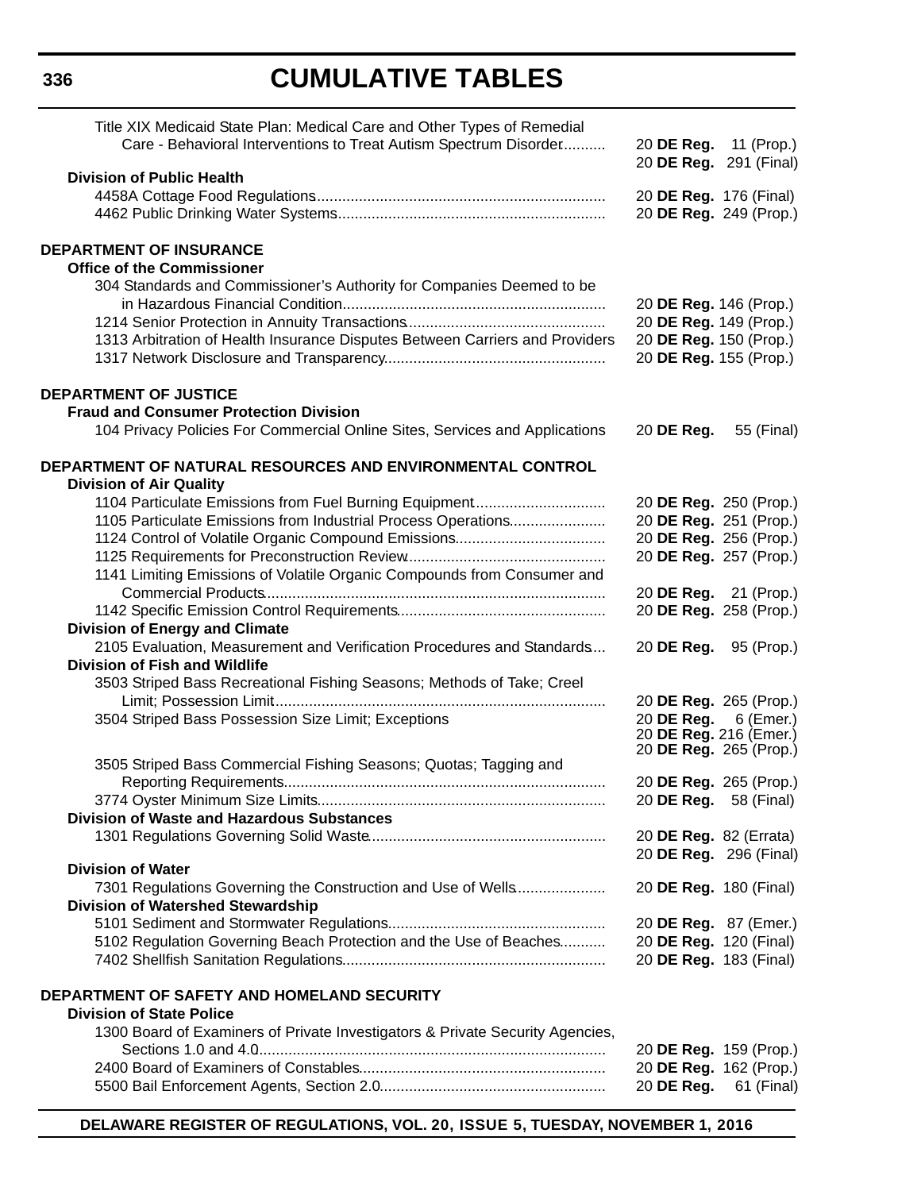# CUMULATIVE TABLES

Title XIX Medicaid State Plan: Medical Care and Other Types of Remedial Care - Behavioral Interventions to Treat Autism Spectrum Disorder.......... 20 **DE Reg.** 11 (Prop.)
20 **DE Reg.** 291 (Final)

**Division of Public Health**

4458A Cottage Food Regulations.................... 20 **DE Reg.** 176 (Final)
4462 Public Drinking Water Systems.................... 20 **DE Reg.** 249 (Prop.)

**DEPARTMENT OF INSURANCE**

**Office of the Commissioner**

304 Standards and Commissioner's Authority for Companies Deemed to be in Hazardous Financial Condition.................... 20 **DE Reg.** 146 (Prop.)
1214 Senior Protection in Annuity Transactions.................... 20 **DE Reg.** 149 (Prop.)
1313 Arbitration of Health Insurance Disputes Between Carriers and Providers 20 **DE Reg.** 150 (Prop.)
1317 Network Disclosure and Transparency.................... 20 **DE Reg.** 155 (Prop.)

**DEPARTMENT OF JUSTICE**

**Fraud and Consumer Protection Division**

104 Privacy Policies For Commercial Online Sites, Services and Applications 20 **DE Reg.** 55 (Final)

**DEPARTMENT OF NATURAL RESOURCES AND ENVIRONMENTAL CONTROL**

**Division of Air Quality**

1104 Particulate Emissions from Fuel Burning Equipment.................... 20 **DE Reg.** 250 (Prop.)
1105 Particulate Emissions from Industrial Process Operations.................... 20 **DE Reg.** 251 (Prop.)
1124 Control of Volatile Organic Compound Emissions.................... 20 **DE Reg.** 256 (Prop.)
1125 Requirements for Preconstruction Review.................... 20 **DE Reg.** 257 (Prop.)
1141 Limiting Emissions of Volatile Organic Compounds from Consumer and Commercial Products.................... 20 **DE Reg.** 21 (Prop.)
1142 Specific Emission Control Requirements.................... 20 **DE Reg.** 258 (Prop.)

**Division of Energy and Climate**

2105 Evaluation, Measurement and Verification Procedures and Standards.... 20 **DE Reg.** 95 (Prop.)

**Division of Fish and Wildlife**

3503 Striped Bass Recreational Fishing Seasons; Methods of Take; Creel Limit; Possession Limit.................... 20 **DE Reg.** 265 (Prop.)
3504 Striped Bass Possession Size Limit; Exceptions 20 **DE Reg.** 6 (Emer.)
20 **DE Reg.** 216 (Emer.)
20 **DE Reg.** 265 (Prop.)
3505 Striped Bass Commercial Fishing Seasons; Quotas; Tagging and Reporting Requirements.................... 20 **DE Reg.** 265 (Prop.)
3774 Oyster Minimum Size Limits.................... 20 **DE Reg.** 58 (Final)

**Division of Waste and Hazardous Substances**

1301 Regulations Governing Solid Waste.................... 20 **DE Reg.** 82 (Errata)
20 **DE Reg.** 296 (Final)

**Division of Water**

7301 Regulations Governing the Construction and Use of Wells.................... 20 **DE Reg.** 180 (Final)

**Division of Watershed Stewardship**

5101 Sediment and Stormwater Regulations.................... 20 **DE Reg.** 87 (Emer.)
5102 Regulation Governing Beach Protection and the Use of Beaches.................... 20 **DE Reg.** 120 (Final)
7402 Shellfish Sanitation Regulations.................... 20 **DE Reg.** 183 (Final)

**DEPARTMENT OF SAFETY AND HOMELAND SECURITY**

**Division of State Police**

1300 Board of Examiners of Private Investigators & Private Security Agencies, Sections 1.0 and 4.0.................... 20 **DE Reg.** 159 (Prop.)
2400 Board of Examiners of Constables.................... 20 **DE Reg.** 162 (Prop.)
5500 Bail Enforcement Agents, Section 2.0.................... 20 **DE Reg.** 61 (Final)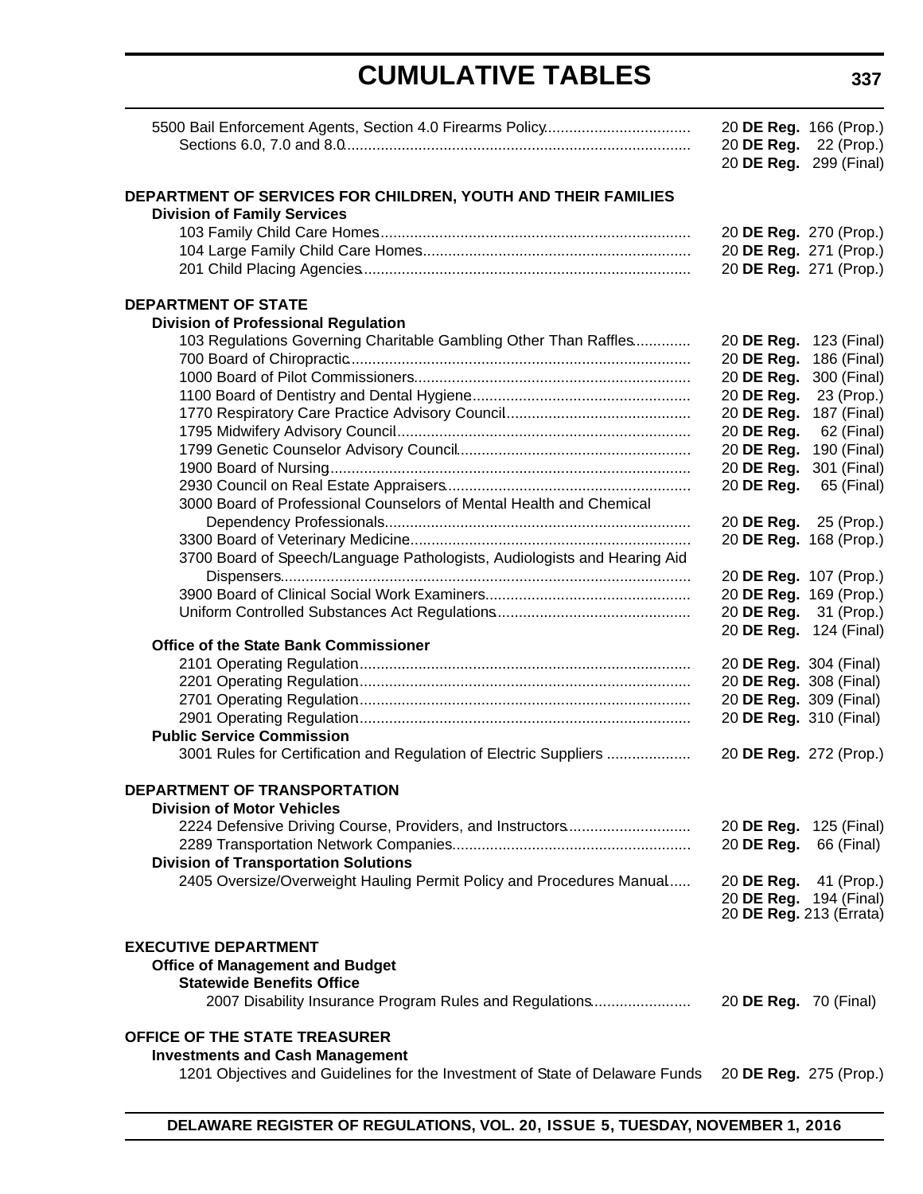5500 Bail Enforcement Agents, Section 4.0 Firearms Policy .................................. 20 **DE Reg.** 166 (Prop.)
Sections 6.0, 7.0 and 8.0 .................................................................................. 20 **DE Reg.** 22 (Prop.)
20 **DE Reg.** 299 (Final)

**DEPARTMENT OF SERVICES FOR CHILDREN, YOUTH AND THEIR FAMILIES**

**Division of Family Services**

103 Family Child Care Homes ......................................................................... 20 **DE Reg.** 270 (Prop.)
104 Large Family Child Care Homes ................................................................ 20 **DE Reg.** 271 (Prop.)
201 Child Placing Agencies ............................................................................. 20 **DE Reg.** 271 (Prop.)

**DEPARTMENT OF STATE**

**Division of Professional Regulation**

103 Regulations Governing Charitable Gambling Other Than Raffles ............. 20 **DE Reg.** 123 (Final)
700 Board of Chiropractic ................................................................................ 20 **DE Reg.** 186 (Final)
1000 Board of Pilot Commissioners ................................................................. 20 **DE Reg.** 300 (Final)
1100 Board of Dentistry and Dental Hygiene .................................................... 20 **DE Reg.** 23 (Prop.)
1770 Respiratory Care Practice Advisory Council ............................................ 20 **DE Reg.** 187 (Final)
1795 Midwifery Advisory Council ...................................................................... 20 **DE Reg.** 62 (Final)
1799 Genetic Counselor Advisory Council ........................................................ 20 **DE Reg.** 190 (Final)
1900 Board of Nursing ...................................................................................... 20 **DE Reg.** 301 (Final)
2930 Council on Real Estate Appraisers .......................................................... 20 **DE Reg.** 65 (Final)
3000 Board of Professional Counselors of Mental Health and Chemical Dependency Professionals ........................................................................ 20 **DE Reg.** 25 (Prop.)
3300 Board of Veterinary Medicine ................................................................... 20 **DE Reg.** 168 (Prop.)
3700 Board of Speech/Language Pathologists, Audiologists and Hearing Aid Dispensers .................................................................................................. 20 **DE Reg.** 107 (Prop.)
3900 Board of Clinical Social Work Examiners ................................................. 20 **DE Reg.** 169 (Prop.)
Uniform Controlled Substances Act Regulations ............................................. 20 **DE Reg.** 31 (Prop.)
20 **DE Reg.** 124 (Final)

**Office of the State Bank Commissioner**

2101 Operating Regulation .............................................................................. 20 **DE Reg.** 304 (Final)
2201 Operating Regulation .............................................................................. 20 **DE Reg.** 308 (Final)
2701 Operating Regulation .............................................................................. 20 **DE Reg.** 309 (Final)
2901 Operating Regulation .............................................................................. 20 **DE Reg.** 310 (Final)

**Public Service Commission**

3001 Rules for Certification and Regulation of Electric Suppliers .................... 20 **DE Reg.** 272 (Prop.)

**DEPARTMENT OF TRANSPORTATION**

**Division of Motor Vehicles**

2224 Defensive Driving Course, Providers, and Instructors ............................. 20 **DE Reg.** 125 (Final)
2289 Transportation Network Companies ......................................................... 20 **DE Reg.** 66 (Final)

**Division of Transportation Solutions**

2405 Oversize/Overweight Hauling Permit Policy and Procedures Manual ...... 20 **DE Reg.** 41 (Prop.)
20 **DE Reg.** 194 (Final)
20 **DE Reg.** 213 (Errata)

**EXECUTIVE DEPARTMENT**

**Office of Management and Budget**

**Statewide Benefits Office**

2007 Disability Insurance Program Rules and Regulations ........................ 20 **DE Reg.** 70 (Final)

**OFFICE OF THE STATE TREASURER**

**Investments and Cash Management**

1201 Objectives and Guidelines for the Investment of State of Delaware Funds 20 **DE Reg.** 275 (Prop.)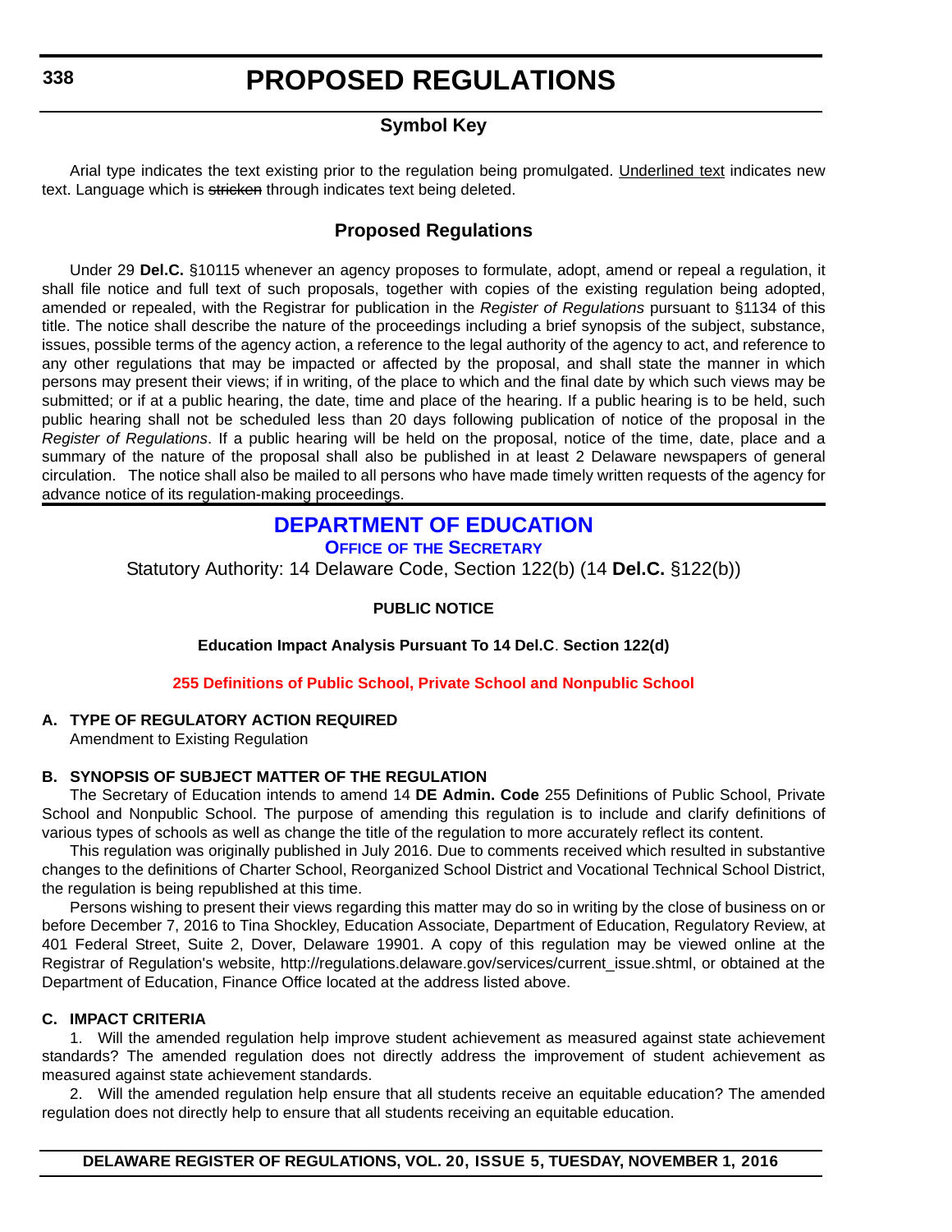## Symbol Key

Arial type indicates the text existing prior to the regulation being promulgated. Underlined text indicates new text. Language which is ~~stricken~~ through indicates text being deleted.

## Proposed Regulations

Under 29 **Del.C.** §10115 whenever an agency proposes to formulate, adopt, amend or repeal a regulation, it shall file notice and full text of such proposals, together with copies of the existing regulation being adopted, amended or repealed, with the Registrar for publication in the *Register of Regulations* pursuant to §1134 of this title. The notice shall describe the nature of the proceedings including a brief synopsis of the subject, substance, issues, possible terms of the agency action, a reference to the legal authority of the agency to act, and reference to any other regulations that may be impacted or affected by the proposal, and shall state the manner in which persons may present their views; if in writing, of the place to which and the final date by which such views may be submitted; or if at a public hearing, the date, time and place of the hearing. If a public hearing is to be held, such public hearing shall not be scheduled less than 20 days following publication of notice of the proposal in the *Register of Regulations*. If a public hearing will be held on the proposal, notice of the time, date, place and a summary of the nature of the proposal shall also be published in at least 2 Delaware newspapers of general circulation. The notice shall also be mailed to all persons who have made timely written requests of the agency for advance notice of its regulation-making proceedings.

# DEPARTMENT OF EDUCATION

### Office of the Secretary

Statutory Authority: 14 Delaware Code, Section 122(b) (14 **Del.C.** §122(b))

**PUBLIC NOTICE**

**Education Impact Analysis Pursuant To 14 Del.C. Section 122(d)**

**255 Definitions of Public School, Private School and Nonpublic School**

**A. TYPE OF REGULATORY ACTION REQUIRED**

Amendment to Existing Regulation

**B. SYNOPSIS OF SUBJECT MATTER OF THE REGULATION**

The Secretary of Education intends to amend 14 **DE Admin. Code** 255 Definitions of Public School, Private School and Nonpublic School. The purpose of amending this regulation is to include and clarify definitions of various types of schools as well as change the title of the regulation to more accurately reflect its content.

This regulation was originally published in July 2016. Due to comments received which resulted in substantive changes to the definitions of Charter School, Reorganized School District and Vocational Technical School District, the regulation is being republished at this time.

Persons wishing to present their views regarding this matter may do so in writing by the close of business on or before December 7, 2016 to Tina Shockley, Education Associate, Department of Education, Regulatory Review, at 401 Federal Street, Suite 2, Dover, Delaware 19901. A copy of this regulation may be viewed online at the Registrar of Regulation's website, http://regulations.delaware.gov/services/current_issue.shtml, or obtained at the Department of Education, Finance Office located at the address listed above.

**C. IMPACT CRITERIA**

1. Will the amended regulation help improve student achievement as measured against state achievement standards? The amended regulation does not directly address the improvement of student achievement as measured against state achievement standards.

2. Will the amended regulation help ensure that all students receive an equitable education? The amended regulation does not directly help to ensure that all students receiving an equitable education.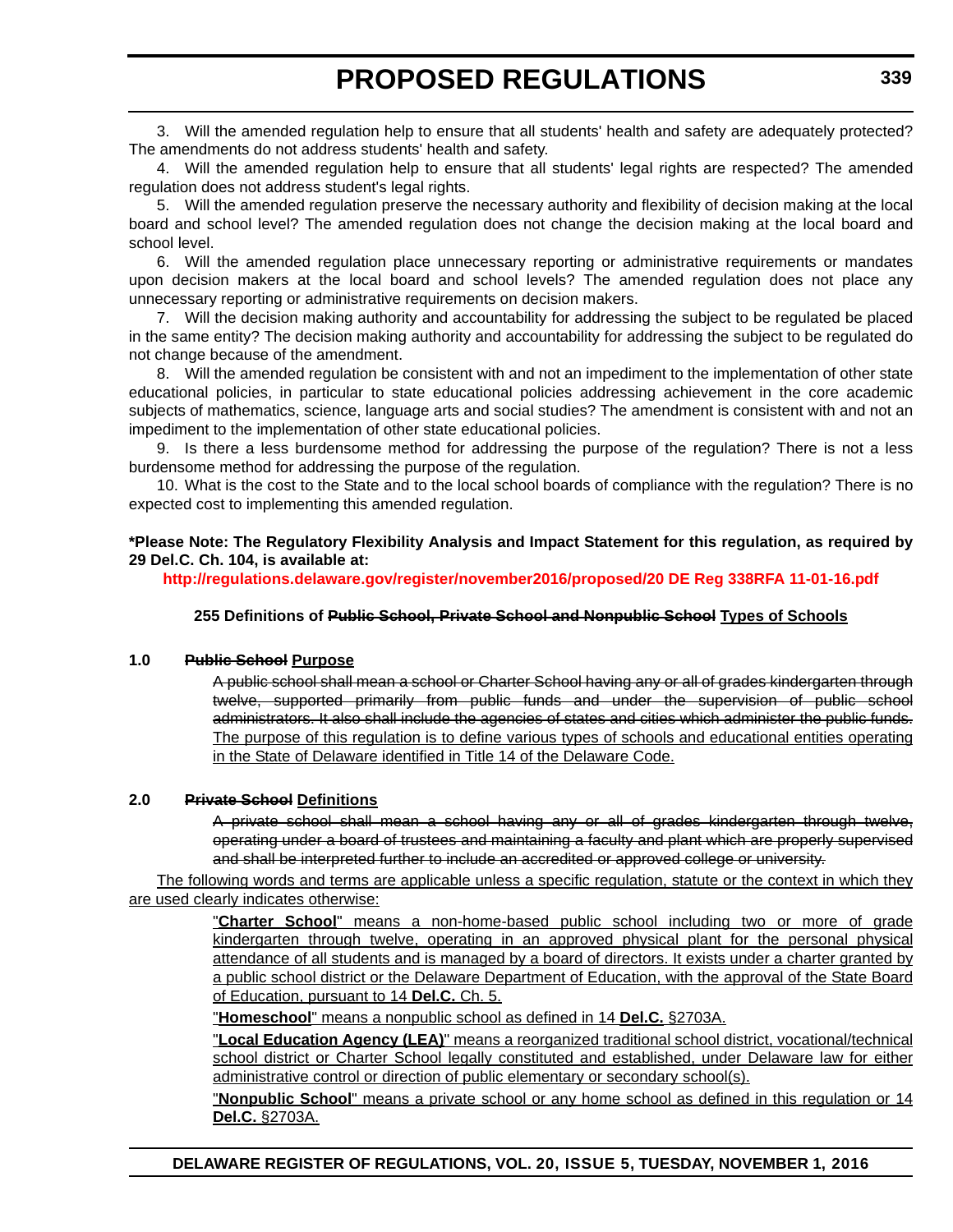3. Will the amended regulation help to ensure that all students' health and safety are adequately protected? The amendments do not address students' health and safety.

4. Will the amended regulation help to ensure that all students' legal rights are respected? The amended regulation does not address student's legal rights.

5. Will the amended regulation preserve the necessary authority and flexibility of decision making at the local board and school level? The amended regulation does not change the decision making at the local board and school level.

6. Will the amended regulation place unnecessary reporting or administrative requirements or mandates upon decision makers at the local board and school levels? The amended regulation does not place any unnecessary reporting or administrative requirements on decision makers.

7. Will the decision making authority and accountability for addressing the subject to be regulated be placed in the same entity? The decision making authority and accountability for addressing the subject to be regulated do not change because of the amendment.

8. Will the amended regulation be consistent with and not an impediment to the implementation of other state educational policies, in particular to state educational policies addressing achievement in the core academic subjects of mathematics, science, language arts and social studies? The amendment is consistent with and not an impediment to the implementation of other state educational policies.

9. Is there a less burdensome method for addressing the purpose of the regulation? There is not a less burdensome method for addressing the purpose of the regulation.

10. What is the cost to the State and to the local school boards of compliance with the regulation? There is no expected cost to implementing this amended regulation.

**\*Please Note: The Regulatory Flexibility Analysis and Impact Statement for this regulation, as required by 29 Del.C. Ch. 104, is available at:**

**http://regulations.delaware.gov/register/november2016/proposed/20 DE Reg 338RFA 11-01-16.pdf**

**255 Definitions of ~~Public School, Private School and Nonpublic School~~ <u>Types of Schools</u>**

**1.0 ~~Public School~~ <u>Purpose</u>**

~~A public school shall mean a school or Charter School having any or all of grades kindergarten through twelve, supported primarily from public funds and under the supervision of public school administrators. It also shall include the agencies of states and cities which administer the public funds.~~ <u>The purpose of this regulation is to define various types of schools and educational entities operating in the State of Delaware identified in Title 14 of the Delaware Code.</u>

**2.0 ~~Private School~~ <u>Definitions</u>**

~~A private school shall mean a school having any or all of grades kindergarten through twelve, operating under a board of trustees and maintaining a faculty and plant which are properly supervised and shall be interpreted further to include an accredited or approved college or university.~~

<u>The following words and terms are applicable unless a specific regulation, statute or the context in which they are used clearly indicates otherwise:</u>

<u>"**Charter School**" means a non-home-based public school including two or more of grade kindergarten through twelve, operating in an approved physical plant for the personal physical attendance of all students and is managed by a board of directors. It exists under a charter granted by a public school district or the Delaware Department of Education, with the approval of the State Board of Education, pursuant to 14 **Del.C.** Ch. 5.</u>

<u>"**Homeschool**" means a nonpublic school as defined in 14 **Del.C.** §2703A.</u>

<u>"**Local Education Agency (LEA)**" means a reorganized traditional school district, vocational/technical school district or Charter School legally constituted and established, under Delaware law for either administrative control or direction of public elementary or secondary school(s).</u>

<u>"**Nonpublic School**" means a private school or any home school as defined in this regulation or 14 **Del.C.** §2703A.</u>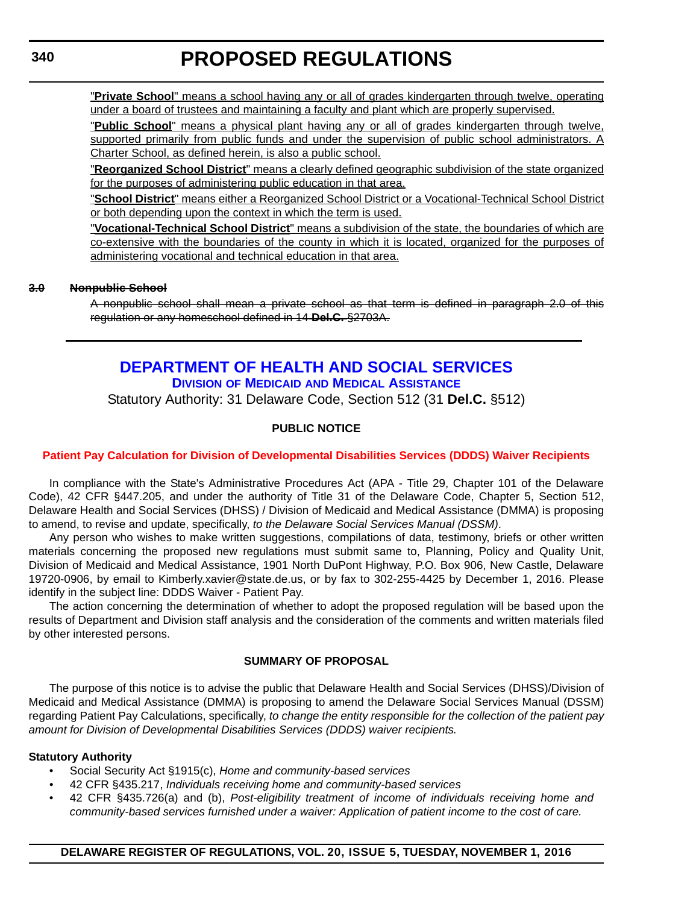"**Private School**" means a school having any or all of grades kindergarten through twelve, operating under a board of trustees and maintaining a faculty and plant which are properly supervised.

"**Public School**" means a physical plant having any or all of grades kindergarten through twelve, supported primarily from public funds and under the supervision of public school administrators. A Charter School, as defined herein, is also a public school.

"**Reorganized School District**" means a clearly defined geographic subdivision of the state organized for the purposes of administering public education in that area.

"**School District**" means either a Reorganized School District or a Vocational-Technical School District or both depending upon the context in which the term is used.

"**Vocational-Technical School District**" means a subdivision of the state, the boundaries of which are co-extensive with the boundaries of the county in which it is located, organized for the purposes of administering vocational and technical education in that area.

~~**3.0 Nonpublic School**~~

~~A nonpublic school shall mean a private school as that term is defined in paragraph 2.0 of this regulation or any homeschool defined in 14 **Del.C.** §2703A.~~

---

# DEPARTMENT OF HEALTH AND SOCIAL SERVICES

## Division of Medicaid and Medical Assistance

Statutory Authority: 31 Delaware Code, Section 512 (31 **Del.C.** §512)

**PUBLIC NOTICE**

### Patient Pay Calculation for Division of Developmental Disabilities Services (DDDS) Waiver Recipients

In compliance with the State's Administrative Procedures Act (APA - Title 29, Chapter 101 of the Delaware Code), 42 CFR §447.205, and under the authority of Title 31 of the Delaware Code, Chapter 5, Section 512, Delaware Health and Social Services (DHSS) / Division of Medicaid and Medical Assistance (DMMA) is proposing to amend, to revise and update, specifically, *to the Delaware Social Services Manual (DSSM)*.

Any person who wishes to make written suggestions, compilations of data, testimony, briefs or other written materials concerning the proposed new regulations must submit same to, Planning, Policy and Quality Unit, Division of Medicaid and Medical Assistance, 1901 North DuPont Highway, P.O. Box 906, New Castle, Delaware 19720-0906, by email to Kimberly.xavier@state.de.us, or by fax to 302-255-4425 by December 1, 2016. Please identify in the subject line: DDDS Waiver - Patient Pay.

The action concerning the determination of whether to adopt the proposed regulation will be based upon the results of Department and Division staff analysis and the consideration of the comments and written materials filed by other interested persons.

**SUMMARY OF PROPOSAL**

The purpose of this notice is to advise the public that Delaware Health and Social Services (DHSS)/Division of Medicaid and Medical Assistance (DMMA) is proposing to amend the Delaware Social Services Manual (DSSM) regarding Patient Pay Calculations, specifically, *to change the entity responsible for the collection of the patient pay amount for Division of Developmental Disabilities Services (DDDS) waiver recipients.*

**Statutory Authority**

- Social Security Act §1915(c), *Home and community-based services*
- 42 CFR §435.217, *Individuals receiving home and community-based services*
- 42 CFR §435.726(a) and (b), *Post-eligibility treatment of income of individuals receiving home and community-based services furnished under a waiver: Application of patient income to the cost of care.*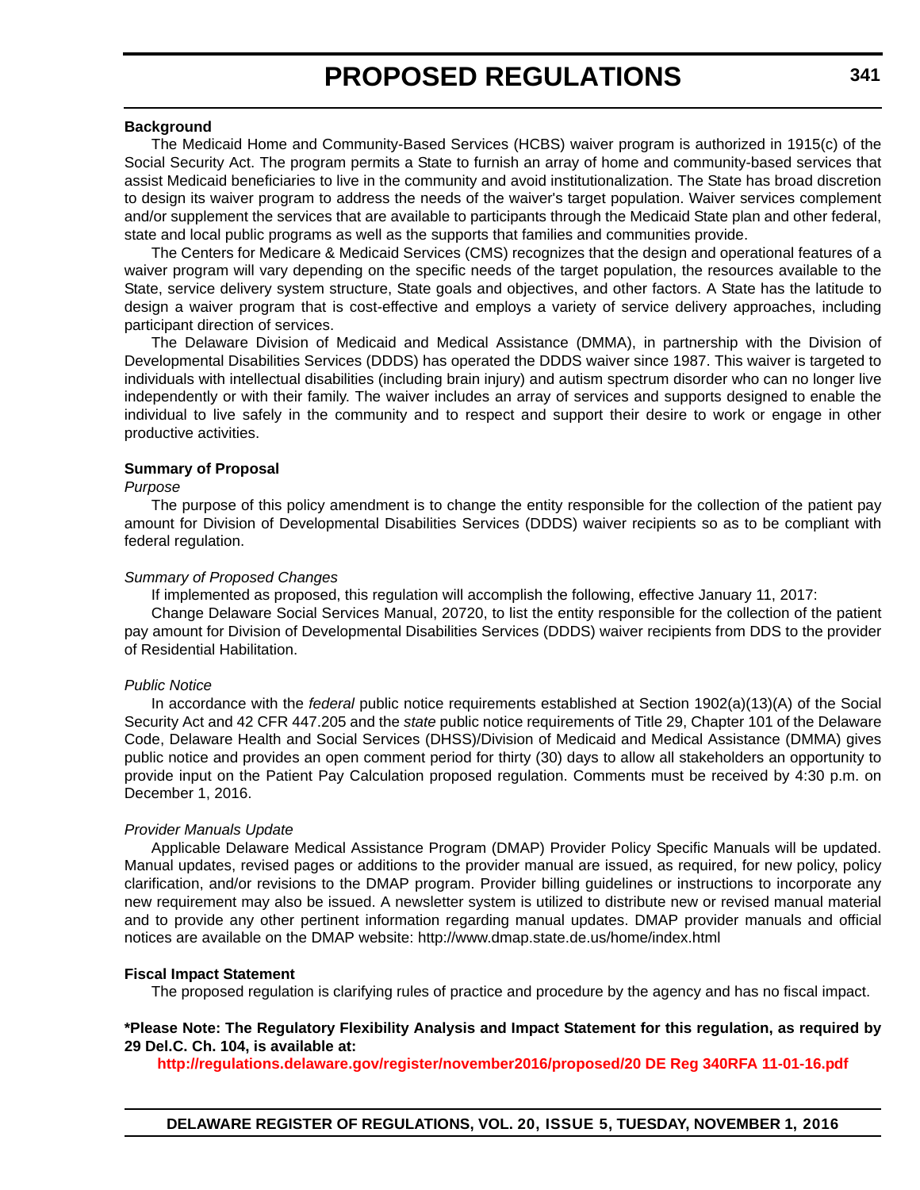**Background**

The Medicaid Home and Community-Based Services (HCBS) waiver program is authorized in 1915(c) of the Social Security Act. The program permits a State to furnish an array of home and community-based services that assist Medicaid beneficiaries to live in the community and avoid institutionalization. The State has broad discretion to design its waiver program to address the needs of the waiver's target population. Waiver services complement and/or supplement the services that are available to participants through the Medicaid State plan and other federal, state and local public programs as well as the supports that families and communities provide.

The Centers for Medicare & Medicaid Services (CMS) recognizes that the design and operational features of a waiver program will vary depending on the specific needs of the target population, the resources available to the State, service delivery system structure, State goals and objectives, and other factors. A State has the latitude to design a waiver program that is cost-effective and employs a variety of service delivery approaches, including participant direction of services.

The Delaware Division of Medicaid and Medical Assistance (DMMA), in partnership with the Division of Developmental Disabilities Services (DDDS) has operated the DDDS waiver since 1987. This waiver is targeted to individuals with intellectual disabilities (including brain injury) and autism spectrum disorder who can no longer live independently or with their family. The waiver includes an array of services and supports designed to enable the individual to live safely in the community and to respect and support their desire to work or engage in other productive activities.

**Summary of Proposal**

*Purpose*

The purpose of this policy amendment is to change the entity responsible for the collection of the patient pay amount for Division of Developmental Disabilities Services (DDDS) waiver recipients so as to be compliant with federal regulation.

*Summary of Proposed Changes*

If implemented as proposed, this regulation will accomplish the following, effective January 11, 2017:

Change Delaware Social Services Manual, 20720, to list the entity responsible for the collection of the patient pay amount for Division of Developmental Disabilities Services (DDDS) waiver recipients from DDS to the provider of Residential Habilitation.

*Public Notice*

In accordance with the *federal* public notice requirements established at Section 1902(a)(13)(A) of the Social Security Act and 42 CFR 447.205 and the *state* public notice requirements of Title 29, Chapter 101 of the Delaware Code, Delaware Health and Social Services (DHSS)/Division of Medicaid and Medical Assistance (DMMA) gives public notice and provides an open comment period for thirty (30) days to allow all stakeholders an opportunity to provide input on the Patient Pay Calculation proposed regulation. Comments must be received by 4:30 p.m. on December 1, 2016.

*Provider Manuals Update*

Applicable Delaware Medical Assistance Program (DMAP) Provider Policy Specific Manuals will be updated. Manual updates, revised pages or additions to the provider manual are issued, as required, for new policy, policy clarification, and/or revisions to the DMAP program. Provider billing guidelines or instructions to incorporate any new requirement may also be issued. A newsletter system is utilized to distribute new or revised manual material and to provide any other pertinent information regarding manual updates. DMAP provider manuals and official notices are available on the DMAP website: http://www.dmap.state.de.us/home/index.html

**Fiscal Impact Statement**

The proposed regulation is clarifying rules of practice and procedure by the agency and has no fiscal impact.

**\*Please Note: The Regulatory Flexibility Analysis and Impact Statement for this regulation, as required by 29 Del.C. Ch. 104, is available at:**

**http://regulations.delaware.gov/register/november2016/proposed/20 DE Reg 340RFA 11-01-16.pdf**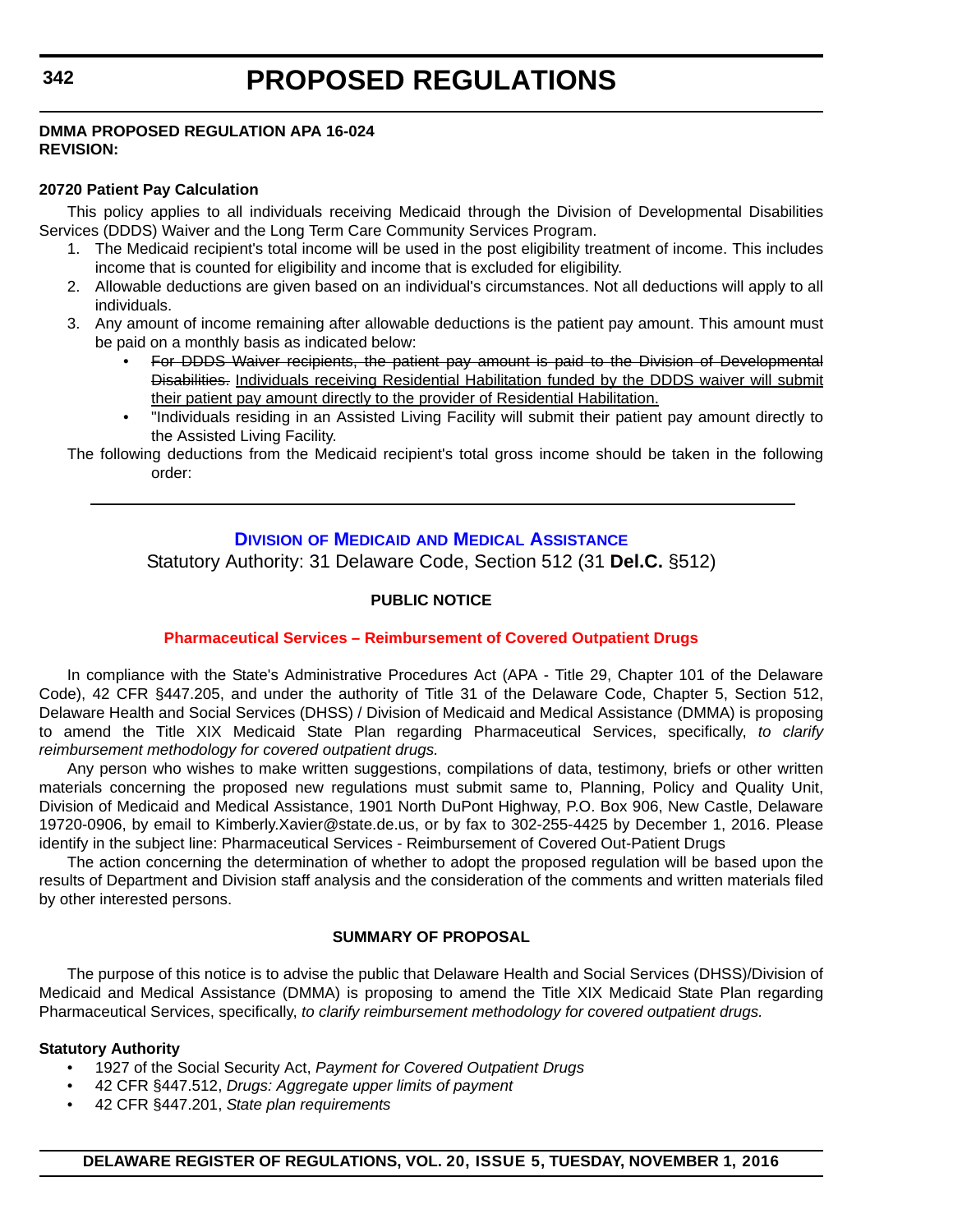**DMMA PROPOSED REGULATION APA 16-024**
**REVISION:**

**20720 Patient Pay Calculation**

This policy applies to all individuals receiving Medicaid through the Division of Developmental Disabilities Services (DDDS) Waiver and the Long Term Care Community Services Program.

1. The Medicaid recipient's total income will be used in the post eligibility treatment of income. This includes income that is counted for eligibility and income that is excluded for eligibility.
2. Allowable deductions are given based on an individual's circumstances. Not all deductions will apply to all individuals.
3. Any amount of income remaining after allowable deductions is the patient pay amount. This amount must be paid on a monthly basis as indicated below:
   - ~~For DDDS Waiver recipients, the patient pay amount is paid to the Division of Developmental Disabilities.~~ <u>Individuals receiving Residential Habilitation funded by the DDDS waiver will submit their patient pay amount directly to the provider of Residential Habilitation.</u>
   - "Individuals residing in an Assisted Living Facility will submit their patient pay amount directly to the Assisted Living Facility.

The following deductions from the Medicaid recipient's total gross income should be taken in the following order:

---

## Division of Medicaid and Medical Assistance

Statutory Authority: 31 Delaware Code, Section 512 (31 **Del.C.** §512)

**PUBLIC NOTICE**

**Pharmaceutical Services – Reimbursement of Covered Outpatient Drugs**

In compliance with the State's Administrative Procedures Act (APA - Title 29, Chapter 101 of the Delaware Code), 42 CFR §447.205, and under the authority of Title 31 of the Delaware Code, Chapter 5, Section 512, Delaware Health and Social Services (DHSS) / Division of Medicaid and Medical Assistance (DMMA) is proposing to amend the Title XIX Medicaid State Plan regarding Pharmaceutical Services, specifically, *to clarify reimbursement methodology for covered outpatient drugs.*

Any person who wishes to make written suggestions, compilations of data, testimony, briefs or other written materials concerning the proposed new regulations must submit same to, Planning, Policy and Quality Unit, Division of Medicaid and Medical Assistance, 1901 North DuPont Highway, P.O. Box 906, New Castle, Delaware 19720-0906, by email to Kimberly.Xavier@state.de.us, or by fax to 302-255-4425 by December 1, 2016. Please identify in the subject line: Pharmaceutical Services - Reimbursement of Covered Out-Patient Drugs

The action concerning the determination of whether to adopt the proposed regulation will be based upon the results of Department and Division staff analysis and the consideration of the comments and written materials filed by other interested persons.

**SUMMARY OF PROPOSAL**

The purpose of this notice is to advise the public that Delaware Health and Social Services (DHSS)/Division of Medicaid and Medical Assistance (DMMA) is proposing to amend the Title XIX Medicaid State Plan regarding Pharmaceutical Services, specifically, *to clarify reimbursement methodology for covered outpatient drugs.*

**Statutory Authority**

- 1927 of the Social Security Act, *Payment for Covered Outpatient Drugs*
- 42 CFR §447.512, *Drugs: Aggregate upper limits of payment*
- 42 CFR §447.201, *State plan requirements*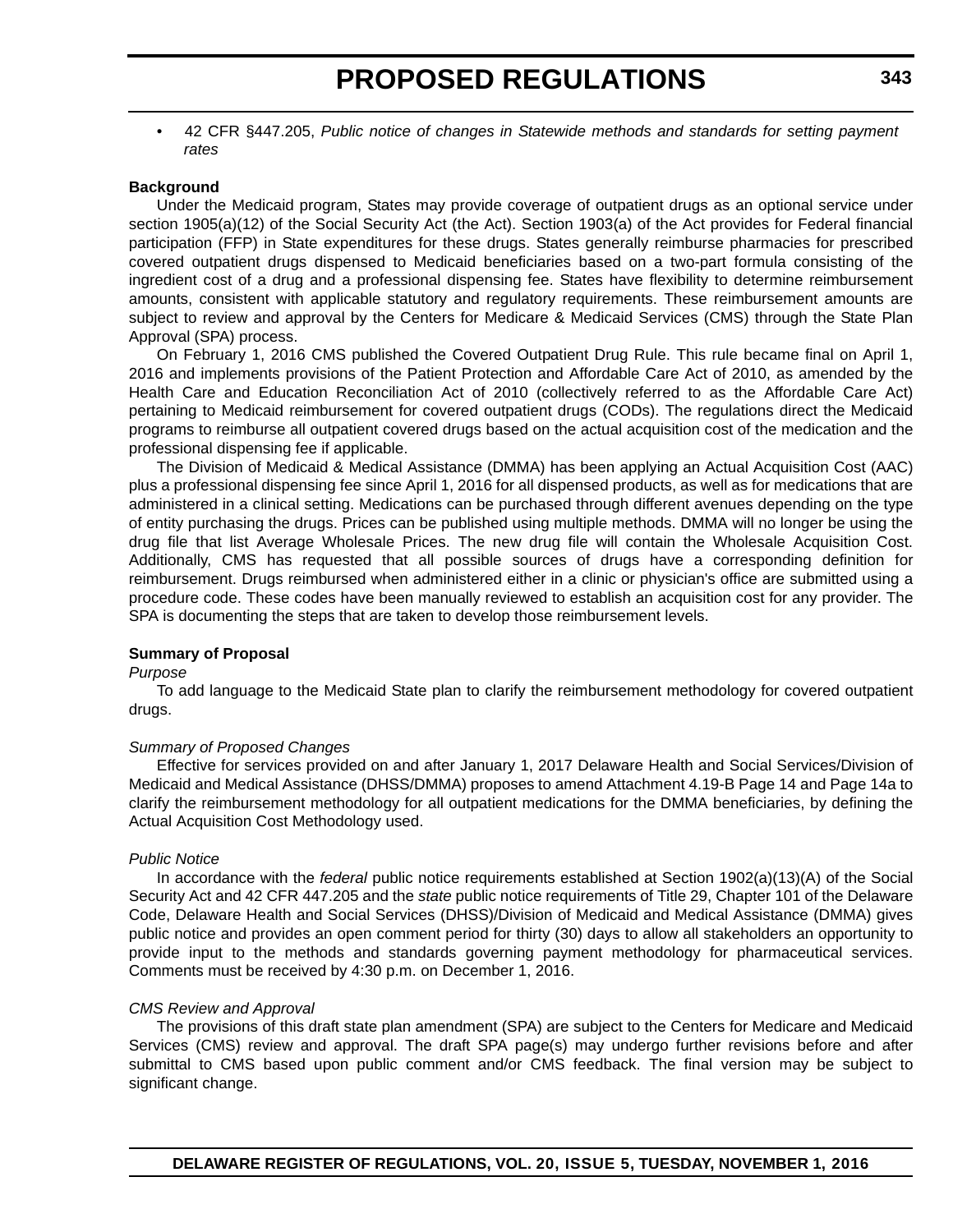- 42 CFR §447.205, *Public notice of changes in Statewide methods and standards for setting payment rates*

**Background**

Under the Medicaid program, States may provide coverage of outpatient drugs as an optional service under section 1905(a)(12) of the Social Security Act (the Act). Section 1903(a) of the Act provides for Federal financial participation (FFP) in State expenditures for these drugs. States generally reimburse pharmacies for prescribed covered outpatient drugs dispensed to Medicaid beneficiaries based on a two-part formula consisting of the ingredient cost of a drug and a professional dispensing fee. States have flexibility to determine reimbursement amounts, consistent with applicable statutory and regulatory requirements. These reimbursement amounts are subject to review and approval by the Centers for Medicare & Medicaid Services (CMS) through the State Plan Approval (SPA) process.

On February 1, 2016 CMS published the Covered Outpatient Drug Rule. This rule became final on April 1, 2016 and implements provisions of the Patient Protection and Affordable Care Act of 2010, as amended by the Health Care and Education Reconciliation Act of 2010 (collectively referred to as the Affordable Care Act) pertaining to Medicaid reimbursement for covered outpatient drugs (CODs). The regulations direct the Medicaid programs to reimburse all outpatient covered drugs based on the actual acquisition cost of the medication and the professional dispensing fee if applicable.

The Division of Medicaid & Medical Assistance (DMMA) has been applying an Actual Acquisition Cost (AAC) plus a professional dispensing fee since April 1, 2016 for all dispensed products, as well as for medications that are administered in a clinical setting. Medications can be purchased through different avenues depending on the type of entity purchasing the drugs. Prices can be published using multiple methods. DMMA will no longer be using the drug file that list Average Wholesale Prices. The new drug file will contain the Wholesale Acquisition Cost. Additionally, CMS has requested that all possible sources of drugs have a corresponding definition for reimbursement. Drugs reimbursed when administered either in a clinic or physician's office are submitted using a procedure code. These codes have been manually reviewed to establish an acquisition cost for any provider. The SPA is documenting the steps that are taken to develop those reimbursement levels.

**Summary of Proposal**

*Purpose*

To add language to the Medicaid State plan to clarify the reimbursement methodology for covered outpatient drugs.

*Summary of Proposed Changes*

Effective for services provided on and after January 1, 2017 Delaware Health and Social Services/Division of Medicaid and Medical Assistance (DHSS/DMMA) proposes to amend Attachment 4.19-B Page 14 and Page 14a to clarify the reimbursement methodology for all outpatient medications for the DMMA beneficiaries, by defining the Actual Acquisition Cost Methodology used.

*Public Notice*

In accordance with the *federal* public notice requirements established at Section 1902(a)(13)(A) of the Social Security Act and 42 CFR 447.205 and the *state* public notice requirements of Title 29, Chapter 101 of the Delaware Code, Delaware Health and Social Services (DHSS)/Division of Medicaid and Medical Assistance (DMMA) gives public notice and provides an open comment period for thirty (30) days to allow all stakeholders an opportunity to provide input to the methods and standards governing payment methodology for pharmaceutical services. Comments must be received by 4:30 p.m. on December 1, 2016.

*CMS Review and Approval*

The provisions of this draft state plan amendment (SPA) are subject to the Centers for Medicare and Medicaid Services (CMS) review and approval. The draft SPA page(s) may undergo further revisions before and after submittal to CMS based upon public comment and/or CMS feedback. The final version may be subject to significant change.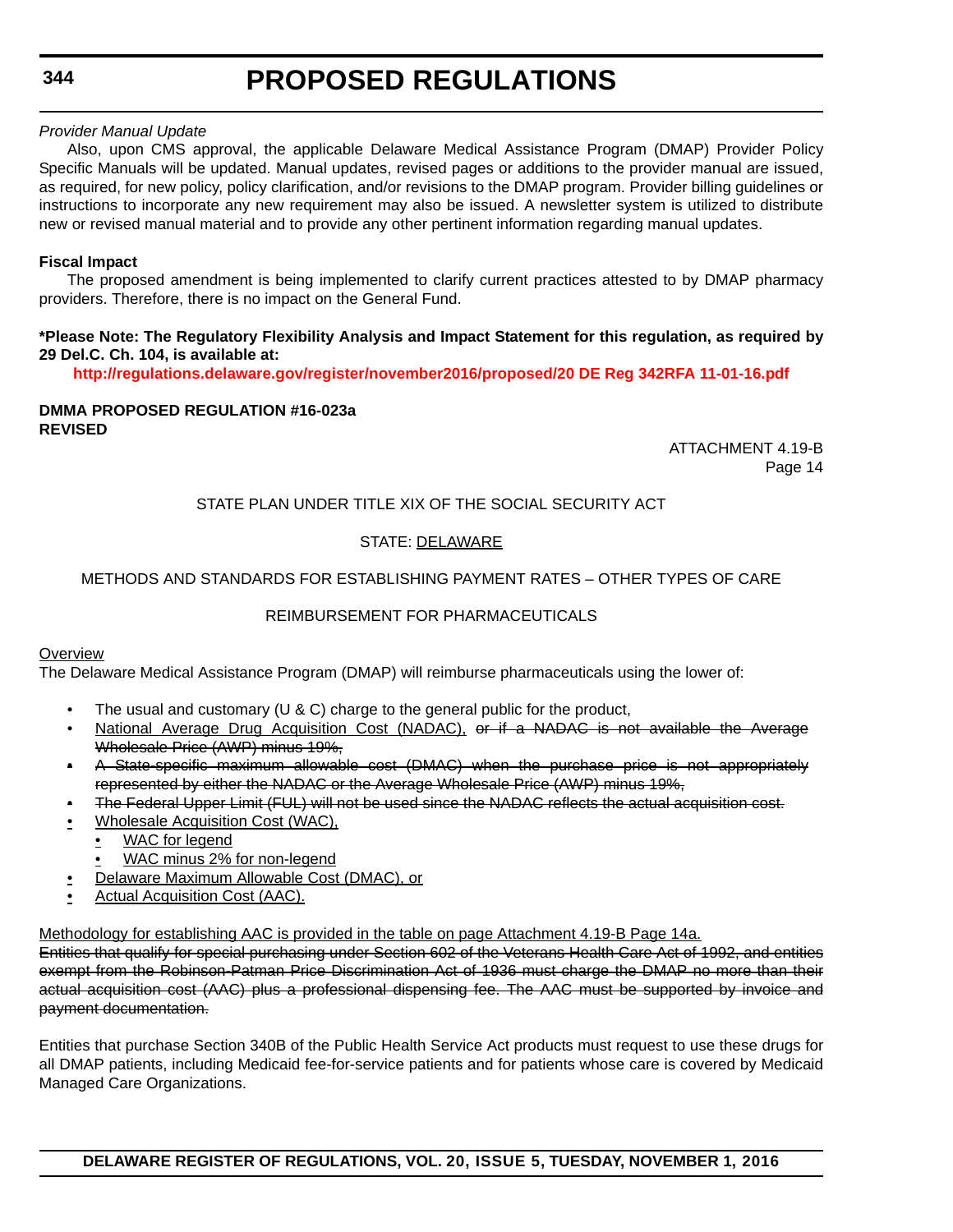*Provider Manual Update*

Also, upon CMS approval, the applicable Delaware Medical Assistance Program (DMAP) Provider Policy Specific Manuals will be updated. Manual updates, revised pages or additions to the provider manual are issued, as required, for new policy, policy clarification, and/or revisions to the DMAP program. Provider billing guidelines or instructions to incorporate any new requirement may also be issued. A newsletter system is utilized to distribute new or revised manual material and to provide any other pertinent information regarding manual updates.

**Fiscal Impact**

The proposed amendment is being implemented to clarify current practices attested to by DMAP pharmacy providers. Therefore, there is no impact on the General Fund.

**\*Please Note: The Regulatory Flexibility Analysis and Impact Statement for this regulation, as required by 29 Del.C. Ch. 104, is available at:**

**http://regulations.delaware.gov/register/november2016/proposed/20 DE Reg 342RFA 11-01-16.pdf**

**DMMA PROPOSED REGULATION #16-023a**
**REVISED**

ATTACHMENT 4.19-B
Page 14

STATE PLAN UNDER TITLE XIX OF THE SOCIAL SECURITY ACT

STATE: <u>DELAWARE</u>

METHODS AND STANDARDS FOR ESTABLISHING PAYMENT RATES – OTHER TYPES OF CARE

REIMBURSEMENT FOR PHARMACEUTICALS

<u>Overview</u>

The Delaware Medical Assistance Program (DMAP) will reimburse pharmaceuticals using the lower of:

- The usual and customary (U & C) charge to the general public for the product,
- <u>National Average Drug Acquisition Cost (NADAC),</u> ~~or if a NADAC is not available the Average Wholesale Price (AWP) minus 19%,~~
- ~~A State-specific maximum allowable cost (DMAC) when the purchase price is not appropriately represented by either the NADAC or the Average Wholesale Price (AWP) minus 19%,~~
- ~~The Federal Upper Limit (FUL) will not be used since the NADAC reflects the actual acquisition cost.~~
- <u>Wholesale Acquisition Cost (WAC),</u>
  - <u>WAC for legend</u>
  - <u>WAC minus 2% for non-legend</u>
- <u>Delaware Maximum Allowable Cost (DMAC), or</u>
- <u>Actual Acquisition Cost (AAC).</u>

<u>Methodology for establishing AAC is provided in the table on page Attachment 4.19-B Page 14a.</u>

~~Entities that qualify for special purchasing under Section 602 of the Veterans Health Care Act of 1992, and entities exempt from the Robinson-Patman Price Discrimination Act of 1936 must charge the DMAP no more than their actual acquisition cost (AAC) plus a professional dispensing fee. The AAC must be supported by invoice and payment documentation.~~

Entities that purchase Section 340B of the Public Health Service Act products must request to use these drugs for all DMAP patients, including Medicaid fee-for-service patients and for patients whose care is covered by Medicaid Managed Care Organizations.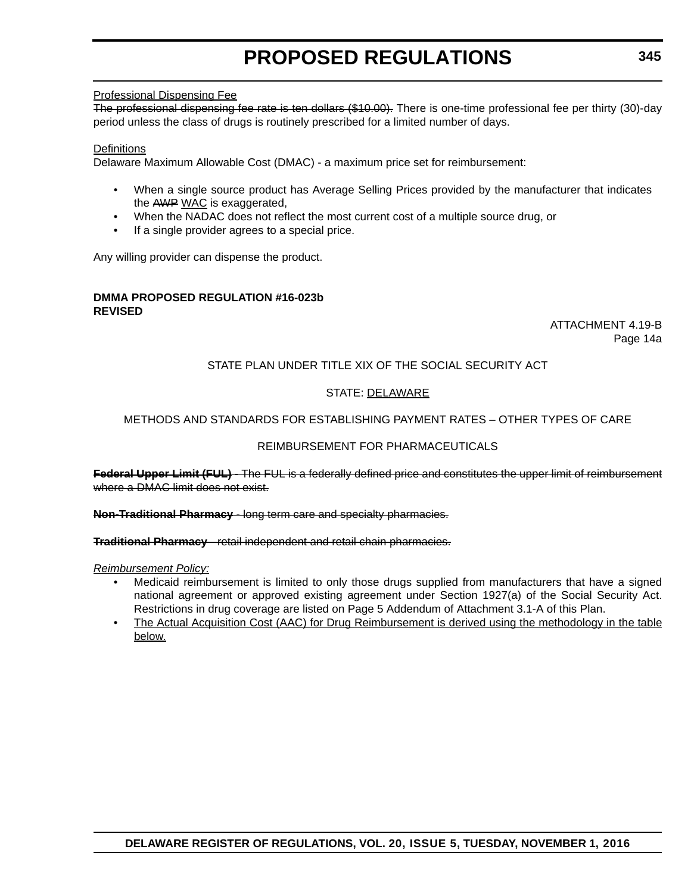Professional Dispensing Fee

~~The professional dispensing fee rate is ten dollars ($10.00).~~ There is one-time professional fee per thirty (30)-day period unless the class of drugs is routinely prescribed for a limited number of days.

Definitions

Delaware Maximum Allowable Cost (DMAC) - a maximum price set for reimbursement:

- When a single source product has Average Selling Prices provided by the manufacturer that indicates the ~~AWP~~ WAC is exaggerated,
- When the NADAC does not reflect the most current cost of a multiple source drug, or
- If a single provider agrees to a special price.

Any willing provider can dispense the product.

**DMMA PROPOSED REGULATION #16-023b**
**REVISED**

ATTACHMENT 4.19-B
Page 14a

STATE PLAN UNDER TITLE XIX OF THE SOCIAL SECURITY ACT

STATE: DELAWARE

METHODS AND STANDARDS FOR ESTABLISHING PAYMENT RATES – OTHER TYPES OF CARE

REIMBURSEMENT FOR PHARMACEUTICALS

~~**Federal Upper Limit (FUL)** - The FUL is a federally defined price and constitutes the upper limit of reimbursement where a DMAC limit does not exist.~~

~~**Non-Traditional Pharmacy** - long term care and specialty pharmacies.~~

~~**Traditional Pharmacy** - retail independent and retail chain pharmacies.~~

*Reimbursement Policy:*

- Medicaid reimbursement is limited to only those drugs supplied from manufacturers that have a signed national agreement or approved existing agreement under Section 1927(a) of the Social Security Act. Restrictions in drug coverage are listed on Page 5 Addendum of Attachment 3.1-A of this Plan.
- The Actual Acquisition Cost (AAC) for Drug Reimbursement is derived using the methodology in the table below.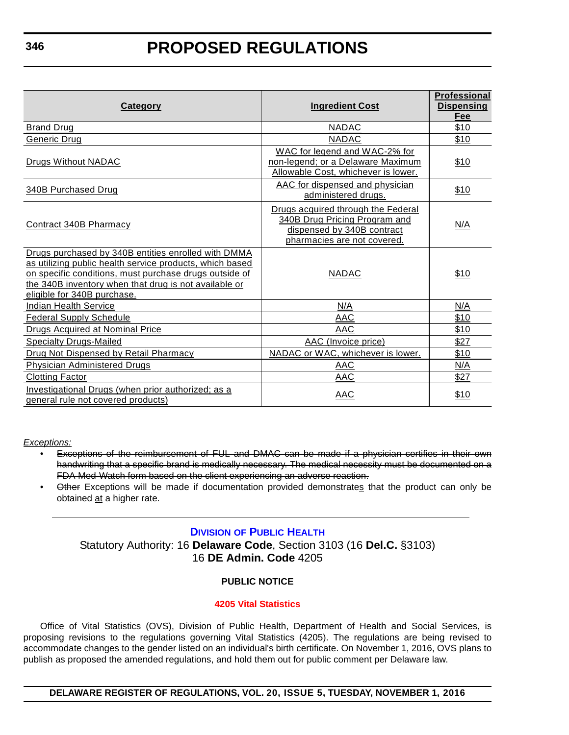# PROPOSED REGULATIONS

| Category | Ingredient Cost | Professional Dispensing Fee |
|---|---|---|
| Brand Drug | NADAC | $10 |
| Generic Drug | NADAC | $10 |
| Drugs Without NADAC | WAC for legend and WAC-2% for non-legend; or a Delaware Maximum Allowable Cost, whichever is lower. | $10 |
| 340B Purchased Drug | AAC for dispensed and physician administered drugs. | $10 |
| Contract 340B Pharmacy | Drugs acquired through the Federal 340B Drug Pricing Program and dispensed by 340B contract pharmacies are not covered. | N/A |
| Drugs purchased by 340B entities enrolled with DMMA as utilizing public health service products, which based on specific conditions, must purchase drugs outside of the 340B inventory when that drug is not available or eligible for 340B purchase. | NADAC | $10 |
| Indian Health Service | N/A | N/A |
| Federal Supply Schedule | AAC | $10 |
| Drugs Acquired at Nominal Price | AAC | $10 |
| Specialty Drugs-Mailed | AAC (Invoice price) | $27 |
| Drug Not Dispensed by Retail Pharmacy | NADAC or WAC, whichever is lower. | $10 |
| Physician Administered Drugs | AAC | N/A |
| Clotting Factor | AAC | $27 |
| Investigational Drugs (when prior authorized; as a general rule not covered products) | AAC | $10 |

*Exceptions:*

- ~~Exceptions of the reimbursement of FUL and DMAC can be made if a physician certifies in their own handwriting that a specific brand is medically necessary. The medical necessity must be documented on a FDA Med-Watch form based on the client experiencing an adverse reaction.~~
- ~~Other~~ Exceptions will be made if documentation provided demonstrates that the product can only be obtained at a higher rate.

---

## DIVISION OF PUBLIC HEALTH

Statutory Authority: 16 **Delaware Code**, Section 3103 (16 **Del.C.** §3103)
16 **DE Admin. Code** 4205

**PUBLIC NOTICE**

**4205 Vital Statistics**

Office of Vital Statistics (OVS), Division of Public Health, Department of Health and Social Services, is proposing revisions to the regulations governing Vital Statistics (4205). The regulations are being revised to accommodate changes to the gender listed on an individual's birth certificate. On November 1, 2016, OVS plans to publish as proposed the amended regulations, and hold them out for public comment per Delaware law.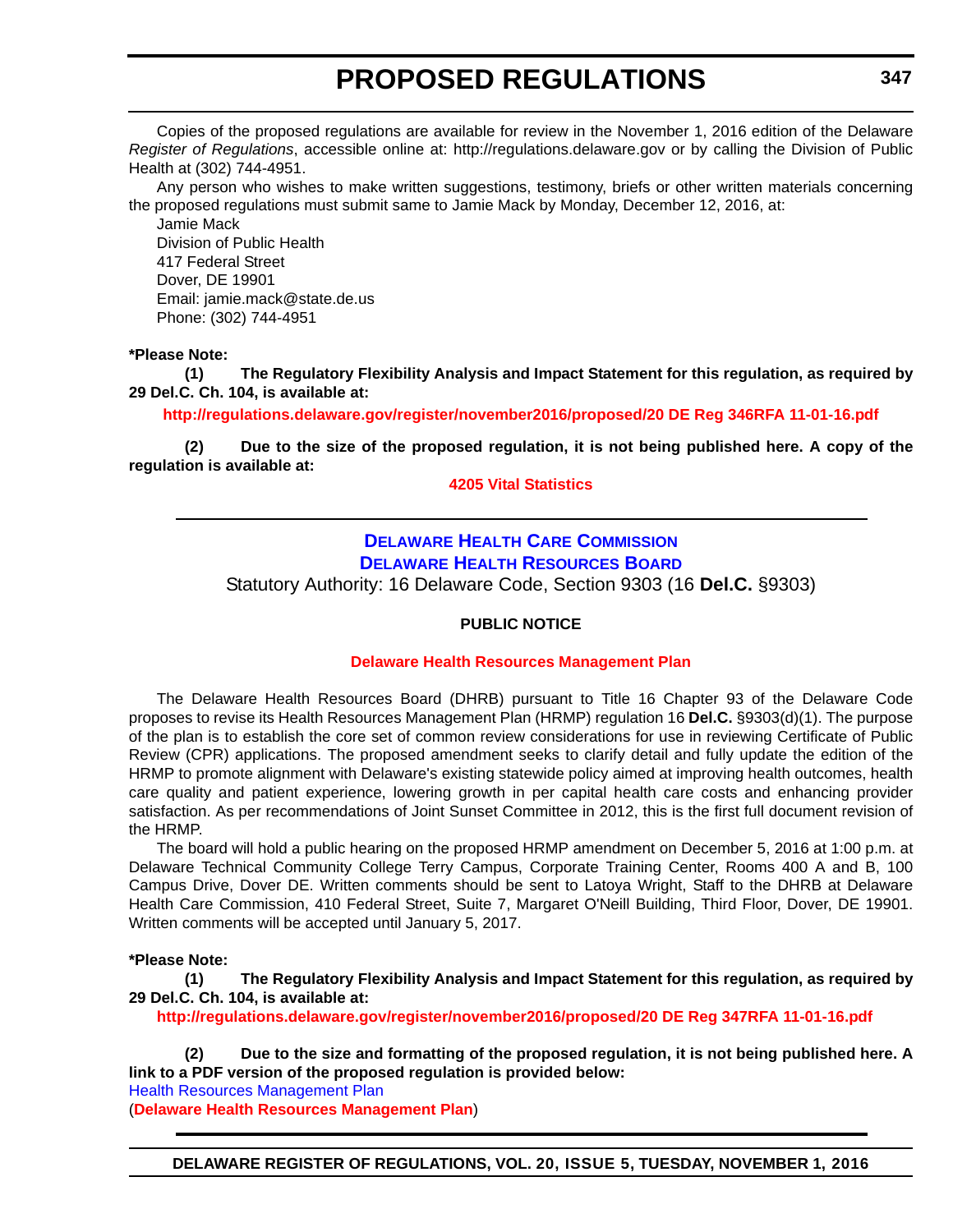Copies of the proposed regulations are available for review in the November 1, 2016 edition of the Delaware *Register of Regulations*, accessible online at: http://regulations.delaware.gov or by calling the Division of Public Health at (302) 744-4951.

Any person who wishes to make written suggestions, testimony, briefs or other written materials concerning the proposed regulations must submit same to Jamie Mack by Monday, December 12, 2016, at:

Jamie Mack
Division of Public Health
417 Federal Street
Dover, DE 19901
Email: jamie.mack@state.de.us
Phone: (302) 744-4951

**\*Please Note:**

**(1) The Regulatory Flexibility Analysis and Impact Statement for this regulation, as required by 29 Del.C. Ch. 104, is available at:**

**http://regulations.delaware.gov/register/november2016/proposed/20 DE Reg 346RFA 11-01-16.pdf**

**(2) Due to the size of the proposed regulation, it is not being published here. A copy of the regulation is available at:**

**4205 Vital Statistics**

---

## DELAWARE HEALTH CARE COMMISSION
## DELAWARE HEALTH RESOURCES BOARD

Statutory Authority: 16 Delaware Code, Section 9303 (16 **Del.C.** §9303)

**PUBLIC NOTICE**

**Delaware Health Resources Management Plan**

The Delaware Health Resources Board (DHRB) pursuant to Title 16 Chapter 93 of the Delaware Code proposes to revise its Health Resources Management Plan (HRMP) regulation 16 **Del.C.** §9303(d)(1). The purpose of the plan is to establish the core set of common review considerations for use in reviewing Certificate of Public Review (CPR) applications. The proposed amendment seeks to clarify detail and fully update the edition of the HRMP to promote alignment with Delaware's existing statewide policy aimed at improving health outcomes, health care quality and patient experience, lowering growth in per capital health care costs and enhancing provider satisfaction. As per recommendations of Joint Sunset Committee in 2012, this is the first full document revision of the HRMP.

The board will hold a public hearing on the proposed HRMP amendment on December 5, 2016 at 1:00 p.m. at Delaware Technical Community College Terry Campus, Corporate Training Center, Rooms 400 A and B, 100 Campus Drive, Dover DE. Written comments should be sent to Latoya Wright, Staff to the DHRB at Delaware Health Care Commission, 410 Federal Street, Suite 7, Margaret O'Neill Building, Third Floor, Dover, DE 19901. Written comments will be accepted until January 5, 2017.

**\*Please Note:**

**(1) The Regulatory Flexibility Analysis and Impact Statement for this regulation, as required by 29 Del.C. Ch. 104, is available at:**

**http://regulations.delaware.gov/register/november2016/proposed/20 DE Reg 347RFA 11-01-16.pdf**

**(2) Due to the size and formatting of the proposed regulation, it is not being published here. A link to a PDF version of the proposed regulation is provided below:**

Health Resources Management Plan
(**Delaware Health Resources Management Plan**)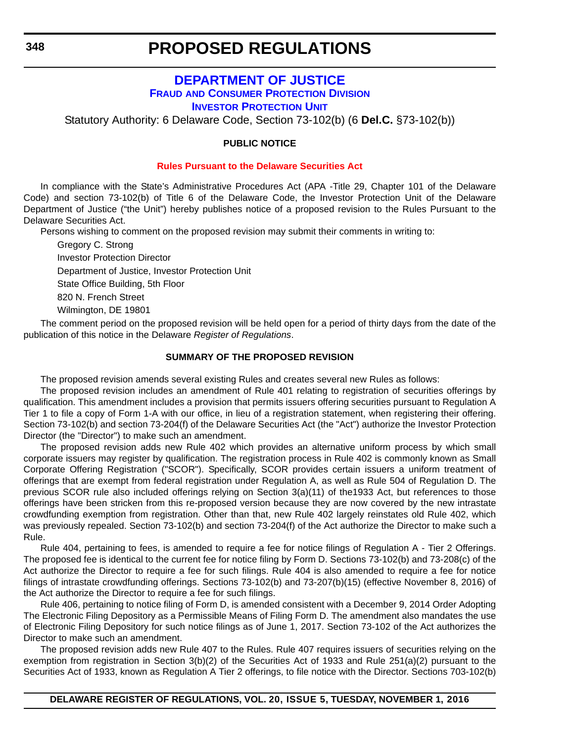# PROPOSED REGULATIONS

## DEPARTMENT OF JUSTICE

### FRAUD AND CONSUMER PROTECTION DIVISION

### INVESTOR PROTECTION UNIT

Statutory Authority: 6 Delaware Code, Section 73-102(b) (6 **Del.C.** §73-102(b))

**PUBLIC NOTICE**

**Rules Pursuant to the Delaware Securities Act**

In compliance with the State's Administrative Procedures Act (APA -Title 29, Chapter 101 of the Delaware Code) and section 73-102(b) of Title 6 of the Delaware Code, the Investor Protection Unit of the Delaware Department of Justice ("the Unit") hereby publishes notice of a proposed revision to the Rules Pursuant to the Delaware Securities Act.

Persons wishing to comment on the proposed revision may submit their comments in writing to:

Gregory C. Strong

Investor Protection Director

Department of Justice, Investor Protection Unit

State Office Building, 5th Floor

820 N. French Street

Wilmington, DE 19801

The comment period on the proposed revision will be held open for a period of thirty days from the date of the publication of this notice in the Delaware *Register of Regulations*.

**SUMMARY OF THE PROPOSED REVISION**

The proposed revision amends several existing Rules and creates several new Rules as follows:

The proposed revision includes an amendment of Rule 401 relating to registration of securities offerings by qualification. This amendment includes a provision that permits issuers offering securities pursuant to Regulation A Tier 1 to file a copy of Form 1-A with our office, in lieu of a registration statement, when registering their offering. Section 73-102(b) and section 73-204(f) of the Delaware Securities Act (the "Act") authorize the Investor Protection Director (the "Director") to make such an amendment.

The proposed revision adds new Rule 402 which provides an alternative uniform process by which small corporate issuers may register by qualification. The registration process in Rule 402 is commonly known as Small Corporate Offering Registration ("SCOR"). Specifically, SCOR provides certain issuers a uniform treatment of offerings that are exempt from federal registration under Regulation A, as well as Rule 504 of Regulation D. The previous SCOR rule also included offerings relying on Section 3(a)(11) of the1933 Act, but references to those offerings have been stricken from this re-proposed version because they are now covered by the new intrastate crowdfunding exemption from registration. Other than that, new Rule 402 largely reinstates old Rule 402, which was previously repealed. Section 73-102(b) and section 73-204(f) of the Act authorize the Director to make such a Rule.

Rule 404, pertaining to fees, is amended to require a fee for notice filings of Regulation A - Tier 2 Offerings. The proposed fee is identical to the current fee for notice filing by Form D. Sections 73-102(b) and 73-208(c) of the Act authorize the Director to require a fee for such filings. Rule 404 is also amended to require a fee for notice filings of intrastate crowdfunding offerings. Sections 73-102(b) and 73-207(b)(15) (effective November 8, 2016) of the Act authorize the Director to require a fee for such filings.

Rule 406, pertaining to notice filing of Form D, is amended consistent with a December 9, 2014 Order Adopting The Electronic Filing Depository as a Permissible Means of Filing Form D. The amendment also mandates the use of Electronic Filing Depository for such notice filings as of June 1, 2017. Section 73-102 of the Act authorizes the Director to make such an amendment.

The proposed revision adds new Rule 407 to the Rules. Rule 407 requires issuers of securities relying on the exemption from registration in Section 3(b)(2) of the Securities Act of 1933 and Rule 251(a)(2) pursuant to the Securities Act of 1933, known as Regulation A Tier 2 offerings, to file notice with the Director. Sections 703-102(b)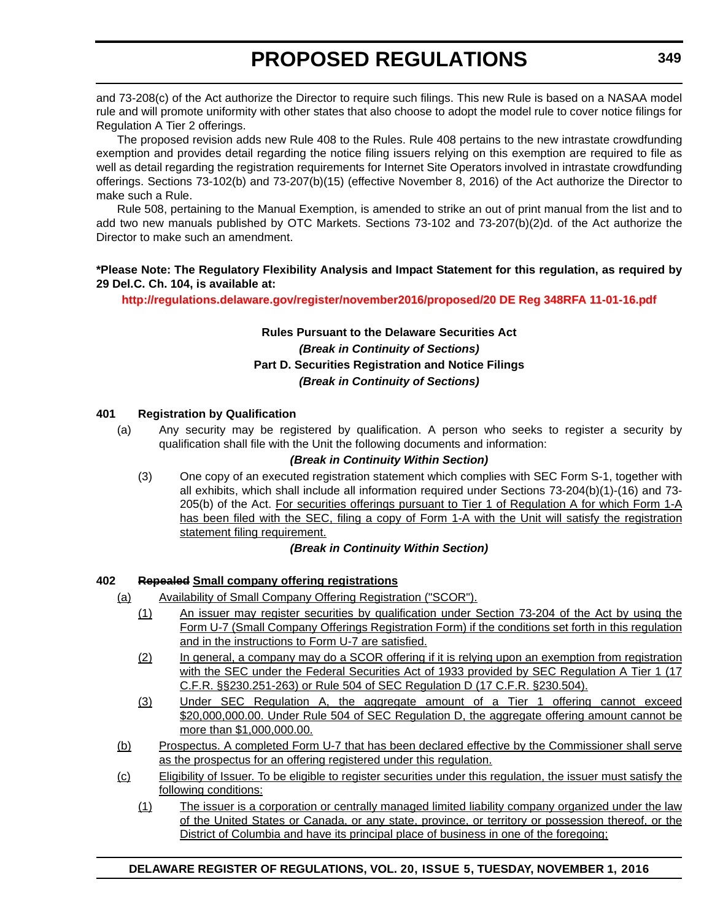and 73-208(c) of the Act authorize the Director to require such filings. This new Rule is based on a NASAA model rule and will promote uniformity with other states that also choose to adopt the model rule to cover notice filings for Regulation A Tier 2 offerings.

The proposed revision adds new Rule 408 to the Rules. Rule 408 pertains to the new intrastate crowdfunding exemption and provides detail regarding the notice filing issuers relying on this exemption are required to file as well as detail regarding the registration requirements for Internet Site Operators involved in intrastate crowdfunding offerings. Sections 73-102(b) and 73-207(b)(15) (effective November 8, 2016) of the Act authorize the Director to make such a Rule.

Rule 508, pertaining to the Manual Exemption, is amended to strike an out of print manual from the list and to add two new manuals published by OTC Markets. Sections 73-102 and 73-207(b)(2)d. of the Act authorize the Director to make such an amendment.

**\*Please Note: The Regulatory Flexibility Analysis and Impact Statement for this regulation, as required by 29 Del.C. Ch. 104, is available at:**

**http://regulations.delaware.gov/register/november2016/proposed/20 DE Reg 348RFA 11-01-16.pdf**

**Rules Pursuant to the Delaware Securities Act**

***(Break in Continuity of Sections)***

**Part D. Securities Registration and Notice Filings**

***(Break in Continuity of Sections)***

**401 Registration by Qualification**

(a) Any security may be registered by qualification. A person who seeks to register a security by qualification shall file with the Unit the following documents and information:

***(Break in Continuity Within Section)***

(3) One copy of an executed registration statement which complies with SEC Form S-1, together with all exhibits, which shall include all information required under Sections 73-204(b)(1)-(16) and 73-205(b) of the Act. <u>For securities offerings pursuant to Tier 1 of Regulation A for which Form 1-A has been filed with the SEC, filing a copy of Form 1-A with the Unit will satisfy the registration statement filing requirement.</u>

***(Break in Continuity Within Section)***

**402 ~~Repealed~~ <u>Small company offering registrations</u>**

<u>(a) Availability of Small Company Offering Registration ("SCOR").</u>

<u>(1) An issuer may register securities by qualification under Section 73-204 of the Act by using the Form U-7 (Small Company Offerings Registration Form) if the conditions set forth in this regulation and in the instructions to Form U-7 are satisfied.</u>

<u>(2) In general, a company may do a SCOR offering if it is relying upon an exemption from registration with the SEC under the Federal Securities Act of 1933 provided by SEC Regulation A Tier 1 (17 C.F.R. §§230.251-263) or Rule 504 of SEC Regulation D (17 C.F.R. §230.504).</u>

<u>(3) Under SEC Regulation A, the aggregate amount of a Tier 1 offering cannot exceed $20,000,000.00. Under Rule 504 of SEC Regulation D, the aggregate offering amount cannot be more than $1,000,000.00.</u>

<u>(b) Prospectus. A completed Form U-7 that has been declared effective by the Commissioner shall serve as the prospectus for an offering registered under this regulation.</u>

<u>(c) Eligibility of Issuer. To be eligible to register securities under this regulation, the issuer must satisfy the following conditions:</u>

<u>(1) The issuer is a corporation or centrally managed limited liability company organized under the law of the United States or Canada, or any state, province, or territory or possession thereof, or the District of Columbia and have its principal place of business in one of the foregoing;</u>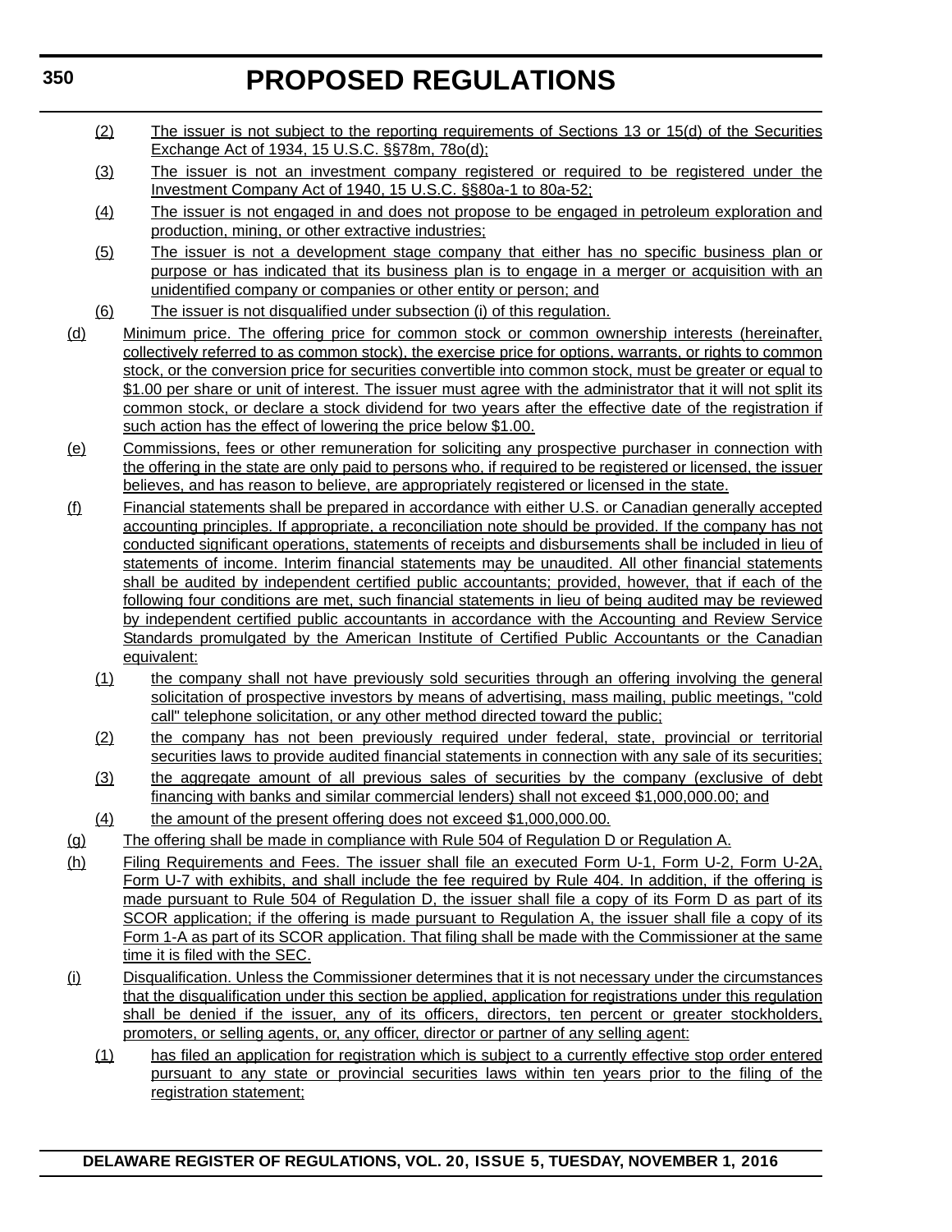(2) The issuer is not subject to the reporting requirements of Sections 13 or 15(d) of the Securities Exchange Act of 1934, 15 U.S.C. §§78m, 78o(d);

(3) The issuer is not an investment company registered or required to be registered under the Investment Company Act of 1940, 15 U.S.C. §§80a-1 to 80a-52;

(4) The issuer is not engaged in and does not propose to be engaged in petroleum exploration and production, mining, or other extractive industries;

(5) The issuer is not a development stage company that either has no specific business plan or purpose or has indicated that its business plan is to engage in a merger or acquisition with an unidentified company or companies or other entity or person; and

(6) The issuer is not disqualified under subsection (i) of this regulation.

(d) Minimum price. The offering price for common stock or common ownership interests (hereinafter, collectively referred to as common stock), the exercise price for options, warrants, or rights to common stock, or the conversion price for securities convertible into common stock, must be greater or equal to $1.00 per share or unit of interest. The issuer must agree with the administrator that it will not split its common stock, or declare a stock dividend for two years after the effective date of the registration if such action has the effect of lowering the price below $1.00.

(e) Commissions, fees or other remuneration for soliciting any prospective purchaser in connection with the offering in the state are only paid to persons who, if required to be registered or licensed, the issuer believes, and has reason to believe, are appropriately registered or licensed in the state.

(f) Financial statements shall be prepared in accordance with either U.S. or Canadian generally accepted accounting principles. If appropriate, a reconciliation note should be provided. If the company has not conducted significant operations, statements of receipts and disbursements shall be included in lieu of statements of income. Interim financial statements may be unaudited. All other financial statements shall be audited by independent certified public accountants; provided, however, that if each of the following four conditions are met, such financial statements in lieu of being audited may be reviewed by independent certified public accountants in accordance with the Accounting and Review Service Standards promulgated by the American Institute of Certified Public Accountants or the Canadian equivalent:

(1) the company shall not have previously sold securities through an offering involving the general solicitation of prospective investors by means of advertising, mass mailing, public meetings, "cold call" telephone solicitation, or any other method directed toward the public;

(2) the company has not been previously required under federal, state, provincial or territorial securities laws to provide audited financial statements in connection with any sale of its securities;

(3) the aggregate amount of all previous sales of securities by the company (exclusive of debt financing with banks and similar commercial lenders) shall not exceed $1,000,000.00; and

(4) the amount of the present offering does not exceed $1,000,000.00.

(g) The offering shall be made in compliance with Rule 504 of Regulation D or Regulation A.

(h) Filing Requirements and Fees. The issuer shall file an executed Form U-1, Form U-2, Form U-2A, Form U-7 with exhibits, and shall include the fee required by Rule 404. In addition, if the offering is made pursuant to Rule 504 of Regulation D, the issuer shall file a copy of its Form D as part of its SCOR application; if the offering is made pursuant to Regulation A, the issuer shall file a copy of its Form 1-A as part of its SCOR application. That filing shall be made with the Commissioner at the same time it is filed with the SEC.

(i) Disqualification. Unless the Commissioner determines that it is not necessary under the circumstances that the disqualification under this section be applied, application for registrations under this regulation shall be denied if the issuer, any of its officers, directors, ten percent or greater stockholders, promoters, or selling agents, or, any officer, director or partner of any selling agent:

(1) has filed an application for registration which is subject to a currently effective stop order entered pursuant to any state or provincial securities laws within ten years prior to the filing of the registration statement;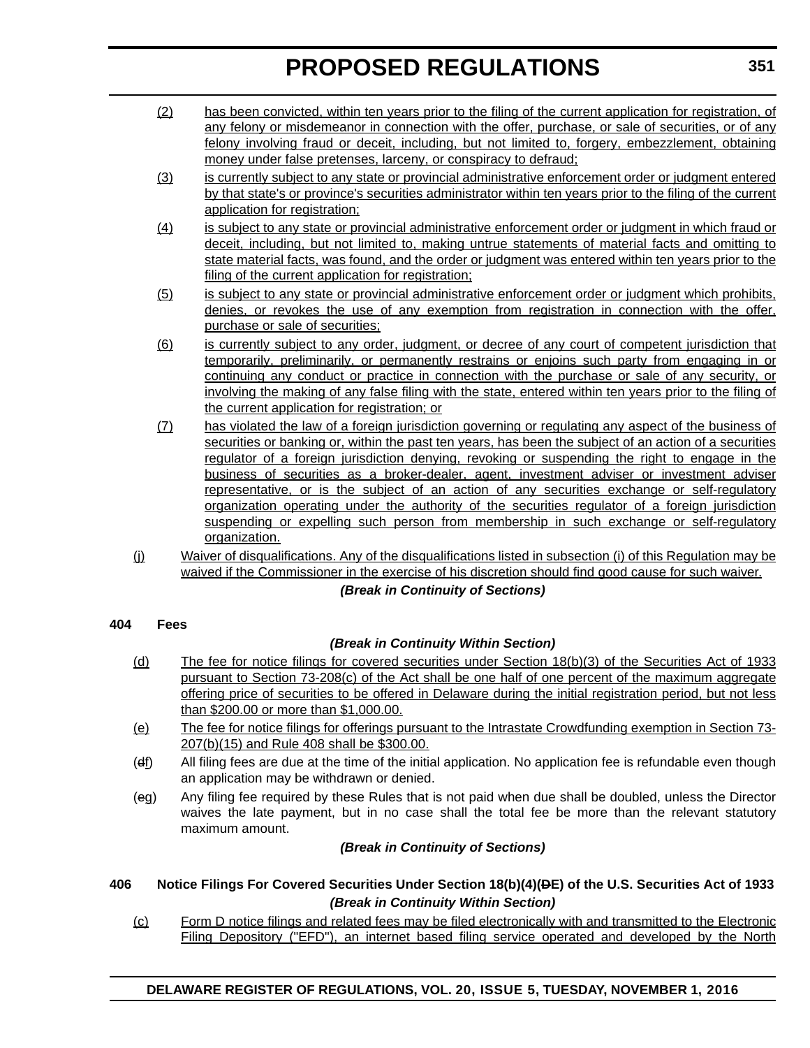(2) has been convicted, within ten years prior to the filing of the current application for registration, of any felony or misdemeanor in connection with the offer, purchase, or sale of securities, or of any felony involving fraud or deceit, including, but not limited to, forgery, embezzlement, obtaining money under false pretenses, larceny, or conspiracy to defraud;

(3) is currently subject to any state or provincial administrative enforcement order or judgment entered by that state's or province's securities administrator within ten years prior to the filing of the current application for registration;

(4) is subject to any state or provincial administrative enforcement order or judgment in which fraud or deceit, including, but not limited to, making untrue statements of material facts and omitting to state material facts, was found, and the order or judgment was entered within ten years prior to the filing of the current application for registration;

(5) is subject to any state or provincial administrative enforcement order or judgment which prohibits, denies, or revokes the use of any exemption from registration in connection with the offer, purchase or sale of securities;

(6) is currently subject to any order, judgment, or decree of any court of competent jurisdiction that temporarily, preliminarily, or permanently restrains or enjoins such party from engaging in or continuing any conduct or practice in connection with the purchase or sale of any security, or involving the making of any false filing with the state, entered within ten years prior to the filing of the current application for registration; or

(7) has violated the law of a foreign jurisdiction governing or regulating any aspect of the business of securities or banking or, within the past ten years, has been the subject of an action of a securities regulator of a foreign jurisdiction denying, revoking or suspending the right to engage in the business of securities as a broker-dealer, agent, investment adviser or investment adviser representative, or is the subject of an action of any securities exchange or self-regulatory organization operating under the authority of the securities regulator of a foreign jurisdiction suspending or expelling such person from membership in such exchange or self-regulatory organization.

(j) Waiver of disqualifications. Any of the disqualifications listed in subsection (i) of this Regulation may be waived if the Commissioner in the exercise of his discretion should find good cause for such waiver.

***(Break in Continuity of Sections)***

**404 Fees**

***(Break in Continuity Within Section)***

(d) The fee for notice filings for covered securities under Section 18(b)(3) of the Securities Act of 1933 pursuant to Section 73-208(c) of the Act shall be one half of one percent of the maximum aggregate offering price of securities to be offered in Delaware during the initial registration period, but not less than $200.00 or more than $1,000.00.

(e) The fee for notice filings for offerings pursuant to the Intrastate Crowdfunding exemption in Section 73-207(b)(15) and Rule 408 shall be $300.00.

(~~d~~f) All filing fees are due at the time of the initial application. No application fee is refundable even though an application may be withdrawn or denied.

(~~e~~g) Any filing fee required by these Rules that is not paid when due shall be doubled, unless the Director waives the late payment, but in no case shall the total fee be more than the relevant statutory maximum amount.

***(Break in Continuity of Sections)***

**406 Notice Filings For Covered Securities Under Section 18(b)(4)(~~D~~E) of the U.S. Securities Act of 1933**

***(Break in Continuity Within Section)***

(c) Form D notice filings and related fees may be filed electronically with and transmitted to the Electronic Filing Depository ("EFD"), an internet based filing service operated and developed by the North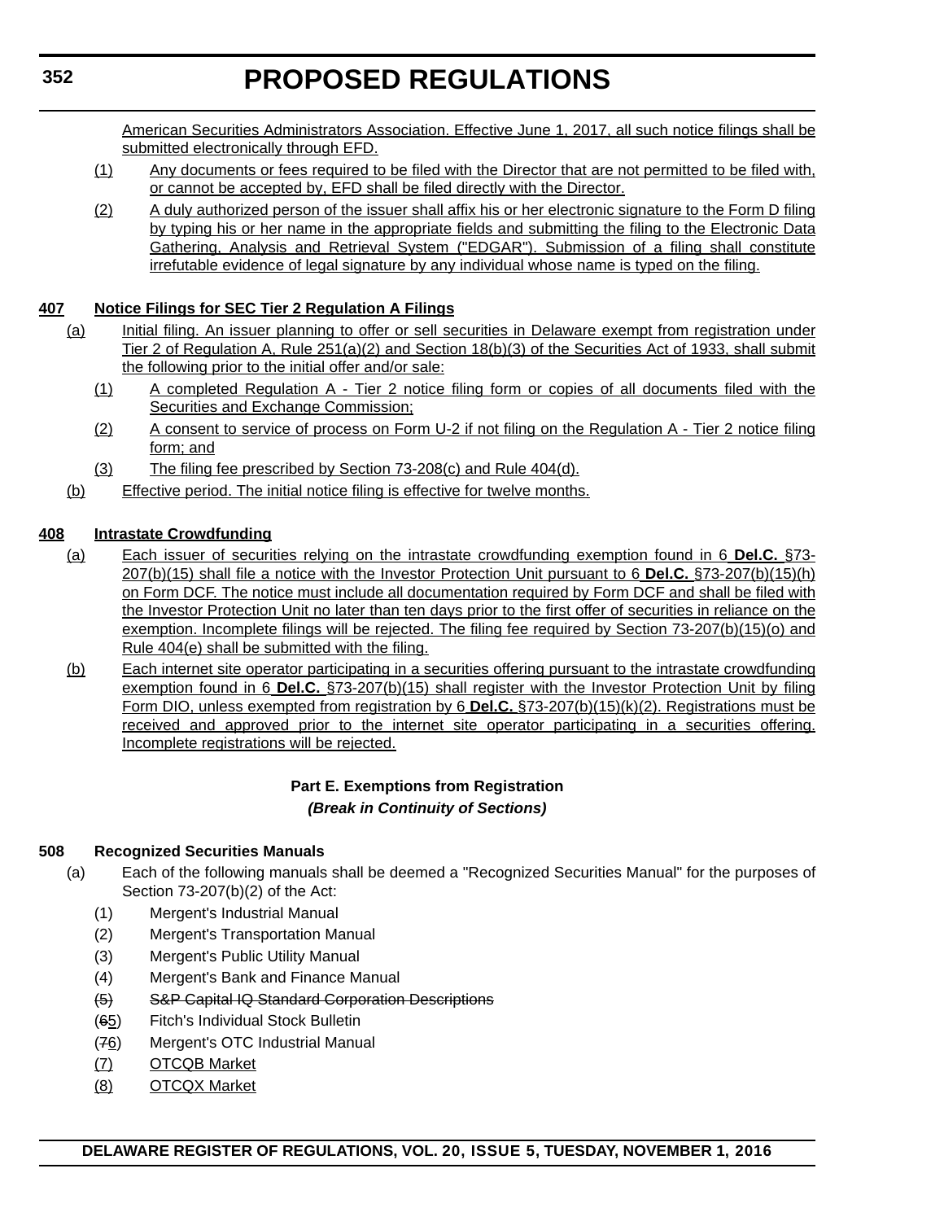American Securities Administrators Association. Effective June 1, 2017, all such notice filings shall be submitted electronically through EFD.

(1) Any documents or fees required to be filed with the Director that are not permitted to be filed with, or cannot be accepted by, EFD shall be filed directly with the Director.

(2) A duly authorized person of the issuer shall affix his or her electronic signature to the Form D filing by typing his or her name in the appropriate fields and submitting the filing to the Electronic Data Gathering, Analysis and Retrieval System ("EDGAR"). Submission of a filing shall constitute irrefutable evidence of legal signature by any individual whose name is typed on the filing.

**407 Notice Filings for SEC Tier 2 Regulation A Filings**

(a) Initial filing. An issuer planning to offer or sell securities in Delaware exempt from registration under Tier 2 of Regulation A, Rule 251(a)(2) and Section 18(b)(3) of the Securities Act of 1933, shall submit the following prior to the initial offer and/or sale:

(1) A completed Regulation A - Tier 2 notice filing form or copies of all documents filed with the Securities and Exchange Commission;

(2) A consent to service of process on Form U-2 if not filing on the Regulation A - Tier 2 notice filing form; and

(3) The filing fee prescribed by Section 73-208(c) and Rule 404(d).

(b) Effective period. The initial notice filing is effective for twelve months.

**408 Intrastate Crowdfunding**

(a) Each issuer of securities relying on the intrastate crowdfunding exemption found in 6 **Del.C.** §73-207(b)(15) shall file a notice with the Investor Protection Unit pursuant to 6 **Del.C.** §73-207(b)(15)(h) on Form DCF. The notice must include all documentation required by Form DCF and shall be filed with the Investor Protection Unit no later than ten days prior to the first offer of securities in reliance on the exemption. Incomplete filings will be rejected. The filing fee required by Section 73-207(b)(15)(o) and Rule 404(e) shall be submitted with the filing.

(b) Each internet site operator participating in a securities offering pursuant to the intrastate crowdfunding exemption found in 6 **Del.C.** §73-207(b)(15) shall register with the Investor Protection Unit by filing Form DIO, unless exempted from registration by 6 **Del.C.** §73-207(b)(15)(k)(2). Registrations must be received and approved prior to the internet site operator participating in a securities offering. Incomplete registrations will be rejected.

**Part E. Exemptions from Registration**

***(Break in Continuity of Sections)***

**508 Recognized Securities Manuals**

(a) Each of the following manuals shall be deemed a "Recognized Securities Manual" for the purposes of Section 73-207(b)(2) of the Act:

(1) Mergent's Industrial Manual

(2) Mergent's Transportation Manual

(3) Mergent's Public Utility Manual

(4) Mergent's Bank and Finance Manual

~~(5) S&P Capital IQ Standard Corporation Descriptions~~

(~~6~~5) Fitch's Individual Stock Bulletin

(~~7~~6) Mergent's OTC Industrial Manual

(7) OTCQB Market

(8) OTCQX Market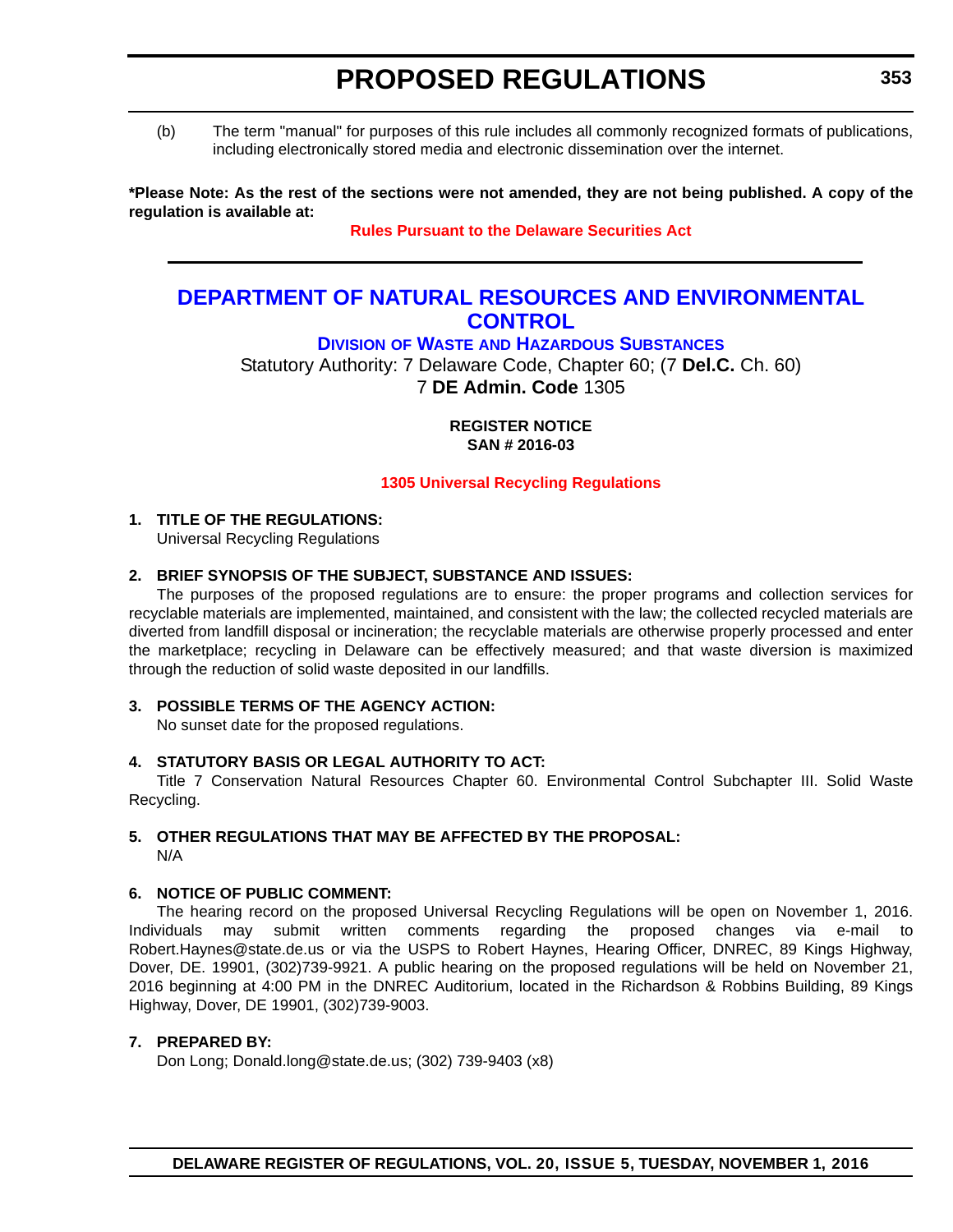(b) The term "manual" for purposes of this rule includes all commonly recognized formats of publications, including electronically stored media and electronic dissemination over the internet.

**\*Please Note: As the rest of the sections were not amended, they are not being published. A copy of the regulation is available at:**

**Rules Pursuant to the Delaware Securities Act**

---

## DEPARTMENT OF NATURAL RESOURCES AND ENVIRONMENTAL CONTROL

### DIVISION OF WASTE AND HAZARDOUS SUBSTANCES

Statutory Authority: 7 Delaware Code, Chapter 60; (7 **Del.C.** Ch. 60)
7 **DE Admin. Code** 1305

**REGISTER NOTICE**
**SAN # 2016-03**

**1305 Universal Recycling Regulations**

**1. TITLE OF THE REGULATIONS:**

Universal Recycling Regulations

**2. BRIEF SYNOPSIS OF THE SUBJECT, SUBSTANCE AND ISSUES:**

The purposes of the proposed regulations are to ensure: the proper programs and collection services for recyclable materials are implemented, maintained, and consistent with the law; the collected recycled materials are diverted from landfill disposal or incineration; the recyclable materials are otherwise properly processed and enter the marketplace; recycling in Delaware can be effectively measured; and that waste diversion is maximized through the reduction of solid waste deposited in our landfills.

**3. POSSIBLE TERMS OF THE AGENCY ACTION:**

No sunset date for the proposed regulations.

**4. STATUTORY BASIS OR LEGAL AUTHORITY TO ACT:**

Title 7 Conservation Natural Resources Chapter 60. Environmental Control Subchapter III. Solid Waste Recycling.

**5. OTHER REGULATIONS THAT MAY BE AFFECTED BY THE PROPOSAL:**

N/A

**6. NOTICE OF PUBLIC COMMENT:**

The hearing record on the proposed Universal Recycling Regulations will be open on November 1, 2016. Individuals may submit written comments regarding the proposed changes via e-mail to Robert.Haynes@state.de.us or via the USPS to Robert Haynes, Hearing Officer, DNREC, 89 Kings Highway, Dover, DE. 19901, (302)739-9921. A public hearing on the proposed regulations will be held on November 21, 2016 beginning at 4:00 PM in the DNREC Auditorium, located in the Richardson & Robbins Building, 89 Kings Highway, Dover, DE 19901, (302)739-9003.

**7. PREPARED BY:**

Don Long; Donald.long@state.de.us; (302) 739-9403 (x8)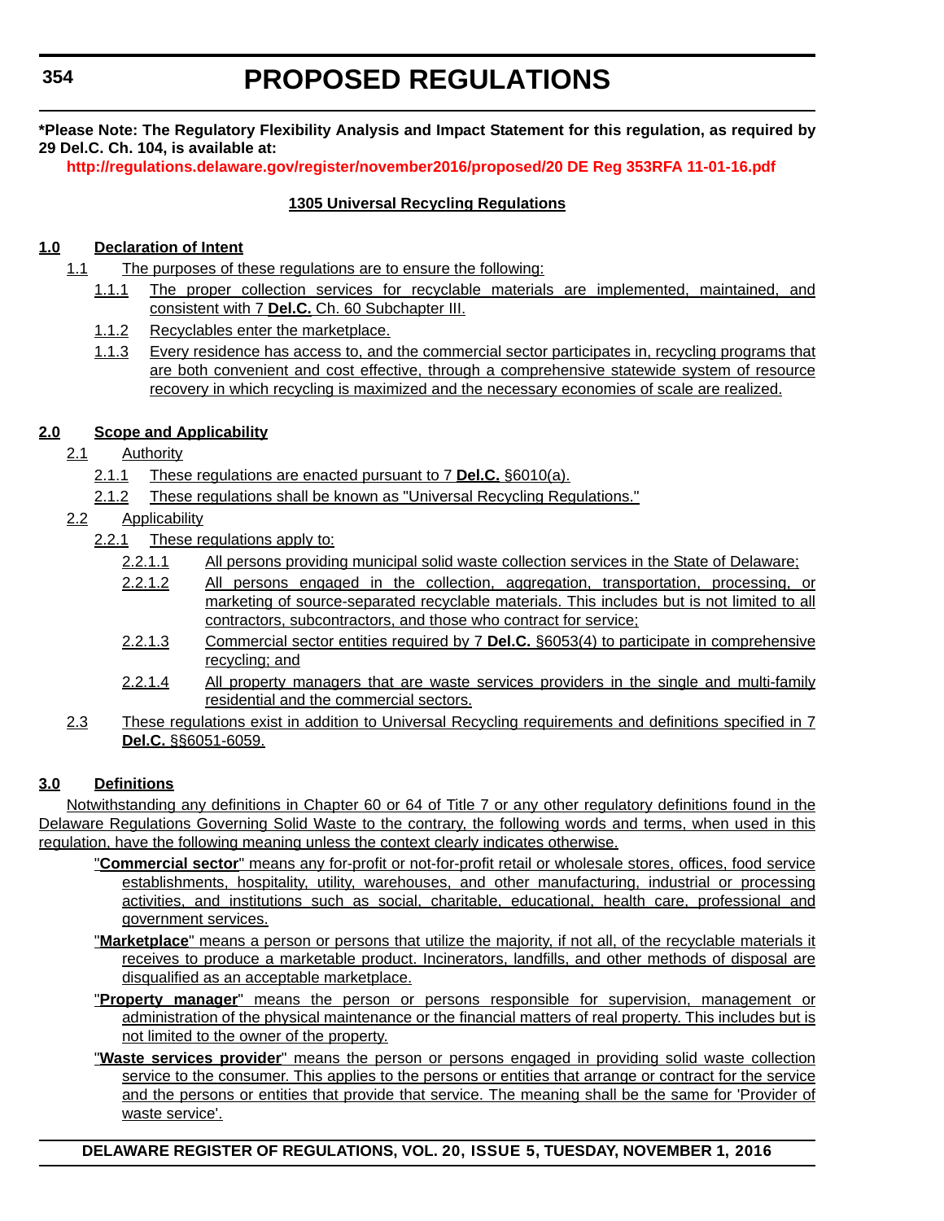**\*Please Note: The Regulatory Flexibility Analysis and Impact Statement for this regulation, as required by 29 Del.C. Ch. 104, is available at:**

**http://regulations.delaware.gov/register/november2016/proposed/20 DE Reg 353RFA 11-01-16.pdf**

## 1305 Universal Recycling Regulations

### 1.0 Declaration of Intent

1.1 The purposes of these regulations are to ensure the following:

1.1.1 The proper collection services for recyclable materials are implemented, maintained, and consistent with 7 **Del.C.** Ch. 60 Subchapter III.

1.1.2 Recyclables enter the marketplace.

1.1.3 Every residence has access to, and the commercial sector participates in, recycling programs that are both convenient and cost effective, through a comprehensive statewide system of resource recovery in which recycling is maximized and the necessary economies of scale are realized.

### 2.0 Scope and Applicability

2.1 Authority

2.1.1 These regulations are enacted pursuant to 7 **Del.C.** §6010(a).

2.1.2 These regulations shall be known as "Universal Recycling Regulations."

2.2 Applicability

2.2.1 These regulations apply to:

2.2.1.1 All persons providing municipal solid waste collection services in the State of Delaware;

2.2.1.2 All persons engaged in the collection, aggregation, transportation, processing, or marketing of source-separated recyclable materials. This includes but is not limited to all contractors, subcontractors, and those who contract for service;

2.2.1.3 Commercial sector entities required by 7 **Del.C.** §6053(4) to participate in comprehensive recycling; and

2.2.1.4 All property managers that are waste services providers in the single and multi-family residential and the commercial sectors.

2.3 These regulations exist in addition to Universal Recycling requirements and definitions specified in 7 **Del.C.** §§6051-6059.

### 3.0 Definitions

Notwithstanding any definitions in Chapter 60 or 64 of Title 7 or any other regulatory definitions found in the Delaware Regulations Governing Solid Waste to the contrary, the following words and terms, when used in this regulation, have the following meaning unless the context clearly indicates otherwise.

"**Commercial sector**" means any for-profit or not-for-profit retail or wholesale stores, offices, food service establishments, hospitality, utility, warehouses, and other manufacturing, industrial or processing activities, and institutions such as social, charitable, educational, health care, professional and government services.

"**Marketplace**" means a person or persons that utilize the majority, if not all, of the recyclable materials it receives to produce a marketable product. Incinerators, landfills, and other methods of disposal are disqualified as an acceptable marketplace.

"**Property manager**" means the person or persons responsible for supervision, management or administration of the physical maintenance or the financial matters of real property. This includes but is not limited to the owner of the property.

"**Waste services provider**" means the person or persons engaged in providing solid waste collection service to the consumer. This applies to the persons or entities that arrange or contract for the service and the persons or entities that provide that service. The meaning shall be the same for 'Provider of waste service'.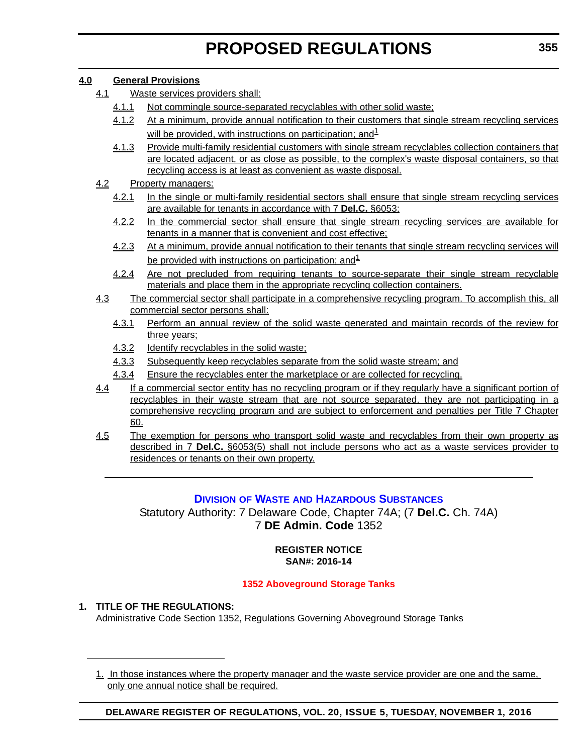**4.0 General Provisions**

4.1 Waste services providers shall:

4.1.1 Not commingle source-separated recyclables with other solid waste;

4.1.2 At a minimum, provide annual notification to their customers that single stream recycling services will be provided, with instructions on participation; and[1]

4.1.3 Provide multi-family residential customers with single stream recyclables collection containers that are located adjacent, or as close as possible, to the complex's waste disposal containers, so that recycling access is at least as convenient as waste disposal.

4.2 Property managers:

4.2.1 In the single or multi-family residential sectors shall ensure that single stream recycling services are available for tenants in accordance with 7 **Del.C.** §6053;

4.2.2 In the commercial sector shall ensure that single stream recycling services are available for tenants in a manner that is convenient and cost effective;

4.2.3 At a minimum, provide annual notification to their tenants that single stream recycling services will be provided with instructions on participation; and[1]

4.2.4 Are not precluded from requiring tenants to source-separate their single stream recyclable materials and place them in the appropriate recycling collection containers.

4.3 The commercial sector shall participate in a comprehensive recycling program. To accomplish this, all commercial sector persons shall:

4.3.1 Perform an annual review of the solid waste generated and maintain records of the review for three years;

4.3.2 Identify recyclables in the solid waste;

4.3.3 Subsequently keep recyclables separate from the solid waste stream; and

4.3.4 Ensure the recyclables enter the marketplace or are collected for recycling.

4.4 If a commercial sector entity has no recycling program or if they regularly have a significant portion of recyclables in their waste stream that are not source separated, they are not participating in a comprehensive recycling program and are subject to enforcement and penalties per Title 7 Chapter 60.

4.5 The exemption for persons who transport solid waste and recyclables from their own property as described in 7 **Del.C.** §6053(5) shall not include persons who act as a waste services provider to residences or tenants on their own property.

---

## Division of Waste and Hazardous Substances

Statutory Authority: 7 Delaware Code, Chapter 74A; (7 **Del.C.** Ch. 74A)
7 **DE Admin. Code** 1352

**REGISTER NOTICE**
**SAN#: 2016-14**

### 1352 Aboveground Storage Tanks

**1. TITLE OF THE REGULATIONS:**

Administrative Code Section 1352, Regulations Governing Aboveground Storage Tanks

---

1. In those instances where the property manager and the waste service provider are one and the same, only one annual notice shall be required.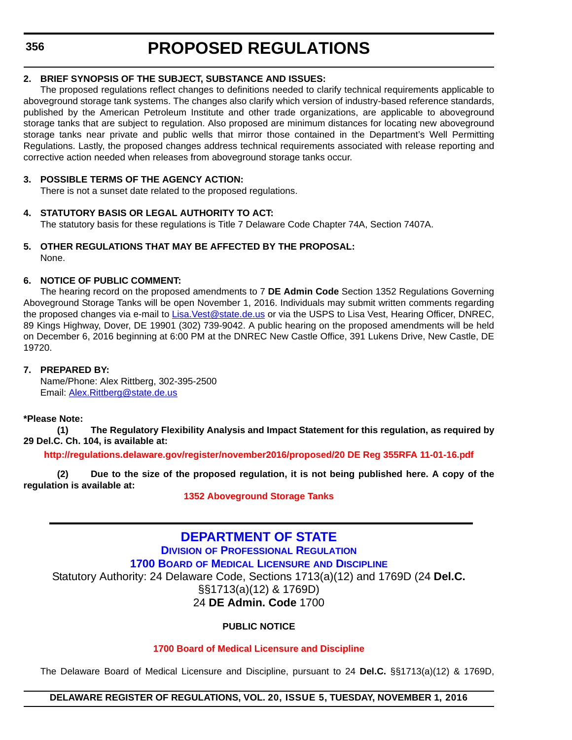# PROPOSED REGULATIONS

**2. BRIEF SYNOPSIS OF THE SUBJECT, SUBSTANCE AND ISSUES:**

The proposed regulations reflect changes to definitions needed to clarify technical requirements applicable to aboveground storage tank systems. The changes also clarify which version of industry-based reference standards, published by the American Petroleum Institute and other trade organizations, are applicable to aboveground storage tanks that are subject to regulation. Also proposed are minimum distances for locating new aboveground storage tanks near private and public wells that mirror those contained in the Department's Well Permitting Regulations. Lastly, the proposed changes address technical requirements associated with release reporting and corrective action needed when releases from aboveground storage tanks occur.

**3. POSSIBLE TERMS OF THE AGENCY ACTION:**

There is not a sunset date related to the proposed regulations.

**4. STATUTORY BASIS OR LEGAL AUTHORITY TO ACT:**

The statutory basis for these regulations is Title 7 Delaware Code Chapter 74A, Section 7407A.

**5. OTHER REGULATIONS THAT MAY BE AFFECTED BY THE PROPOSAL:**

None.

**6. NOTICE OF PUBLIC COMMENT:**

The hearing record on the proposed amendments to 7 **DE Admin Code** Section 1352 Regulations Governing Aboveground Storage Tanks will be open November 1, 2016. Individuals may submit written comments regarding the proposed changes via e-mail to Lisa.Vest@state.de.us or via the USPS to Lisa Vest, Hearing Officer, DNREC, 89 Kings Highway, Dover, DE 19901 (302) 739-9042. A public hearing on the proposed amendments will be held on December 6, 2016 beginning at 6:00 PM at the DNREC New Castle Office, 391 Lukens Drive, New Castle, DE 19720.

**7. PREPARED BY:**

Name/Phone: Alex Rittberg, 302-395-2500
Email: Alex.Rittberg@state.de.us

**\*Please Note:**

**(1) The Regulatory Flexibility Analysis and Impact Statement for this regulation, as required by 29 Del.C. Ch. 104, is available at:**

**http://regulations.delaware.gov/register/november2016/proposed/20 DE Reg 355RFA 11-01-16.pdf**

**(2) Due to the size of the proposed regulation, it is not being published here. A copy of the regulation is available at:**

**1352 Aboveground Storage Tanks**

---

## DEPARTMENT OF STATE

### DIVISION OF PROFESSIONAL REGULATION

### 1700 BOARD OF MEDICAL LICENSURE AND DISCIPLINE

Statutory Authority: 24 Delaware Code, Sections 1713(a)(12) and 1769D (24 **Del.C.** §§1713(a)(12) & 1769D)
24 **DE Admin. Code** 1700

**PUBLIC NOTICE**

**1700 Board of Medical Licensure and Discipline**

The Delaware Board of Medical Licensure and Discipline, pursuant to 24 **Del.C.** §§1713(a)(12) & 1769D,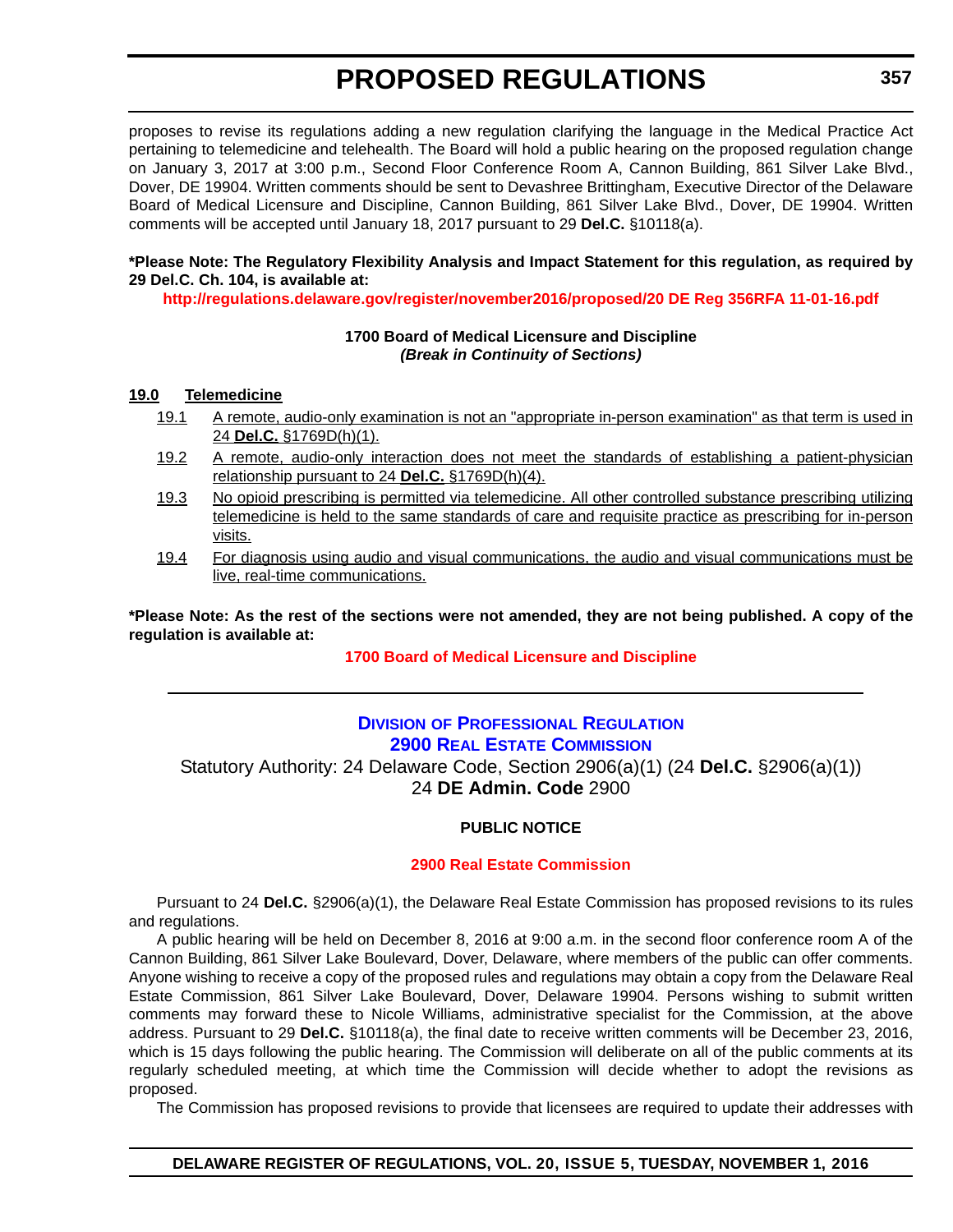proposes to revise its regulations adding a new regulation clarifying the language in the Medical Practice Act pertaining to telemedicine and telehealth. The Board will hold a public hearing on the proposed regulation change on January 3, 2017 at 3:00 p.m., Second Floor Conference Room A, Cannon Building, 861 Silver Lake Blvd., Dover, DE 19904. Written comments should be sent to Devashree Brittingham, Executive Director of the Delaware Board of Medical Licensure and Discipline, Cannon Building, 861 Silver Lake Blvd., Dover, DE 19904. Written comments will be accepted until January 18, 2017 pursuant to 29 **Del.C.** §10118(a).

**\*Please Note: The Regulatory Flexibility Analysis and Impact Statement for this regulation, as required by 29 Del.C. Ch. 104, is available at:**

**http://regulations.delaware.gov/register/november2016/proposed/20 DE Reg 356RFA 11-01-16.pdf**

**1700 Board of Medical Licensure and Discipline**
***(Break in Continuity of Sections)***

**19.0 Telemedicine**

19.1 A remote, audio-only examination is not an "appropriate in-person examination" as that term is used in 24 **Del.C.** §1769D(h)(1).

19.2 A remote, audio-only interaction does not meet the standards of establishing a patient-physician relationship pursuant to 24 **Del.C.** §1769D(h)(4).

19.3 No opioid prescribing is permitted via telemedicine. All other controlled substance prescribing utilizing telemedicine is held to the same standards of care and requisite practice as prescribing for in-person visits.

19.4 For diagnosis using audio and visual communications, the audio and visual communications must be live, real-time communications.

**\*Please Note: As the rest of the sections were not amended, they are not being published. A copy of the regulation is available at:**

**1700 Board of Medical Licensure and Discipline**

---

## Division of Professional Regulation
## 2900 Real Estate Commission

Statutory Authority: 24 Delaware Code, Section 2906(a)(1) (24 **Del.C.** §2906(a)(1))
24 **DE Admin. Code** 2900

**PUBLIC NOTICE**

**2900 Real Estate Commission**

Pursuant to 24 **Del.C.** §2906(a)(1), the Delaware Real Estate Commission has proposed revisions to its rules and regulations.

A public hearing will be held on December 8, 2016 at 9:00 a.m. in the second floor conference room A of the Cannon Building, 861 Silver Lake Boulevard, Dover, Delaware, where members of the public can offer comments. Anyone wishing to receive a copy of the proposed rules and regulations may obtain a copy from the Delaware Real Estate Commission, 861 Silver Lake Boulevard, Dover, Delaware 19904. Persons wishing to submit written comments may forward these to Nicole Williams, administrative specialist for the Commission, at the above address. Pursuant to 29 **Del.C.** §10118(a), the final date to receive written comments will be December 23, 2016, which is 15 days following the public hearing. The Commission will deliberate on all of the public comments at its regularly scheduled meeting, at which time the Commission will decide whether to adopt the revisions as proposed.

The Commission has proposed revisions to provide that licensees are required to update their addresses with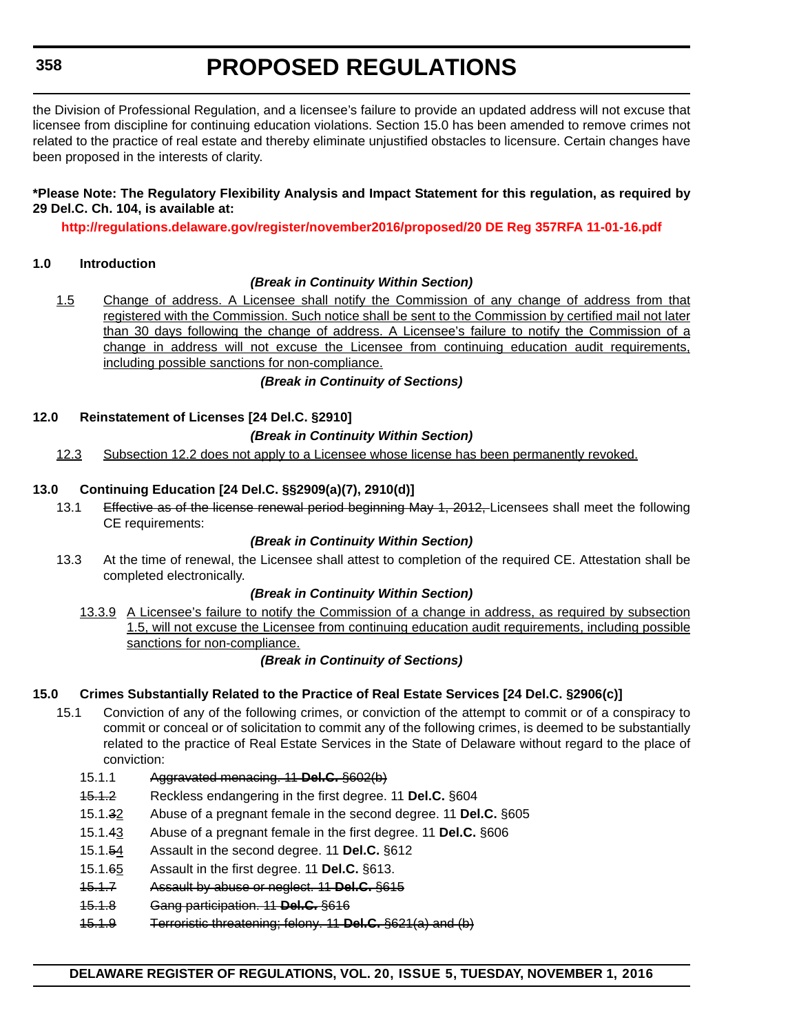the Division of Professional Regulation, and a licensee's failure to provide an updated address will not excuse that licensee from discipline for continuing education violations. Section 15.0 has been amended to remove crimes not related to the practice of real estate and thereby eliminate unjustified obstacles to licensure. Certain changes have been proposed in the interests of clarity.

**\*Please Note: The Regulatory Flexibility Analysis and Impact Statement for this regulation, as required by 29 Del.C. Ch. 104, is available at:**

**http://regulations.delaware.gov/register/november2016/proposed/20 DE Reg 357RFA 11-01-16.pdf**

**1.0 Introduction**

***(Break in Continuity Within Section)***

<u>1.5</u> <u>Change of address. A Licensee shall notify the Commission of any change of address from that registered with the Commission. Such notice shall be sent to the Commission by certified mail not later than 30 days following the change of address. A Licensee's failure to notify the Commission of a change in address will not excuse the Licensee from continuing education audit requirements, including possible sanctions for non-compliance.</u>

***(Break in Continuity of Sections)***

**12.0 Reinstatement of Licenses [24 Del.C. §2910]**

***(Break in Continuity Within Section)***

<u>12.3</u> <u>Subsection 12.2 does not apply to a Licensee whose license has been permanently revoked.</u>

**13.0 Continuing Education [24 Del.C. §§2909(a)(7), 2910(d)]**

13.1 ~~Effective as of the license renewal period beginning May 1, 2012,~~ Licensees shall meet the following CE requirements:

***(Break in Continuity Within Section)***

13.3 At the time of renewal, the Licensee shall attest to completion of the required CE. Attestation shall be completed electronically.

***(Break in Continuity Within Section)***

<u>13.3.9</u> <u>A Licensee's failure to notify the Commission of a change in address, as required by subsection 1.5, will not excuse the Licensee from continuing education audit requirements, including possible sanctions for non-compliance.</u>

***(Break in Continuity of Sections)***

**15.0 Crimes Substantially Related to the Practice of Real Estate Services [24 Del.C. §2906(c)]**

15.1 Conviction of any of the following crimes, or conviction of the attempt to commit or of a conspiracy to commit or conceal or of solicitation to commit any of the following crimes, is deemed to be substantially related to the practice of Real Estate Services in the State of Delaware without regard to the place of conviction:

15.1.1 ~~Aggravated menacing. 11 **Del.C.** §602(b)~~

~~15.1.2~~ Reckless endangering in the first degree. 11 **Del.C.** §604

15.1.~~3~~<u>2</u> Abuse of a pregnant female in the second degree. 11 **Del.C.** §605

15.1.~~4~~<u>3</u> Abuse of a pregnant female in the first degree. 11 **Del.C.** §606

15.1.~~5~~<u>4</u> Assault in the second degree. 11 **Del.C.** §612

15.1.~~6~~<u>5</u> Assault in the first degree. 11 **Del.C.** §613.

~~15.1.7~~ ~~Assault by abuse or neglect. 11 **Del.C.** §615~~

~~15.1.8~~ ~~Gang participation. 11 **Del.C.** §616~~

~~15.1.9~~ ~~Terroristic threatening; felony. 11 **Del.C.** §621(a) and (b)~~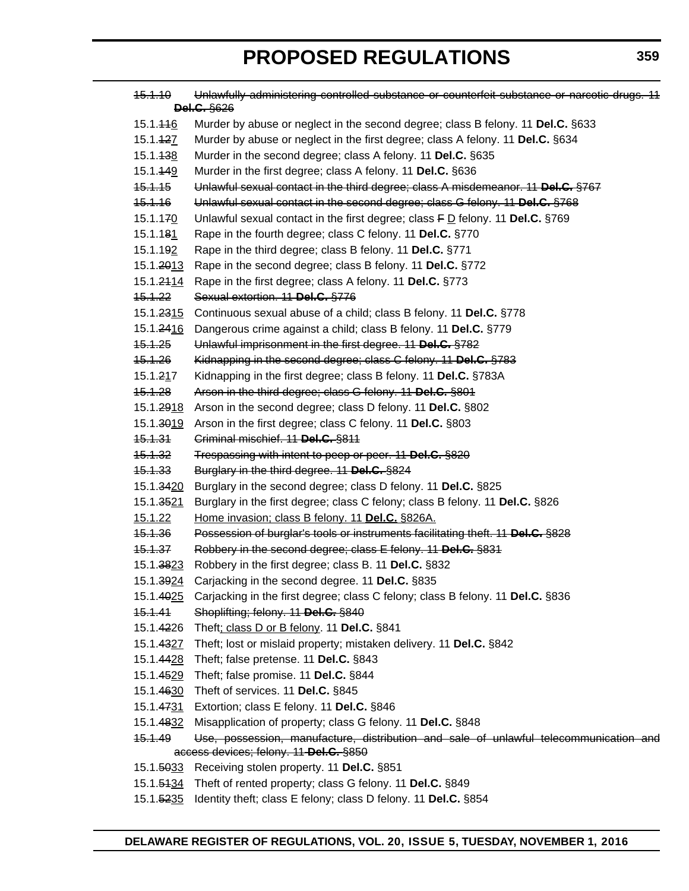~~15.1.10~~ ~~Unlawfully administering controlled substance or counterfeit substance or narcotic drugs. 11 **Del.C.** §626~~

15.1.~~11~~6 Murder by abuse or neglect in the second degree; class B felony. 11 **Del.C.** §633

15.1.~~12~~7 Murder by abuse or neglect in the first degree; class A felony. 11 **Del.C.** §634

15.1.~~13~~8 Murder in the second degree; class A felony. 11 **Del.C.** §635

15.1.~~14~~9 Murder in the first degree; class A felony. 11 **Del.C.** §636

~~15.1.15~~ ~~Unlawful sexual contact in the third degree; class A misdemeanor. 11 **Del.C.** §767~~

~~15.1.16~~ ~~Unlawful sexual contact in the second degree; class G felony. 11 **Del.C.** §768~~

15.1.1~~7~~0 Unlawful sexual contact in the first degree; class ~~F~~ D felony. 11 **Del.C.** §769

15.1.1~~8~~1 Rape in the fourth degree; class C felony. 11 **Del.C.** §770

15.1.1~~9~~2 Rape in the third degree; class B felony. 11 **Del.C.** §771

15.1.~~20~~13 Rape in the second degree; class B felony. 11 **Del.C.** §772

15.1.~~21~~14 Rape in the first degree; class A felony. 11 **Del.C.** §773

~~15.1.22~~ ~~Sexual extortion. 11 **Del.C.** §776~~

15.1.~~23~~15 Continuous sexual abuse of a child; class B felony. 11 **Del.C.** §778

15.1.~~24~~16 Dangerous crime against a child; class B felony. 11 **Del.C.** §779

~~15.1.25~~ ~~Unlawful imprisonment in the first degree. 11 **Del.C.** §782~~

~~15.1.26~~ ~~Kidnapping in the second degree; class C felony. 11 **Del.C.** §783~~

15.1.~~2~~17 Kidnapping in the first degree; class B felony. 11 **Del.C.** §783A

~~15.1.28~~ ~~Arson in the third degree; class G felony. 11 **Del.C.** §801~~

15.1.~~29~~18 Arson in the second degree; class D felony. 11 **Del.C.** §802

15.1.~~30~~19 Arson in the first degree; class C felony. 11 **Del.C.** §803

~~15.1.31~~ ~~Criminal mischief. 11 **Del.C.** §811~~

~~15.1.32~~ ~~Trespassing with intent to peep or peer. 11 **Del.C.** §820~~

~~15.1.33~~ ~~Burglary in the third degree. 11 **Del.C.** §824~~

15.1.~~34~~20 Burglary in the second degree; class D felony. 11 **Del.C.** §825

15.1.~~35~~21 Burglary in the first degree; class C felony; class B felony. 11 **Del.C.** §826

15.1.22 Home invasion; class B felony. 11 **Del.C.** §826A.

~~15.1.36~~ ~~Possession of burglar's tools or instruments facilitating theft. 11 **Del.C.** §828~~

~~15.1.37~~ ~~Robbery in the second degree; class E felony. 11 **Del.C.** §831~~

15.1.~~38~~23 Robbery in the first degree; class B. 11 **Del.C.** §832

15.1.~~39~~24 Carjacking in the second degree. 11 **Del.C.** §835

15.1.~~40~~25 Carjacking in the first degree; class C felony; class B felony. 11 **Del.C.** §836

~~15.1.41~~ ~~Shoplifting; felony. 11 **Del.C.** §840~~

15.1.~~42~~26 Theft; class D or B felony. 11 **Del.C.** §841

15.1.~~43~~27 Theft; lost or mislaid property; mistaken delivery. 11 **Del.C.** §842

15.1.~~44~~28 Theft; false pretense. 11 **Del.C.** §843

15.1.~~45~~29 Theft; false promise. 11 **Del.C.** §844

15.1.~~46~~30 Theft of services. 11 **Del.C.** §845

15.1.~~47~~31 Extortion; class E felony. 11 **Del.C.** §846

15.1.~~48~~32 Misapplication of property; class G felony. 11 **Del.C.** §848

~~15.1.49~~ ~~Use, possession, manufacture, distribution and sale of unlawful telecommunication and access devices; felony. 11 **Del.C.** §850~~

15.1.~~50~~33 Receiving stolen property. 11 **Del.C.** §851

15.1.~~51~~34 Theft of rented property; class G felony. 11 **Del.C.** §849

15.1.~~52~~35 Identity theft; class E felony; class D felony. 11 **Del.C.** §854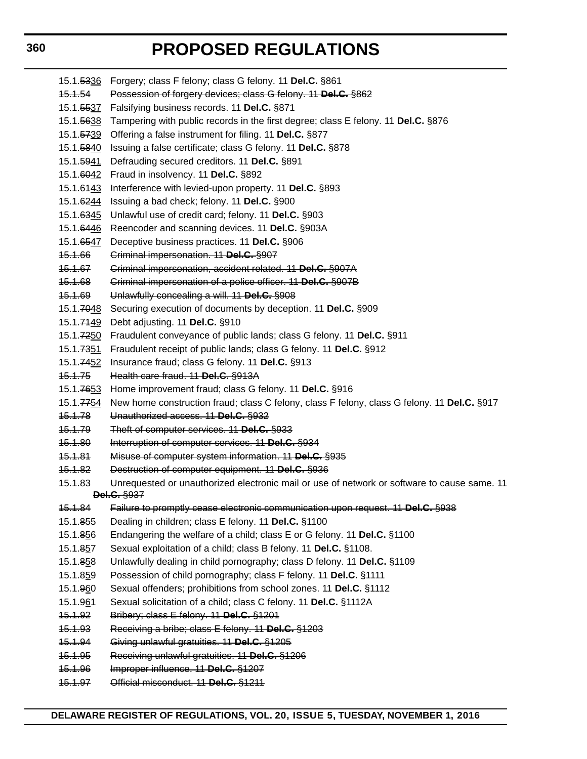15.1.~~53~~36 Forgery; class F felony; class G felony. 11 **Del.C.** §861

~~15.1.54 Possession of forgery devices; class G felony. 11 **Del.C.** §862~~

15.1.~~55~~37 Falsifying business records. 11 **Del.C.** §871

15.1.~~56~~38 Tampering with public records in the first degree; class E felony. 11 **Del.C.** §876

15.1.~~57~~39 Offering a false instrument for filing. 11 **Del.C.** §877

15.1.~~58~~40 Issuing a false certificate; class G felony. 11 **Del.C.** §878

15.1.~~59~~41 Defrauding secured creditors. 11 **Del.C.** §891

15.1.~~60~~42 Fraud in insolvency. 11 **Del.C.** §892

15.1.~~61~~43 Interference with levied-upon property. 11 **Del.C.** §893

15.1.~~62~~44 Issuing a bad check; felony. 11 **Del.C.** §900

15.1.~~63~~45 Unlawful use of credit card; felony. 11 **Del.C.** §903

15.1.~~64~~46 Reencoder and scanning devices. 11 **Del.C.** §903A

15.1.~~65~~47 Deceptive business practices. 11 **Del.C.** §906

~~15.1.66 Criminal impersonation. 11 **Del.C.** §907~~

~~15.1.67 Criminal impersonation, accident related. 11 **Del.C.** §907A~~

~~15.1.68 Criminal impersonation of a police officer. 11 **Del.C.** §907B~~

~~15.1.69 Unlawfully concealing a will. 11 **Del.C.** §908~~

15.1.~~70~~48 Securing execution of documents by deception. 11 **Del.C.** §909

15.1.~~71~~49 Debt adjusting. 11 **Del.C.** §910

15.1.~~72~~50 Fraudulent conveyance of public lands; class G felony. 11 **Del.C.** §911

15.1.~~73~~51 Fraudulent receipt of public lands; class G felony. 11 **Del.C.** §912

15.1.~~74~~52 Insurance fraud; class G felony. 11 **Del.C.** §913

~~15.1.75 Health care fraud. 11 **Del.C.** §913A~~

15.1.~~76~~53 Home improvement fraud; class G felony. 11 **Del.C.** §916

15.1.~~77~~54 New home construction fraud; class C felony, class F felony, class G felony. 11 **Del.C.** §917

~~15.1.78 Unauthorized access. 11 **Del.C.** §932~~

~~15.1.79 Theft of computer services. 11 **Del.C.** §933~~

~~15.1.80 Interruption of computer services. 11 **Del.C.** §934~~

~~15.1.81 Misuse of computer system information. 11 **Del.C.** §935~~

~~15.1.82 Destruction of computer equipment. 11 **Del.C.** §936~~

~~15.1.83 Unrequested or unauthorized electronic mail or use of network or software to cause same. 11 **Del.C.** §937~~

~~15.1.84 Failure to promptly cease electronic communication upon request. 11 **Del.C.** §938~~

15.1.~~8~~55 Dealing in children; class E felony. 11 **Del.C.** §1100

15.1.~~8~~56 Endangering the welfare of a child; class E or G felony. 11 **Del.C.** §1100

15.1.~~8~~57 Sexual exploitation of a child; class B felony. 11 **Del.C.** §1108.

15.1.~~8~~58 Unlawfully dealing in child pornography; class D felony. 11 **Del.C.** §1109

15.1.~~8~~59 Possession of child pornography; class F felony. 11 **Del.C.** §1111

15.1.~~9~~60 Sexual offenders; prohibitions from school zones. 11 **Del.C.** §1112

15.1.~~9~~61 Sexual solicitation of a child; class C felony. 11 **Del.C.** §1112A

~~15.1.92 Bribery; class E felony. 11 **Del.C.** §1201~~

~~15.1.93 Receiving a bribe; class E felony. 11 **Del.C.** §1203~~

~~15.1.94 Giving unlawful gratuities. 11 **Del.C.** §1205~~

~~15.1.95 Receiving unlawful gratuities. 11 **Del.C.** §1206~~

~~15.1.96 Improper influence. 11 **Del.C.** §1207~~

~~15.1.97 Official misconduct. 11 **Del.C.** §1211~~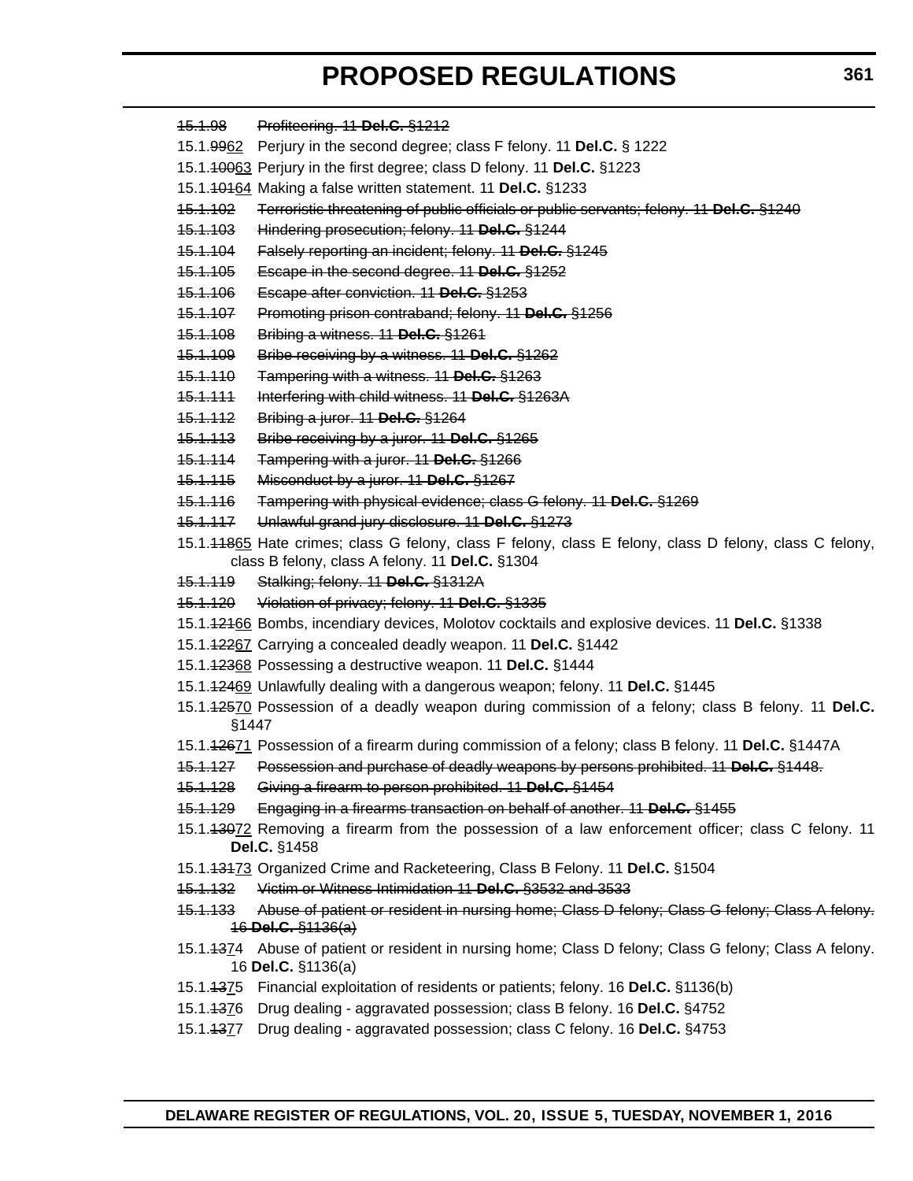~~15.1.98 Profiteering. 11 **Del.C.** §1212~~

15.1.~~99~~62 Perjury in the second degree; class F felony. 11 **Del.C.** § 1222

15.1.~~100~~63 Perjury in the first degree; class D felony. 11 **Del.C.** §1223

15.1.~~101~~64 Making a false written statement. 11 **Del.C.** §1233

~~15.1.102 Terroristic threatening of public officials or public servants; felony. 11 **Del.C.** §1240~~

~~15.1.103 Hindering prosecution; felony. 11 **Del.C.** §1244~~

~~15.1.104 Falsely reporting an incident; felony. 11 **Del.C.** §1245~~

~~15.1.105 Escape in the second degree. 11 **Del.C.** §1252~~

~~15.1.106 Escape after conviction. 11 **Del.C.** §1253~~

~~15.1.107 Promoting prison contraband; felony. 11 **Del.C.** §1256~~

~~15.1.108 Bribing a witness. 11 **Del.C.** §1261~~

~~15.1.109 Bribe receiving by a witness. 11 **Del.C.** §1262~~

~~15.1.110 Tampering with a witness. 11 **Del.C.** §1263~~

~~15.1.111 Interfering with child witness. 11 **Del.C.** §1263A~~

~~15.1.112 Bribing a juror. 11 **Del.C.** §1264~~

~~15.1.113 Bribe receiving by a juror. 11 **Del.C.** §1265~~

~~15.1.114 Tampering with a juror. 11 **Del.C.** §1266~~

~~15.1.115 Misconduct by a juror. 11 **Del.C.** §1267~~

~~15.1.116 Tampering with physical evidence; class G felony. 11 **Del.C.** §1269~~

~~15.1.117 Unlawful grand jury disclosure. 11 **Del.C.** §1273~~

15.1.~~118~~65 Hate crimes; class G felony, class F felony, class E felony, class D felony, class C felony, class B felony, class A felony. 11 **Del.C.** §1304

~~15.1.119 Stalking; felony. 11 **Del.C.** §1312A~~

~~15.1.120 Violation of privacy; felony. 11 **Del.C.** §1335~~

15.1.~~121~~66 Bombs, incendiary devices, Molotov cocktails and explosive devices. 11 **Del.C.** §1338

15.1.~~122~~67 Carrying a concealed deadly weapon. 11 **Del.C.** §1442

15.1.~~123~~68 Possessing a destructive weapon. 11 **Del.C.** §1444

15.1.~~124~~69 Unlawfully dealing with a dangerous weapon; felony. 11 **Del.C.** §1445

15.1.~~125~~70 Possession of a deadly weapon during commission of a felony; class B felony. 11 **Del.C.** §1447

15.1.~~126~~71 Possession of a firearm during commission of a felony; class B felony. 11 **Del.C.** §1447A

~~15.1.127 Possession and purchase of deadly weapons by persons prohibited. 11 **Del.C.** §1448.~~

~~15.1.128 Giving a firearm to person prohibited. 11 **Del.C.** §1454~~

~~15.1.129 Engaging in a firearms transaction on behalf of another. 11 **Del.C.** §1455~~

15.1.~~130~~72 Removing a firearm from the possession of a law enforcement officer; class C felony. 11 **Del.C.** §1458

15.1.~~131~~73 Organized Crime and Racketeering, Class B Felony. 11 **Del.C.** §1504

~~15.1.132 Victim or Witness Intimidation 11 **Del.C.** §3532 and 3533~~

~~15.1.133 Abuse of patient or resident in nursing home; Class D felony; Class G felony; Class A felony. 16 **Del.C.** §1136(a)~~

15.1.~~13~~74 Abuse of patient or resident in nursing home; Class D felony; Class G felony; Class A felony. 16 **Del.C.** §1136(a)

15.1.~~13~~75 Financial exploitation of residents or patients; felony. 16 **Del.C.** §1136(b)

15.1.~~13~~76 Drug dealing - aggravated possession; class B felony. 16 **Del.C.** §4752

15.1.~~13~~77 Drug dealing - aggravated possession; class C felony. 16 **Del.C.** §4753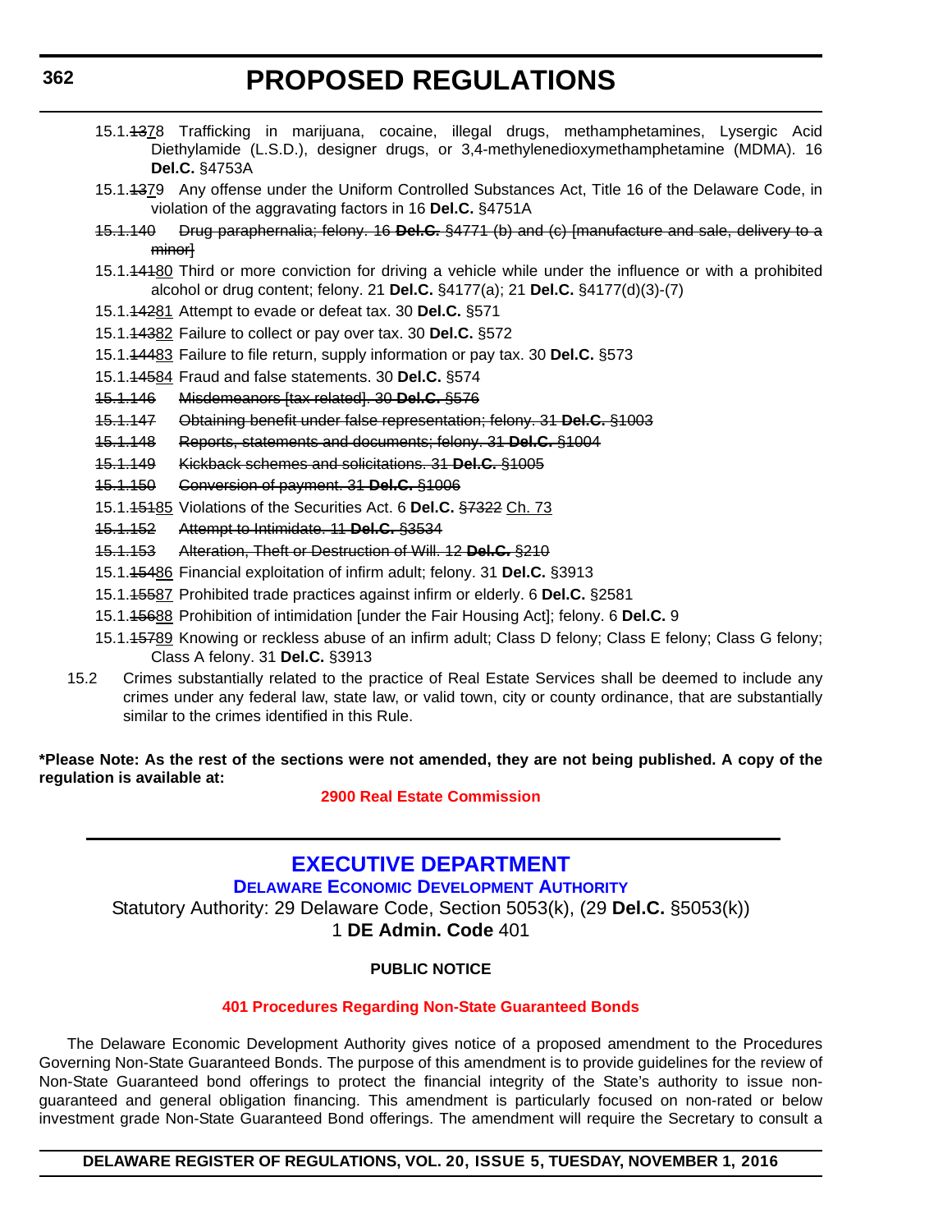15.1.~~137~~8 Trafficking in marijuana, cocaine, illegal drugs, methamphetamines, Lysergic Acid Diethylamide (L.S.D.), designer drugs, or 3,4-methylenedioxymethamphetamine (MDMA). 16 **Del.C.** §4753A

15.1.~~13~~79 Any offense under the Uniform Controlled Substances Act, Title 16 of the Delaware Code, in violation of the aggravating factors in 16 **Del.C.** §4751A

~~15.1.140 Drug paraphernalia; felony. 16 **Del.C.** §4771 (b) and (c) [manufacture and sale, delivery to a minor]~~

15.1.~~141~~80 Third or more conviction for driving a vehicle while under the influence or with a prohibited alcohol or drug content; felony. 21 **Del.C.** §4177(a); 21 **Del.C.** §4177(d)(3)-(7)

15.1.~~142~~81 Attempt to evade or defeat tax. 30 **Del.C.** §571

15.1.~~143~~82 Failure to collect or pay over tax. 30 **Del.C.** §572

15.1.~~144~~83 Failure to file return, supply information or pay tax. 30 **Del.C.** §573

15.1.~~145~~84 Fraud and false statements. 30 **Del.C.** §574

~~15.1.146 Misdemeanors [tax related]. 30 **Del.C.** §576~~

~~15.1.147 Obtaining benefit under false representation; felony. 31 **Del.C.** §1003~~

~~15.1.148 Reports, statements and documents; felony. 31 **Del.C.** §1004~~

~~15.1.149 Kickback schemes and solicitations. 31 **Del.C.** §1005~~

~~15.1.150 Conversion of payment. 31 **Del.C.** §1006~~

15.1.~~151~~85 Violations of the Securities Act. 6 **Del.C.** ~~§7322~~ Ch. 73

~~15.1.152 Attempt to Intimidate. 11 **Del.C.** §3534~~

~~15.1.153 Alteration, Theft or Destruction of Will. 12 **Del.C.** §210~~

15.1.~~154~~86 Financial exploitation of infirm adult; felony. 31 **Del.C.** §3913

15.1.~~155~~87 Prohibited trade practices against infirm or elderly. 6 **Del.C.** §2581

15.1.~~156~~88 Prohibition of intimidation [under the Fair Housing Act]; felony. 6 **Del.C.** 9

15.1.~~157~~89 Knowing or reckless abuse of an infirm adult; Class D felony; Class E felony; Class G felony; Class A felony. 31 **Del.C.** §3913

15.2 Crimes substantially related to the practice of Real Estate Services shall be deemed to include any crimes under any federal law, state law, or valid town, city or county ordinance, that are substantially similar to the crimes identified in this Rule.

**\*Please Note: As the rest of the sections were not amended, they are not being published. A copy of the regulation is available at:**

**2900 Real Estate Commission**

## EXECUTIVE DEPARTMENT

### DELAWARE ECONOMIC DEVELOPMENT AUTHORITY

Statutory Authority: 29 Delaware Code, Section 5053(k), (29 **Del.C.** §5053(k))
1 **DE Admin. Code** 401

**PUBLIC NOTICE**

**401 Procedures Regarding Non-State Guaranteed Bonds**

The Delaware Economic Development Authority gives notice of a proposed amendment to the Procedures Governing Non-State Guaranteed Bonds. The purpose of this amendment is to provide guidelines for the review of Non-State Guaranteed bond offerings to protect the financial integrity of the State's authority to issue non-guaranteed and general obligation financing. This amendment is particularly focused on non-rated or below investment grade Non-State Guaranteed Bond offerings. The amendment will require the Secretary to consult a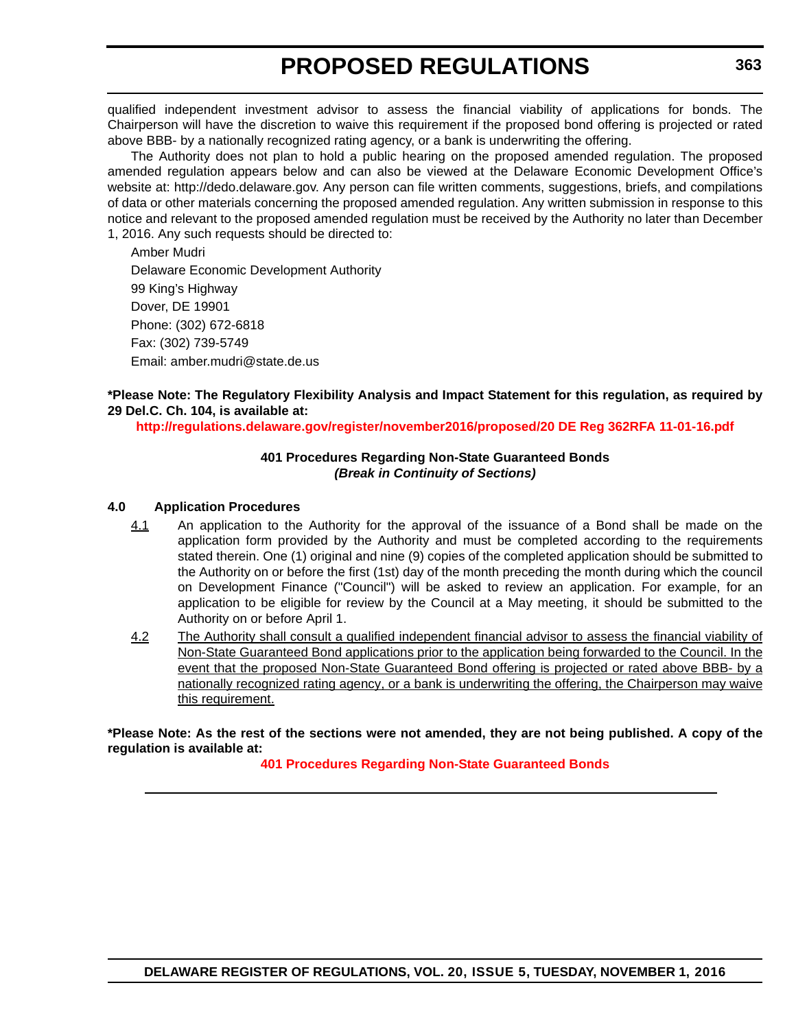qualified independent investment advisor to assess the financial viability of applications for bonds. The Chairperson will have the discretion to waive this requirement if the proposed bond offering is projected or rated above BBB- by a nationally recognized rating agency, or a bank is underwriting the offering.

The Authority does not plan to hold a public hearing on the proposed amended regulation. The proposed amended regulation appears below and can also be viewed at the Delaware Economic Development Office's website at: http://dedo.delaware.gov. Any person can file written comments, suggestions, briefs, and compilations of data or other materials concerning the proposed amended regulation. Any written submission in response to this notice and relevant to the proposed amended regulation must be received by the Authority no later than December 1, 2016. Any such requests should be directed to:

Amber Mudri  
Delaware Economic Development Authority  
99 King's Highway  
Dover, DE 19901  
Phone: (302) 672-6818  
Fax: (302) 739-5749  
Email: amber.mudri@state.de.us

**\*Please Note: The Regulatory Flexibility Analysis and Impact Statement for this regulation, as required by 29 Del.C. Ch. 104, is available at:**

**http://regulations.delaware.gov/register/november2016/proposed/20 DE Reg 362RFA 11-01-16.pdf**

**401 Procedures Regarding Non-State Guaranteed Bonds**  
***(Break in Continuity of Sections)***

**4.0 Application Procedures**

<u>4.1</u> An application to the Authority for the approval of the issuance of a Bond shall be made on the application form provided by the Authority and must be completed according to the requirements stated therein. One (1) original and nine (9) copies of the completed application should be submitted to the Authority on or before the first (1st) day of the month preceding the month during which the council on Development Finance ("Council") will be asked to review an application. For example, for an application to be eligible for review by the Council at a May meeting, it should be submitted to the Authority on or before April 1.

<u>4.2</u> <u>The Authority shall consult a qualified independent financial advisor to assess the financial viability of Non-State Guaranteed Bond applications prior to the application being forwarded to the Council. In the event that the proposed Non-State Guaranteed Bond offering is projected or rated above BBB- by a nationally recognized rating agency, or a bank is underwriting the offering, the Chairperson may waive this requirement.</u>

**\*Please Note: As the rest of the sections were not amended, they are not being published. A copy of the regulation is available at:**

**401 Procedures Regarding Non-State Guaranteed Bonds**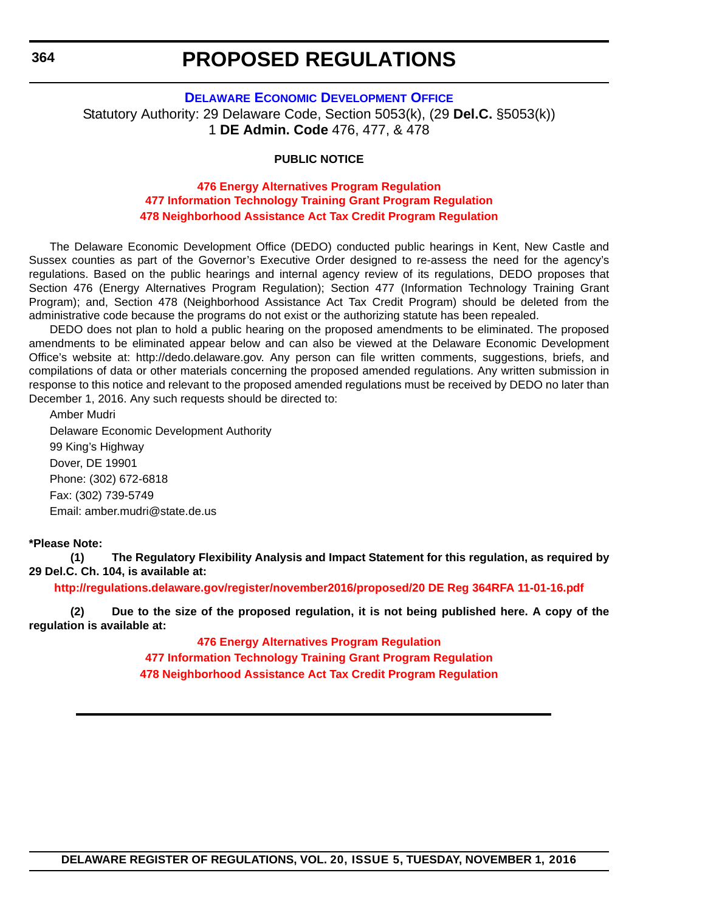# PROPOSED REGULATIONS

## DELAWARE ECONOMIC DEVELOPMENT OFFICE

Statutory Authority: 29 Delaware Code, Section 5053(k), (29 **Del.C.** §5053(k))
1 **DE Admin. Code** 476, 477, & 478

**PUBLIC NOTICE**

**476 Energy Alternatives Program Regulation**
**477 Information Technology Training Grant Program Regulation**
**478 Neighborhood Assistance Act Tax Credit Program Regulation**

The Delaware Economic Development Office (DEDO) conducted public hearings in Kent, New Castle and Sussex counties as part of the Governor's Executive Order designed to re-assess the need for the agency's regulations. Based on the public hearings and internal agency review of its regulations, DEDO proposes that Section 476 (Energy Alternatives Program Regulation); Section 477 (Information Technology Training Grant Program); and, Section 478 (Neighborhood Assistance Act Tax Credit Program) should be deleted from the administrative code because the programs do not exist or the authorizing statute has been repealed.

DEDO does not plan to hold a public hearing on the proposed amendments to be eliminated. The proposed amendments to be eliminated appear below and can also be viewed at the Delaware Economic Development Office's website at: http://dedo.delaware.gov. Any person can file written comments, suggestions, briefs, and compilations of data or other materials concerning the proposed amended regulations. Any written submission in response to this notice and relevant to the proposed amended regulations must be received by DEDO no later than December 1, 2016. Any such requests should be directed to:

Amber Mudri
Delaware Economic Development Authority
99 King's Highway
Dover, DE 19901
Phone: (302) 672-6818
Fax: (302) 739-5749
Email: amber.mudri@state.de.us

**\*Please Note:**

**(1) The Regulatory Flexibility Analysis and Impact Statement for this regulation, as required by 29 Del.C. Ch. 104, is available at:**

**http://regulations.delaware.gov/register/november2016/proposed/20 DE Reg 364RFA 11-01-16.pdf**

**(2) Due to the size of the proposed regulation, it is not being published here. A copy of the regulation is available at:**

**476 Energy Alternatives Program Regulation**
**477 Information Technology Training Grant Program Regulation**
**478 Neighborhood Assistance Act Tax Credit Program Regulation**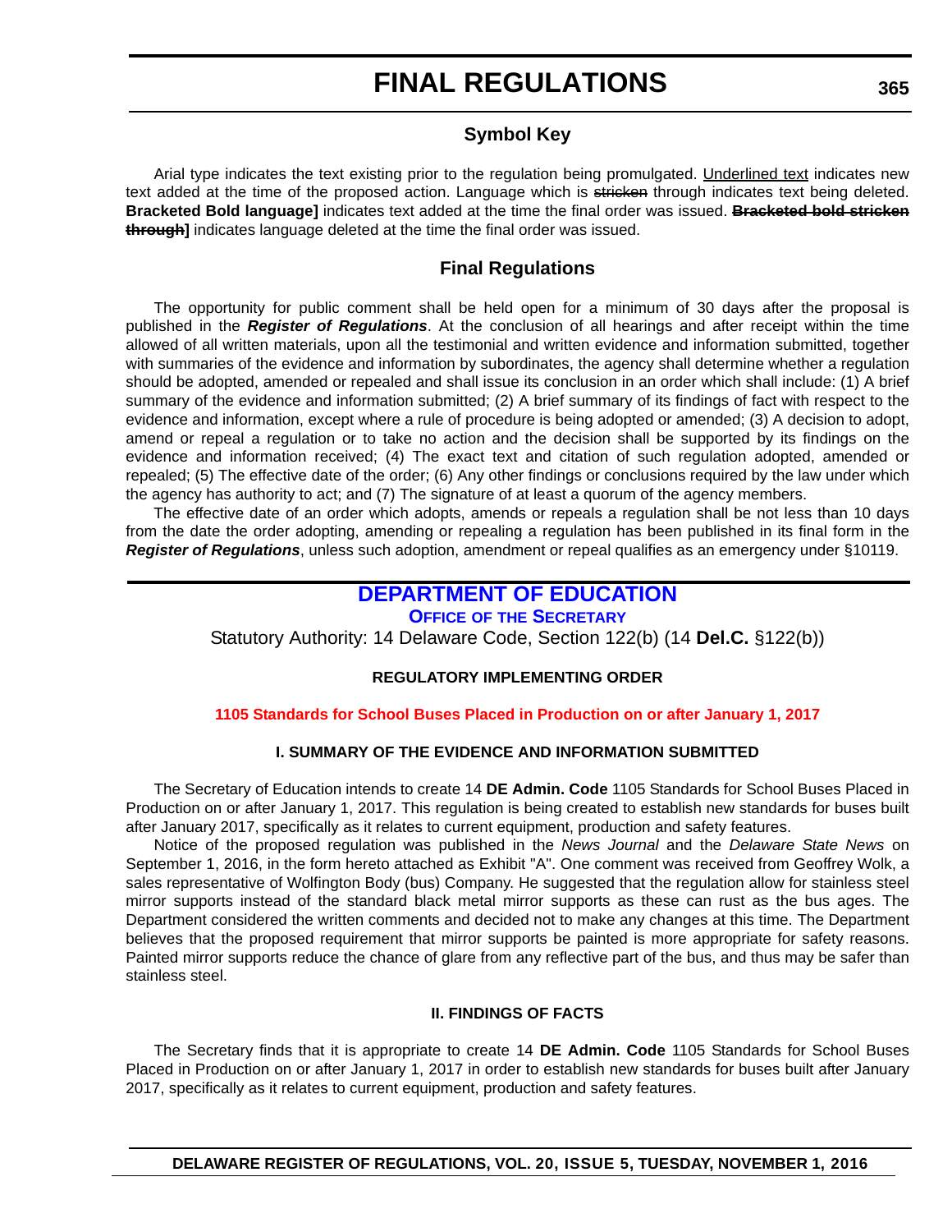# FINAL REGULATIONS

## Symbol Key

Arial type indicates the text existing prior to the regulation being promulgated. <u>Underlined text</u> indicates new text added at the time of the proposed action. Language which is ~~stricken~~ through indicates text being deleted. **Bracketed Bold language]** indicates text added at the time the final order was issued. **~~Bracketed bold stricken through~~]** indicates language deleted at the time the final order was issued.

## Final Regulations

The opportunity for public comment shall be held open for a minimum of 30 days after the proposal is published in the ***Register of Regulations***. At the conclusion of all hearings and after receipt within the time allowed of all written materials, upon all the testimonial and written evidence and information submitted, together with summaries of the evidence and information by subordinates, the agency shall determine whether a regulation should be adopted, amended or repealed and shall issue its conclusion in an order which shall include: (1) A brief summary of the evidence and information submitted; (2) A brief summary of its findings of fact with respect to the evidence and information, except where a rule of procedure is being adopted or amended; (3) A decision to adopt, amend or repeal a regulation or to take no action and the decision shall be supported by its findings on the evidence and information received; (4) The exact text and citation of such regulation adopted, amended or repealed; (5) The effective date of the order; (6) Any other findings or conclusions required by the law under which the agency has authority to act; and (7) The signature of at least a quorum of the agency members.

The effective date of an order which adopts, amends or repeals a regulation shall be not less than 10 days from the date the order adopting, amending or repealing a regulation has been published in its final form in the ***Register of Regulations***, unless such adoption, amendment or repeal qualifies as an emergency under §10119.

## DEPARTMENT OF EDUCATION

### OFFICE OF THE SECRETARY

Statutory Authority: 14 Delaware Code, Section 122(b) (14 **Del.C.** §122(b))

**REGULATORY IMPLEMENTING ORDER**

**1105 Standards for School Buses Placed in Production on or after January 1, 2017**

**I. SUMMARY OF THE EVIDENCE AND INFORMATION SUBMITTED**

The Secretary of Education intends to create 14 **DE Admin. Code** 1105 Standards for School Buses Placed in Production on or after January 1, 2017. This regulation is being created to establish new standards for buses built after January 2017, specifically as it relates to current equipment, production and safety features.

Notice of the proposed regulation was published in the *News Journal* and the *Delaware State News* on September 1, 2016, in the form hereto attached as Exhibit "A". One comment was received from Geoffrey Wolk, a sales representative of Wolfington Body (bus) Company. He suggested that the regulation allow for stainless steel mirror supports instead of the standard black metal mirror supports as these can rust as the bus ages. The Department considered the written comments and decided not to make any changes at this time. The Department believes that the proposed requirement that mirror supports be painted is more appropriate for safety reasons. Painted mirror supports reduce the chance of glare from any reflective part of the bus, and thus may be safer than stainless steel.

**II. FINDINGS OF FACTS**

The Secretary finds that it is appropriate to create 14 **DE Admin. Code** 1105 Standards for School Buses Placed in Production on or after January 1, 2017 in order to establish new standards for buses built after January 2017, specifically as it relates to current equipment, production and safety features.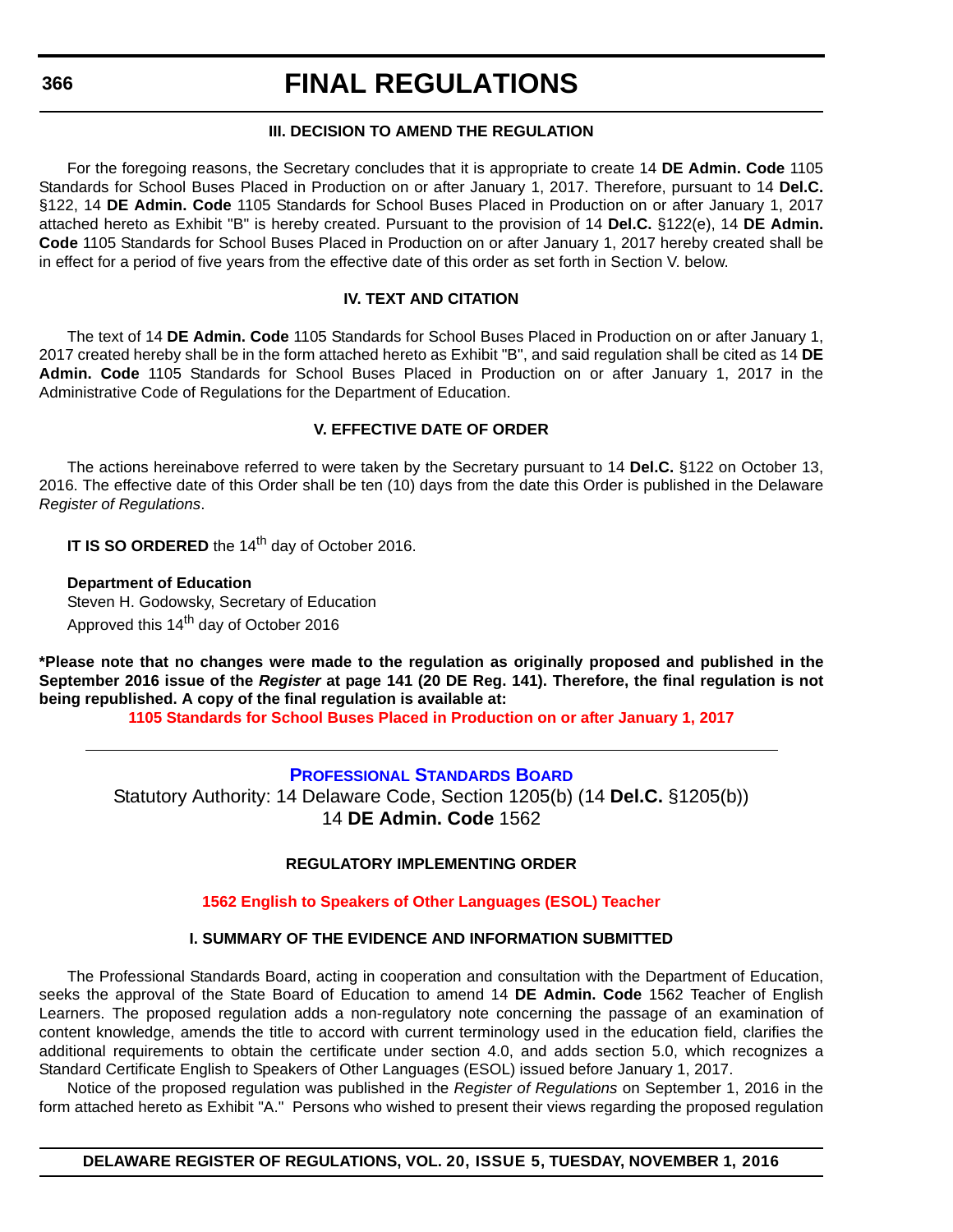### III. DECISION TO AMEND THE REGULATION

For the foregoing reasons, the Secretary concludes that it is appropriate to create 14 **DE Admin. Code** 1105 Standards for School Buses Placed in Production on or after January 1, 2017. Therefore, pursuant to 14 **Del.C.** §122, 14 **DE Admin. Code** 1105 Standards for School Buses Placed in Production on or after January 1, 2017 attached hereto as Exhibit "B" is hereby created. Pursuant to the provision of 14 **Del.C.** §122(e), 14 **DE Admin. Code** 1105 Standards for School Buses Placed in Production on or after January 1, 2017 hereby created shall be in effect for a period of five years from the effective date of this order as set forth in Section V. below.

### IV. TEXT AND CITATION

The text of 14 **DE Admin. Code** 1105 Standards for School Buses Placed in Production on or after January 1, 2017 created hereby shall be in the form attached hereto as Exhibit "B", and said regulation shall be cited as 14 **DE Admin. Code** 1105 Standards for School Buses Placed in Production on or after January 1, 2017 in the Administrative Code of Regulations for the Department of Education.

### V. EFFECTIVE DATE OF ORDER

The actions hereinabove referred to were taken by the Secretary pursuant to 14 **Del.C.** §122 on October 13, 2016. The effective date of this Order shall be ten (10) days from the date this Order is published in the Delaware *Register of Regulations*.

**IT IS SO ORDERED** the 14th day of October 2016.

**Department of Education**
Steven H. Godowsky, Secretary of Education
Approved this 14th day of October 2016

**\*Please note that no changes were made to the regulation as originally proposed and published in the September 2016 issue of the *Register* at page 141 (20 DE Reg. 141). Therefore, the final regulation is not being republished. A copy of the final regulation is available at:**

**1105 Standards for School Buses Placed in Production on or after January 1, 2017**

---

## PROFESSIONAL STANDARDS BOARD

Statutory Authority: 14 Delaware Code, Section 1205(b) (14 **Del.C.** §1205(b))
14 **DE Admin. Code** 1562

### REGULATORY IMPLEMENTING ORDER

**1562 English to Speakers of Other Languages (ESOL) Teacher**

### I. SUMMARY OF THE EVIDENCE AND INFORMATION SUBMITTED

The Professional Standards Board, acting in cooperation and consultation with the Department of Education, seeks the approval of the State Board of Education to amend 14 **DE Admin. Code** 1562 Teacher of English Learners. The proposed regulation adds a non-regulatory note concerning the passage of an examination of content knowledge, amends the title to accord with current terminology used in the education field, clarifies the additional requirements to obtain the certificate under section 4.0, and adds section 5.0, which recognizes a Standard Certificate English to Speakers of Other Languages (ESOL) issued before January 1, 2017.

Notice of the proposed regulation was published in the *Register of Regulations* on September 1, 2016 in the form attached hereto as Exhibit "A." Persons who wished to present their views regarding the proposed regulation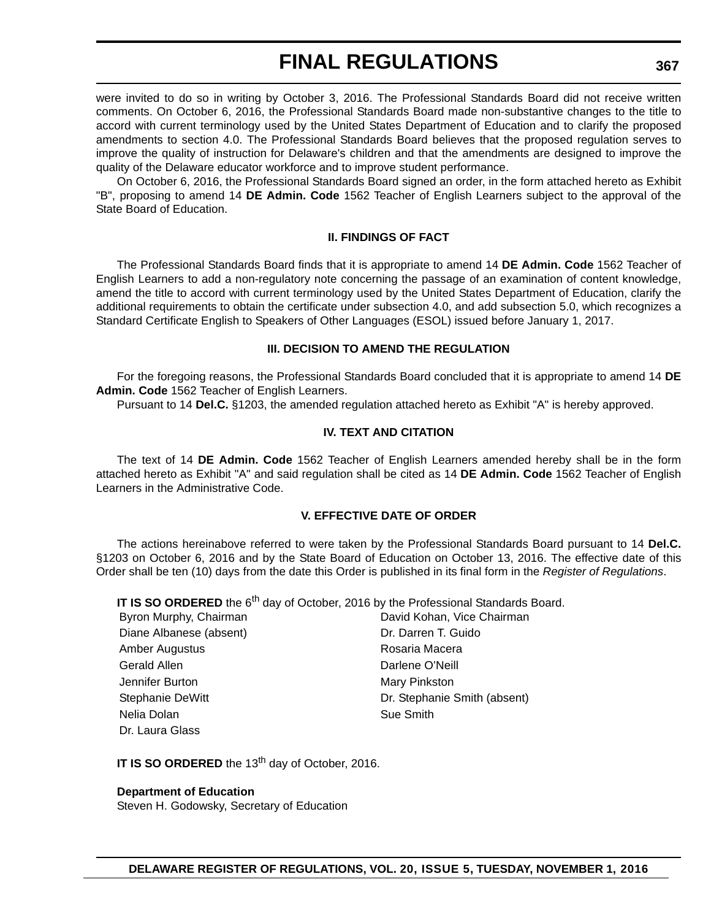were invited to do so in writing by October 3, 2016. The Professional Standards Board did not receive written comments. On October 6, 2016, the Professional Standards Board made non-substantive changes to the title to accord with current terminology used by the United States Department of Education and to clarify the proposed amendments to section 4.0. The Professional Standards Board believes that the proposed regulation serves to improve the quality of instruction for Delaware's children and that the amendments are designed to improve the quality of the Delaware educator workforce and to improve student performance.

On October 6, 2016, the Professional Standards Board signed an order, in the form attached hereto as Exhibit "B", proposing to amend 14 **DE Admin. Code** 1562 Teacher of English Learners subject to the approval of the State Board of Education.

### II. FINDINGS OF FACT

The Professional Standards Board finds that it is appropriate to amend 14 **DE Admin. Code** 1562 Teacher of English Learners to add a non-regulatory note concerning the passage of an examination of content knowledge, amend the title to accord with current terminology used by the United States Department of Education, clarify the additional requirements to obtain the certificate under subsection 4.0, and add subsection 5.0, which recognizes a Standard Certificate English to Speakers of Other Languages (ESOL) issued before January 1, 2017.

### III. DECISION TO AMEND THE REGULATION

For the foregoing reasons, the Professional Standards Board concluded that it is appropriate to amend 14 **DE Admin. Code** 1562 Teacher of English Learners.

Pursuant to 14 **Del.C.** §1203, the amended regulation attached hereto as Exhibit "A" is hereby approved.

### IV. TEXT AND CITATION

The text of 14 **DE Admin. Code** 1562 Teacher of English Learners amended hereby shall be in the form attached hereto as Exhibit "A" and said regulation shall be cited as 14 **DE Admin. Code** 1562 Teacher of English Learners in the Administrative Code.

### V. EFFECTIVE DATE OF ORDER

The actions hereinabove referred to were taken by the Professional Standards Board pursuant to 14 **Del.C.** §1203 on October 6, 2016 and by the State Board of Education on October 13, 2016. The effective date of this Order shall be ten (10) days from the date this Order is published in its final form in the *Register of Regulations*.

**IT IS SO ORDERED** the 6th day of October, 2016 by the Professional Standards Board.

Byron Murphy, Chairman
David Kohan, Vice Chairman
Diane Albanese (absent)
Dr. Darren T. Guido
Amber Augustus
Rosaria Macera
Gerald Allen
Darlene O'Neill
Jennifer Burton
Mary Pinkston
Stephanie DeWitt
Dr. Stephanie Smith (absent)
Nelia Dolan
Sue Smith
Dr. Laura Glass

**IT IS SO ORDERED** the 13th day of October, 2016.

**Department of Education**
Steven H. Godowsky, Secretary of Education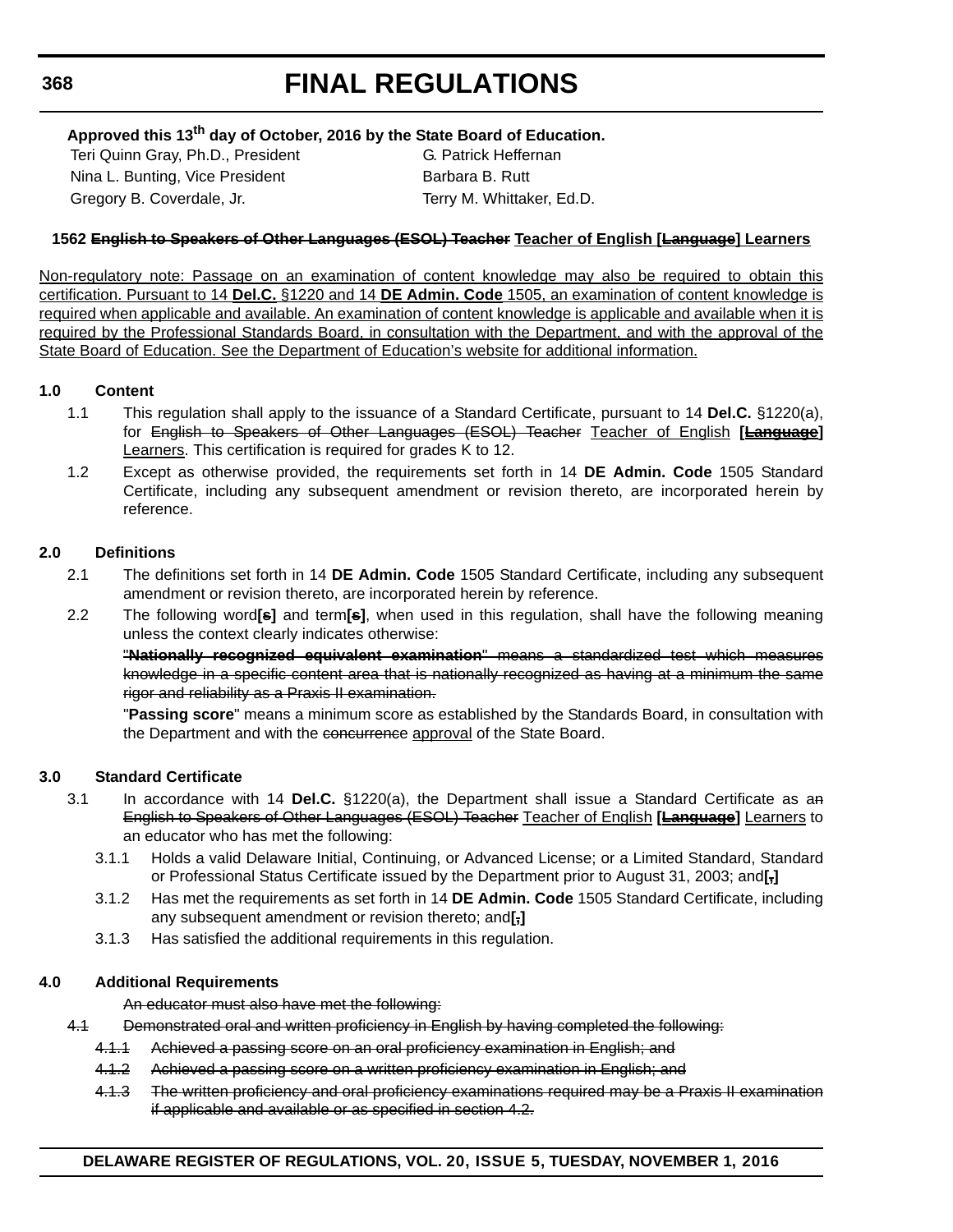Approved this 13th day of October, 2016 by the State Board of Education.

| | |
|---|---|
| Teri Quinn Gray, Ph.D., President | G. Patrick Heffernan |
| Nina L. Bunting, Vice President | Barbara B. Rutt |
| Gregory B. Coverdale, Jr. | Terry M. Whittaker, Ed.D. |

**1562 ~~English to Speakers of Other Languages (ESOL) Teacher~~ Teacher of English [~~Language~~] Learners**

Non-regulatory note: Passage on an examination of content knowledge may also be required to obtain this certification. Pursuant to 14 **Del.C.** §1220 and 14 **DE Admin. Code** 1505, an examination of content knowledge is required when applicable and available. An examination of content knowledge is applicable and available when it is required by the Professional Standards Board, in consultation with the Department, and with the approval of the State Board of Education. See the Department of Education's website for additional information.

**1.0 Content**

1.1 This regulation shall apply to the issuance of a Standard Certificate, pursuant to 14 **Del.C.** §1220(a), for ~~English to Speakers of Other Languages (ESOL) Teacher~~ Teacher of English **[~~Language~~]** Learners. This certification is required for grades K to 12.

1.2 Except as otherwise provided, the requirements set forth in 14 **DE Admin. Code** 1505 Standard Certificate, including any subsequent amendment or revision thereto, are incorporated herein by reference.

**2.0 Definitions**

2.1 The definitions set forth in 14 **DE Admin. Code** 1505 Standard Certificate, including any subsequent amendment or revision thereto, are incorporated herein by reference.

2.2 The following word**[~~s~~]** and term**[~~s~~]**, when used in this regulation, shall have the following meaning unless the context clearly indicates otherwise:

~~"**Nationally recognized equivalent examination**" means a standardized test which measures knowledge in a specific content area that is nationally recognized as having at a minimum the same rigor and reliability as a Praxis II examination.~~

"**Passing score**" means a minimum score as established by the Standards Board, in consultation with the Department and with the ~~concurrence~~ approval of the State Board.

**3.0 Standard Certificate**

3.1 In accordance with 14 **Del.C.** §1220(a), the Department shall issue a Standard Certificate as a~~n English to Speakers of Other Languages (ESOL) Teacher~~ Teacher of English **[~~Language~~]** Learners to an educator who has met the following:

3.1.1 Holds a valid Delaware Initial, Continuing, or Advanced License; or a Limited Standard, Standard or Professional Status Certificate issued by the Department prior to August 31, 2003; and**[~~,~~]**

3.1.2 Has met the requirements as set forth in 14 **DE Admin. Code** 1505 Standard Certificate, including any subsequent amendment or revision thereto; and**[~~,~~]**

3.1.3 Has satisfied the additional requirements in this regulation.

**4.0 Additional Requirements**

~~An educator must also have met the following:~~

~~4.1 Demonstrated oral and written proficiency in English by having completed the following:~~

~~4.1.1 Achieved a passing score on an oral proficiency examination in English; and~~

~~4.1.2 Achieved a passing score on a written proficiency examination in English; and~~

~~4.1.3 The written proficiency and oral proficiency examinations required may be a Praxis II examination if applicable and available or as specified in section 4.2.~~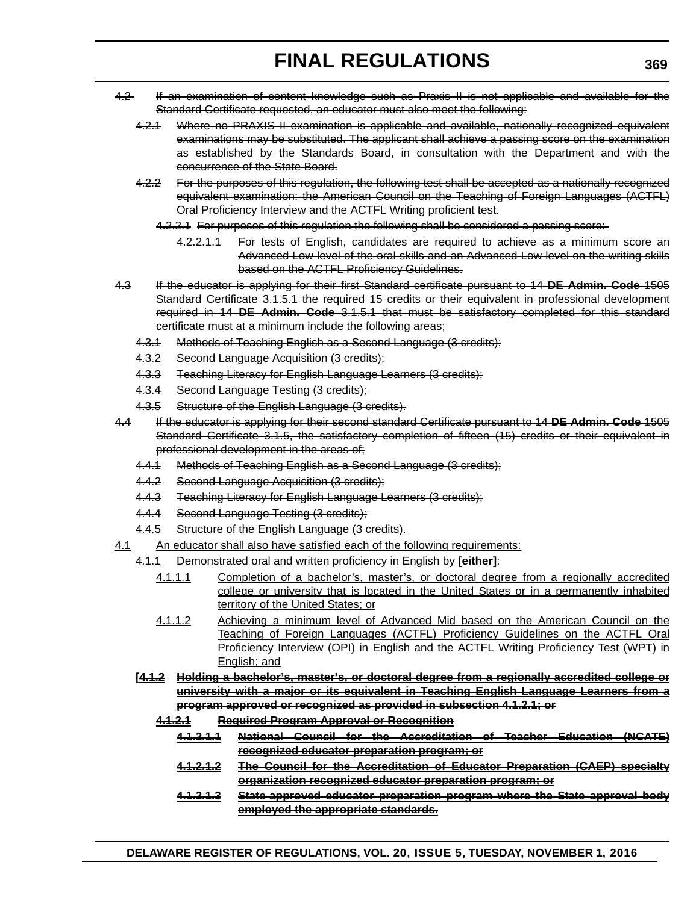~~4.2 If an examination of content knowledge such as Praxis II is not applicable and available for the Standard Certificate requested, an educator must also meet the following:~~

~~4.2.1 Where no PRAXIS II examination is applicable and available, nationally recognized equivalent examinations may be substituted. The applicant shall achieve a passing score on the examination as established by the Standards Board, in consultation with the Department and with the concurrence of the State Board.~~

~~4.2.2 For the purposes of this regulation, the following test shall be accepted as a nationally recognized equivalent examination: the American Council on the Teaching of Foreign Languages (ACTFL) Oral Proficiency Interview and the ACTFL Writing proficient test.~~

~~4.2.2.1 For purposes of this regulation the following shall be considered a passing score:~~

~~4.2.2.1.1 For tests of English, candidates are required to achieve as a minimum score an Advanced Low level of the oral skills and an Advanced Low level on the writing skills based on the ACTFL Proficiency Guidelines.~~

~~4.3 If the educator is applying for their first Standard certificate pursuant to 14 **DE Admin. Code** 1505 Standard Certificate 3.1.5.1 the required 15 credits or their equivalent in professional development required in 14 **DE Admin. Code** 3.1.5.1 that must be satisfactory completed for this standard certificate must at a minimum include the following areas;~~

~~4.3.1 Methods of Teaching English as a Second Language (3 credits);~~

~~4.3.2 Second Language Acquisition (3 credits);~~

~~4.3.3 Teaching Literacy for English Language Learners (3 credits);~~

~~4.3.4 Second Language Testing (3 credits);~~

~~4.3.5 Structure of the English Language (3 credits).~~

~~4.4 If the educator is applying for their second standard Certificate pursuant to 14 **DE Admin. Code** 1505 Standard Certificate 3.1.5, the satisfactory completion of fifteen (15) credits or their equivalent in professional development in the areas of;~~

~~4.4.1 Methods of Teaching English as a Second Language (3 credits);~~

~~4.4.2 Second Language Acquisition (3 credits);~~

~~4.4.3 Teaching Literacy for English Language Learners (3 credits);~~

~~4.4.4 Second Language Testing (3 credits);~~

~~4.4.5 Structure of the English Language (3 credits).~~

<u>4.1 An educator shall also have satisfied each of the following requirements:</u>

<u>4.1.1 Demonstrated oral and written proficiency in English by</u> **[either]**<u>:</u>

<u>4.1.1.1 Completion of a bachelor's, master's, or doctoral degree from a regionally accredited college or university that is located in the United States or in a permanently inhabited territory of the United States; or</u>

<u>4.1.1.2 Achieving a minimum level of Advanced Mid based on the American Council on the Teaching of Foreign Languages (ACTFL) Proficiency Guidelines on the ACTFL Oral Proficiency Interview (OPI) in English and the ACTFL Writing Proficiency Test (WPT) in English; and</u>

**[~~4.1.2 Holding a bachelor's, master's, or doctoral degree from a regionally accredited college or university with a major or its equivalent in Teaching English Language Learners from a program approved or recognized as provided in subsection 4.1.2.1; or~~**

**~~4.1.2.1 Required Program Approval or Recognition~~**

**~~4.1.2.1.1 National Council for the Accreditation of Teacher Education (NCATE) recognized educator preparation program; or~~**

**~~4.1.2.1.2 The Council for the Accreditation of Educator Preparation (CAEP) specialty organization recognized educator preparation program; or~~**

**~~4.1.2.1.3 State-approved educator preparation program where the State approval body employed the appropriate standards.~~**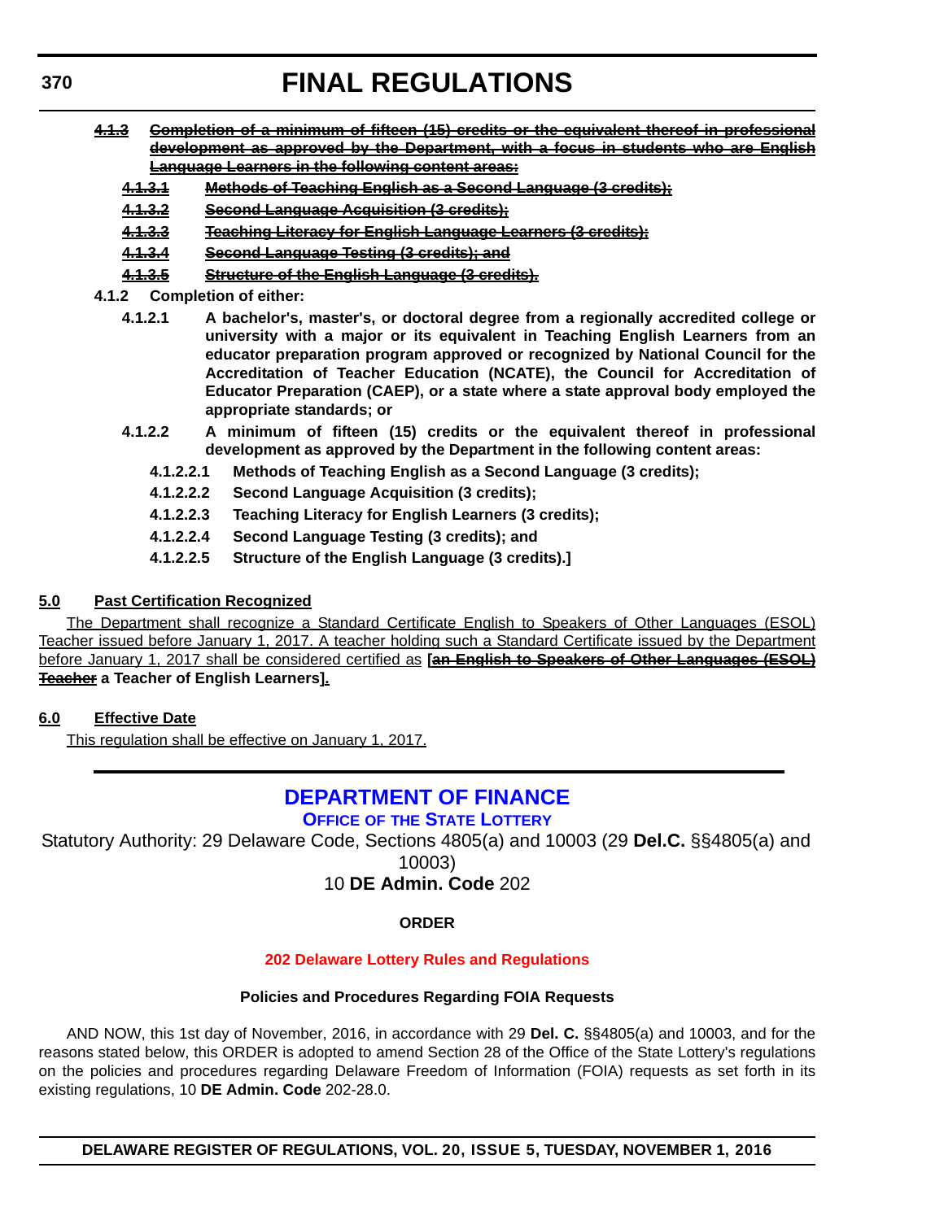~~**4.1.3 Completion of a minimum of fifteen (15) credits or the equivalent thereof in professional development as approved by the Department, with a focus in students who are English Language Learners in the following content areas:**~~

~~**4.1.3.1 Methods of Teaching English as a Second Language (3 credits);**~~

~~**4.1.3.2 Second Language Acquisition (3 credits);**~~

~~**4.1.3.3 Teaching Literacy for English Language Learners (3 credits);**~~

~~**4.1.3.4 Second Language Testing (3 credits); and**~~

~~**4.1.3.5 Structure of the English Language (3 credits).**~~

**4.1.2 Completion of either:**

**4.1.2.1 A bachelor's, master's, or doctoral degree from a regionally accredited college or university with a major or its equivalent in Teaching English Learners from an educator preparation program approved or recognized by National Council for the Accreditation of Teacher Education (NCATE), the Council for Accreditation of Educator Preparation (CAEP), or a state where a state approval body employed the appropriate standards; or**

**4.1.2.2 A minimum of fifteen (15) credits or the equivalent thereof in professional development as approved by the Department in the following content areas:**

**4.1.2.2.1 Methods of Teaching English as a Second Language (3 credits);**

**4.1.2.2.2 Second Language Acquisition (3 credits);**

**4.1.2.2.3 Teaching Literacy for English Learners (3 credits);**

**4.1.2.2.4 Second Language Testing (3 credits); and**

**4.1.2.2.5 Structure of the English Language (3 credits).]**

**5.0 Past Certification Recognized**

The Department shall recognize a Standard Certificate English to Speakers of Other Languages (ESOL) Teacher issued before January 1, 2017. A teacher holding such a Standard Certificate issued by the Department before January 1, 2017 shall be considered certified as **[~~an English to Speakers of Other Languages (ESOL) Teacher~~ a Teacher of English Learners]**.

**6.0 Effective Date**

This regulation shall be effective on January 1, 2017.

---

## DEPARTMENT OF FINANCE

### OFFICE OF THE STATE LOTTERY

Statutory Authority: 29 Delaware Code, Sections 4805(a) and 10003 (29 **Del.C.** §§4805(a) and 10003)

10 **DE Admin. Code** 202

**ORDER**

**202 Delaware Lottery Rules and Regulations**

**Policies and Procedures Regarding FOIA Requests**

AND NOW, this 1st day of November, 2016, in accordance with 29 **Del. C.** §§4805(a) and 10003, and for the reasons stated below, this ORDER is adopted to amend Section 28 of the Office of the State Lottery's regulations on the policies and procedures regarding Delaware Freedom of Information (FOIA) requests as set forth in its existing regulations, 10 **DE Admin. Code** 202-28.0.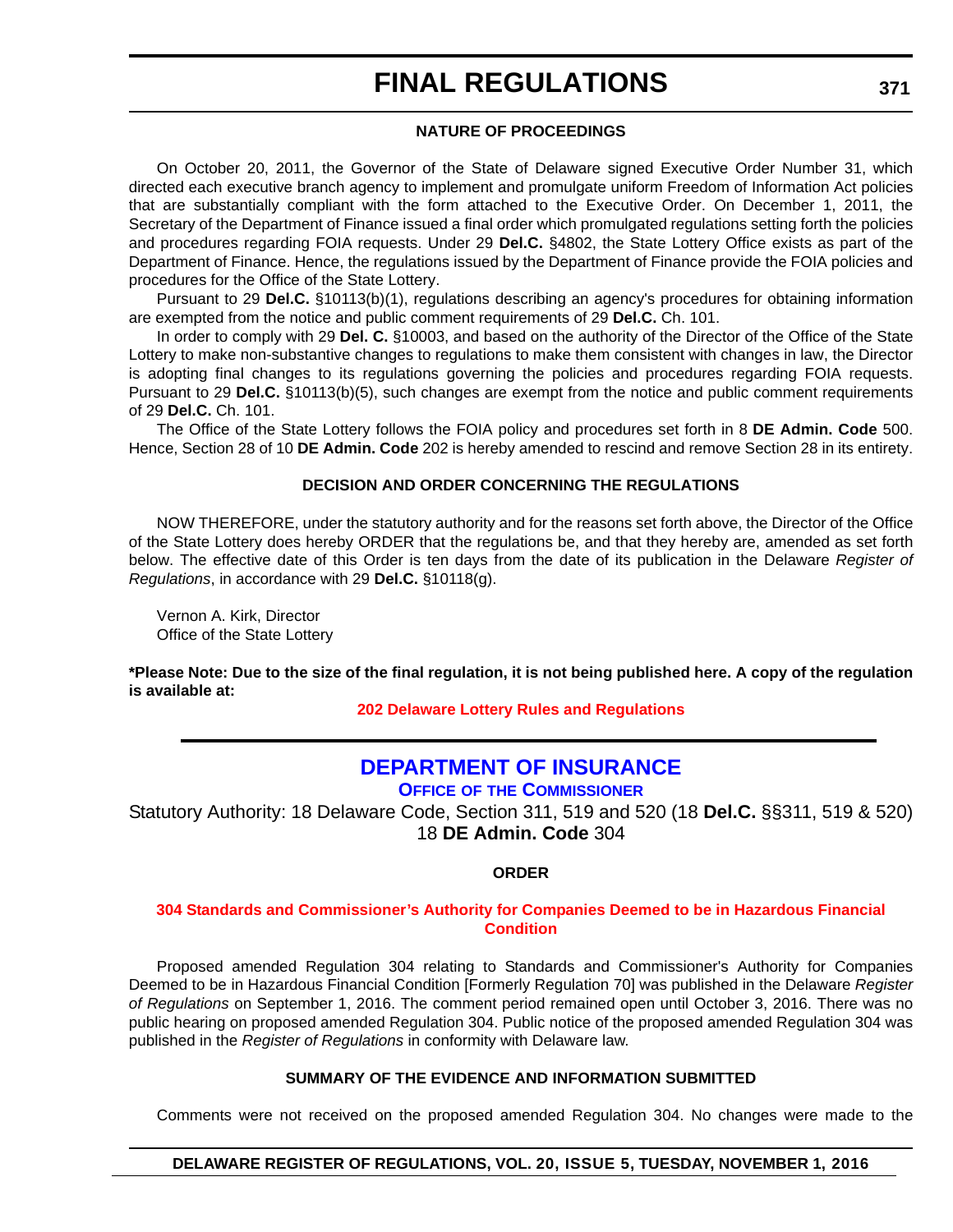#### NATURE OF PROCEEDINGS

On October 20, 2011, the Governor of the State of Delaware signed Executive Order Number 31, which directed each executive branch agency to implement and promulgate uniform Freedom of Information Act policies that are substantially compliant with the form attached to the Executive Order. On December 1, 2011, the Secretary of the Department of Finance issued a final order which promulgated regulations setting forth the policies and procedures regarding FOIA requests. Under 29 **Del.C.** §4802, the State Lottery Office exists as part of the Department of Finance. Hence, the regulations issued by the Department of Finance provide the FOIA policies and procedures for the Office of the State Lottery.

Pursuant to 29 **Del.C.** §10113(b)(1), regulations describing an agency's procedures for obtaining information are exempted from the notice and public comment requirements of 29 **Del.C.** Ch. 101.

In order to comply with 29 **Del. C.** §10003, and based on the authority of the Director of the Office of the State Lottery to make non-substantive changes to regulations to make them consistent with changes in law, the Director is adopting final changes to its regulations governing the policies and procedures regarding FOIA requests. Pursuant to 29 **Del.C.** §10113(b)(5), such changes are exempt from the notice and public comment requirements of 29 **Del.C.** Ch. 101.

The Office of the State Lottery follows the FOIA policy and procedures set forth in 8 **DE Admin. Code** 500. Hence, Section 28 of 10 **DE Admin. Code** 202 is hereby amended to rescind and remove Section 28 in its entirety.

#### DECISION AND ORDER CONCERNING THE REGULATIONS

NOW THEREFORE, under the statutory authority and for the reasons set forth above, the Director of the Office of the State Lottery does hereby ORDER that the regulations be, and that they hereby are, amended as set forth below. The effective date of this Order is ten days from the date of its publication in the Delaware *Register of Regulations*, in accordance with 29 **Del.C.** §10118(g).

Vernon A. Kirk, Director
Office of the State Lottery

**\*Please Note: Due to the size of the final regulation, it is not being published here. A copy of the regulation is available at:**

**202 Delaware Lottery Rules and Regulations**

---

## DEPARTMENT OF INSURANCE

### OFFICE OF THE COMMISSIONER

Statutory Authority: 18 Delaware Code, Section 311, 519 and 520 (18 **Del.C.** §§311, 519 & 520)
18 **DE Admin. Code** 304

#### ORDER

#### 304 Standards and Commissioner's Authority for Companies Deemed to be in Hazardous Financial Condition

Proposed amended Regulation 304 relating to Standards and Commissioner's Authority for Companies Deemed to be in Hazardous Financial Condition [Formerly Regulation 70] was published in the Delaware *Register of Regulations* on September 1, 2016. The comment period remained open until October 3, 2016. There was no public hearing on proposed amended Regulation 304. Public notice of the proposed amended Regulation 304 was published in the *Register of Regulations* in conformity with Delaware law.

#### SUMMARY OF THE EVIDENCE AND INFORMATION SUBMITTED

Comments were not received on the proposed amended Regulation 304. No changes were made to the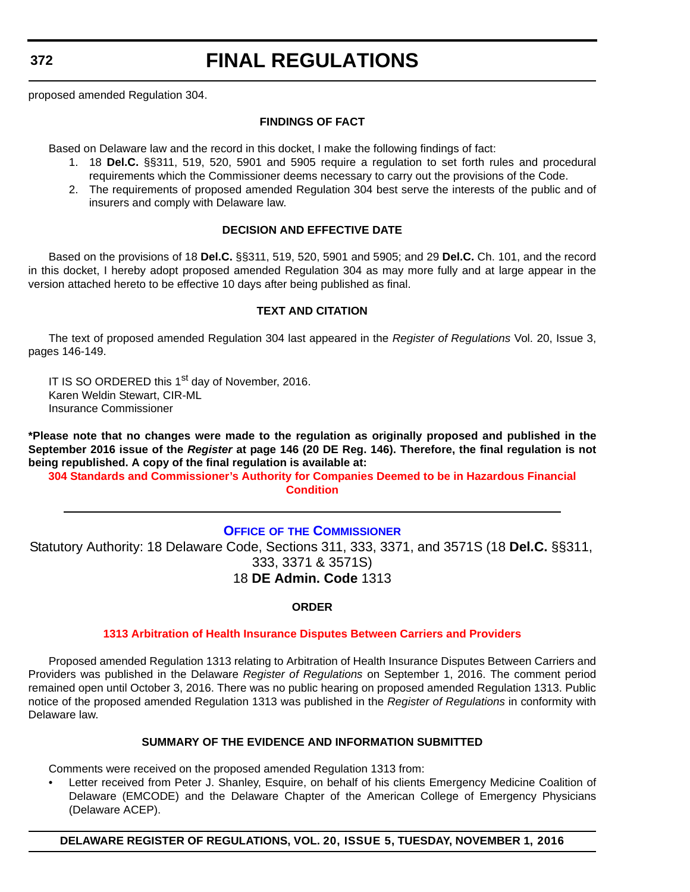proposed amended Regulation 304.

### FINDINGS OF FACT

Based on Delaware law and the record in this docket, I make the following findings of fact:

1. 18 **Del.C.** §§311, 519, 520, 5901 and 5905 require a regulation to set forth rules and procedural requirements which the Commissioner deems necessary to carry out the provisions of the Code.
2. The requirements of proposed amended Regulation 304 best serve the interests of the public and of insurers and comply with Delaware law.

### DECISION AND EFFECTIVE DATE

Based on the provisions of 18 **Del.C.** §§311, 519, 520, 5901 and 5905; and 29 **Del.C.** Ch. 101, and the record in this docket, I hereby adopt proposed amended Regulation 304 as may more fully and at large appear in the version attached hereto to be effective 10 days after being published as final.

### TEXT AND CITATION

The text of proposed amended Regulation 304 last appeared in the *Register of Regulations* Vol. 20, Issue 3, pages 146-149.

IT IS SO ORDERED this 1st day of November, 2016.
Karen Weldin Stewart, CIR-ML
Insurance Commissioner

**\*Please note that no changes were made to the regulation as originally proposed and published in the September 2016 issue of the *Register* at page 146 (20 DE Reg. 146). Therefore, the final regulation is not being republished. A copy of the final regulation is available at:**

**304 Standards and Commissioner's Authority for Companies Deemed to be in Hazardous Financial Condition**

---

## OFFICE OF THE COMMISSIONER

Statutory Authority: 18 Delaware Code, Sections 311, 333, 3371, and 3571S (18 **Del.C.** §§311, 333, 3371 & 3571S)
18 **DE Admin. Code** 1313

### ORDER

### 1313 Arbitration of Health Insurance Disputes Between Carriers and Providers

Proposed amended Regulation 1313 relating to Arbitration of Health Insurance Disputes Between Carriers and Providers was published in the Delaware *Register of Regulations* on September 1, 2016. The comment period remained open until October 3, 2016. There was no public hearing on proposed amended Regulation 1313. Public notice of the proposed amended Regulation 1313 was published in the *Register of Regulations* in conformity with Delaware law.

### SUMMARY OF THE EVIDENCE AND INFORMATION SUBMITTED

Comments were received on the proposed amended Regulation 1313 from:

- Letter received from Peter J. Shanley, Esquire, on behalf of his clients Emergency Medicine Coalition of Delaware (EMCODE) and the Delaware Chapter of the American College of Emergency Physicians (Delaware ACEP).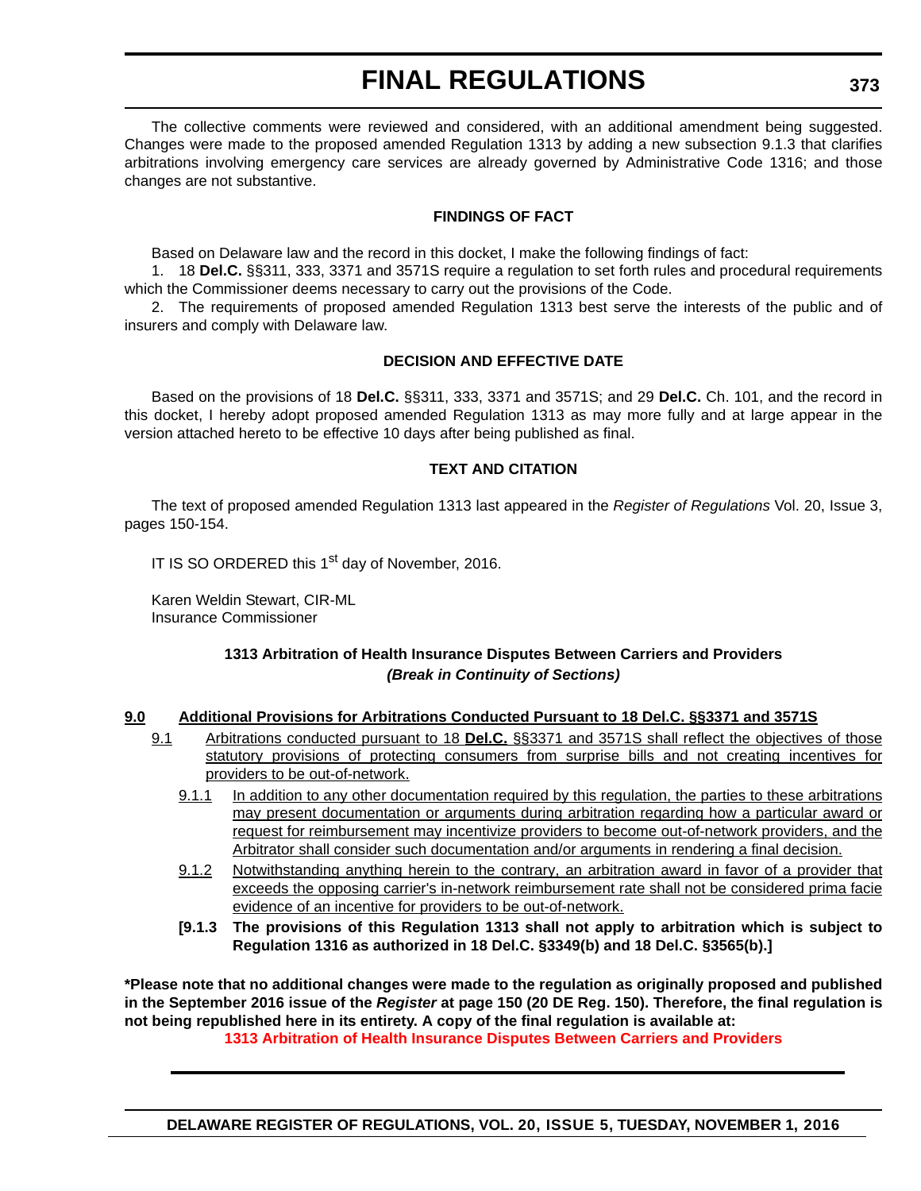The collective comments were reviewed and considered, with an additional amendment being suggested. Changes were made to the proposed amended Regulation 1313 by adding a new subsection 9.1.3 that clarifies arbitrations involving emergency care services are already governed by Administrative Code 1316; and those changes are not substantive.

### FINDINGS OF FACT

Based on Delaware law and the record in this docket, I make the following findings of fact:

1. 18 **Del.C.** §§311, 333, 3371 and 3571S require a regulation to set forth rules and procedural requirements which the Commissioner deems necessary to carry out the provisions of the Code.

2. The requirements of proposed amended Regulation 1313 best serve the interests of the public and of insurers and comply with Delaware law.

### DECISION AND EFFECTIVE DATE

Based on the provisions of 18 **Del.C.** §§311, 333, 3371 and 3571S; and 29 **Del.C.** Ch. 101, and the record in this docket, I hereby adopt proposed amended Regulation 1313 as may more fully and at large appear in the version attached hereto to be effective 10 days after being published as final.

### TEXT AND CITATION

The text of proposed amended Regulation 1313 last appeared in the *Register of Regulations* Vol. 20, Issue 3, pages 150-154.

IT IS SO ORDERED this 1st day of November, 2016.

Karen Weldin Stewart, CIR-ML
Insurance Commissioner

**1313 Arbitration of Health Insurance Disputes Between Carriers and Providers**
***(Break in Continuity of Sections)***

<u>**9.0 Additional Provisions for Arbitrations Conducted Pursuant to 18 Del.C. §§3371 and 3571S**</u>

<u>9.1 Arbitrations conducted pursuant to 18 **Del.C.** §§3371 and 3571S shall reflect the objectives of those statutory provisions of protecting consumers from surprise bills and not creating incentives for providers to be out-of-network.</u>

<u>9.1.1 In addition to any other documentation required by this regulation, the parties to these arbitrations may present documentation or arguments during arbitration regarding how a particular award or request for reimbursement may incentivize providers to become out-of-network providers, and the Arbitrator shall consider such documentation and/or arguments in rendering a final decision.</u>

<u>9.1.2 Notwithstanding anything herein to the contrary, an arbitration award in favor of a provider that exceeds the opposing carrier's in-network reimbursement rate shall not be considered prima facie evidence of an incentive for providers to be out-of-network.</u>

**[9.1.3 The provisions of this Regulation 1313 shall not apply to arbitration which is subject to Regulation 1316 as authorized in 18 Del.C. §3349(b) and 18 Del.C. §3565(b).]**

**\*Please note that no additional changes were made to the regulation as originally proposed and published in the September 2016 issue of the *Register* at page 150 (20 DE Reg. 150). Therefore, the final regulation is not being republished here in its entirety. A copy of the final regulation is available at:**

**1313 Arbitration of Health Insurance Disputes Between Carriers and Providers**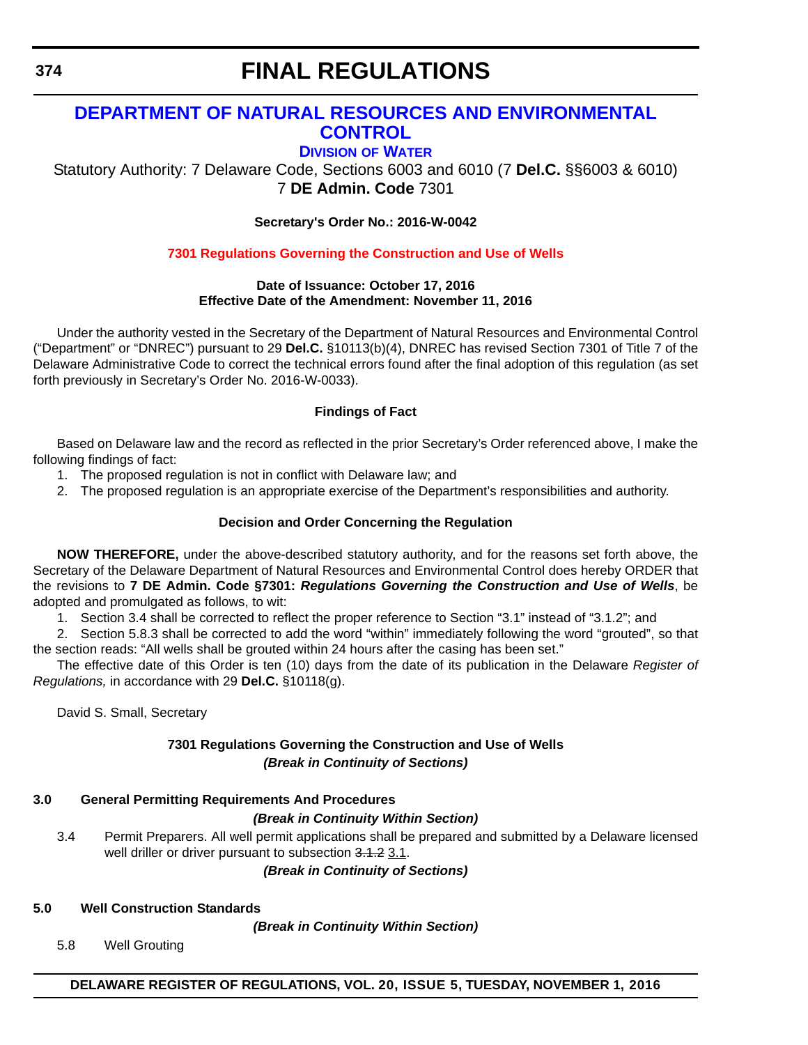# FINAL REGULATIONS

## DEPARTMENT OF NATURAL RESOURCES AND ENVIRONMENTAL CONTROL

### DIVISION OF WATER

Statutory Authority: 7 Delaware Code, Sections 6003 and 6010 (7 **Del.C.** §§6003 & 6010)
7 **DE Admin. Code** 7301

**Secretary's Order No.: 2016-W-0042**

**7301 Regulations Governing the Construction and Use of Wells**

**Date of Issuance: October 17, 2016**
**Effective Date of the Amendment: November 11, 2016**

Under the authority vested in the Secretary of the Department of Natural Resources and Environmental Control ("Department" or "DNREC") pursuant to 29 **Del.C.** §10113(b)(4), DNREC has revised Section 7301 of Title 7 of the Delaware Administrative Code to correct the technical errors found after the final adoption of this regulation (as set forth previously in Secretary's Order No. 2016-W-0033).

**Findings of Fact**

Based on Delaware law and the record as reflected in the prior Secretary's Order referenced above, I make the following findings of fact:

1. The proposed regulation is not in conflict with Delaware law; and
2. The proposed regulation is an appropriate exercise of the Department's responsibilities and authority.

**Decision and Order Concerning the Regulation**

**NOW THEREFORE,** under the above-described statutory authority, and for the reasons set forth above, the Secretary of the Delaware Department of Natural Resources and Environmental Control does hereby ORDER that the revisions to **7 DE Admin. Code §7301:** ***Regulations Governing the Construction and Use of Wells***, be adopted and promulgated as follows, to wit:

1. Section 3.4 shall be corrected to reflect the proper reference to Section "3.1" instead of "3.1.2"; and
2. Section 5.8.3 shall be corrected to add the word "within" immediately following the word "grouted", so that the section reads: "All wells shall be grouted within 24 hours after the casing has been set."

The effective date of this Order is ten (10) days from the date of its publication in the Delaware *Register of Regulations,* in accordance with 29 **Del.C.** §10118(g).

David S. Small, Secretary

**7301 Regulations Governing the Construction and Use of Wells**
***(Break in Continuity of Sections)***

**3.0 General Permitting Requirements And Procedures**

***(Break in Continuity Within Section)***

3.4 Permit Preparers. All well permit applications shall be prepared and submitted by a Delaware licensed well driller or driver pursuant to subsection ~~3.1.2~~ 3.1.

***(Break in Continuity of Sections)***

**5.0 Well Construction Standards**

***(Break in Continuity Within Section)***

5.8 Well Grouting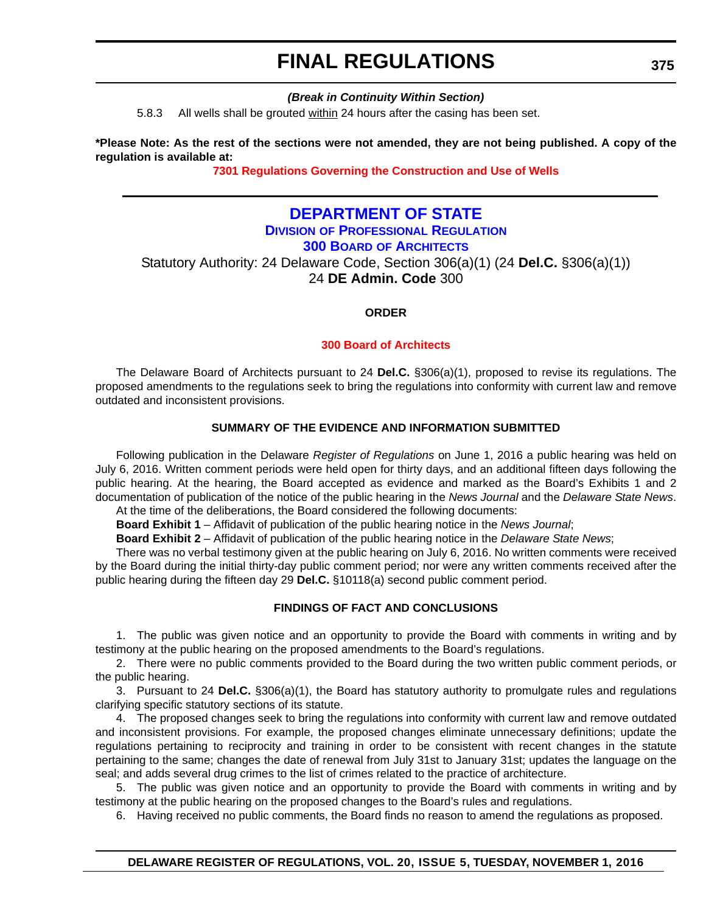***(Break in Continuity Within Section)***

5.8.3 All wells shall be grouted within 24 hours after the casing has been set.

**\*Please Note: As the rest of the sections were not amended, they are not being published. A copy of the regulation is available at:**

**7301 Regulations Governing the Construction and Use of Wells**

# DEPARTMENT OF STATE

## DIVISION OF PROFESSIONAL REGULATION

## 300 BOARD OF ARCHITECTS

Statutory Authority: 24 Delaware Code, Section 306(a)(1) (24 **Del.C.** §306(a)(1))
24 **DE Admin. Code** 300

**ORDER**

**300 Board of Architects**

The Delaware Board of Architects pursuant to 24 **Del.C.** §306(a)(1), proposed to revise its regulations. The proposed amendments to the regulations seek to bring the regulations into conformity with current law and remove outdated and inconsistent provisions.

**SUMMARY OF THE EVIDENCE AND INFORMATION SUBMITTED**

Following publication in the Delaware *Register of Regulations* on June 1, 2016 a public hearing was held on July 6, 2016. Written comment periods were held open for thirty days, and an additional fifteen days following the public hearing. At the hearing, the Board accepted as evidence and marked as the Board's Exhibits 1 and 2 documentation of publication of the notice of the public hearing in the *News Journal* and the *Delaware State News*.

At the time of the deliberations, the Board considered the following documents:

**Board Exhibit 1** – Affidavit of publication of the public hearing notice in the *News Journal*;

**Board Exhibit 2** – Affidavit of publication of the public hearing notice in the *Delaware State News*;

There was no verbal testimony given at the public hearing on July 6, 2016. No written comments were received by the Board during the initial thirty-day public comment period; nor were any written comments received after the public hearing during the fifteen day 29 **Del.C.** §10118(a) second public comment period.

**FINDINGS OF FACT AND CONCLUSIONS**

1. The public was given notice and an opportunity to provide the Board with comments in writing and by testimony at the public hearing on the proposed amendments to the Board's regulations.

2. There were no public comments provided to the Board during the two written public comment periods, or the public hearing.

3. Pursuant to 24 **Del.C.** §306(a)(1), the Board has statutory authority to promulgate rules and regulations clarifying specific statutory sections of its statute.

4. The proposed changes seek to bring the regulations into conformity with current law and remove outdated and inconsistent provisions. For example, the proposed changes eliminate unnecessary definitions; update the regulations pertaining to reciprocity and training in order to be consistent with recent changes in the statute pertaining to the same; changes the date of renewal from July 31st to January 31st; updates the language on the seal; and adds several drug crimes to the list of crimes related to the practice of architecture.

5. The public was given notice and an opportunity to provide the Board with comments in writing and by testimony at the public hearing on the proposed changes to the Board's rules and regulations.

6. Having received no public comments, the Board finds no reason to amend the regulations as proposed.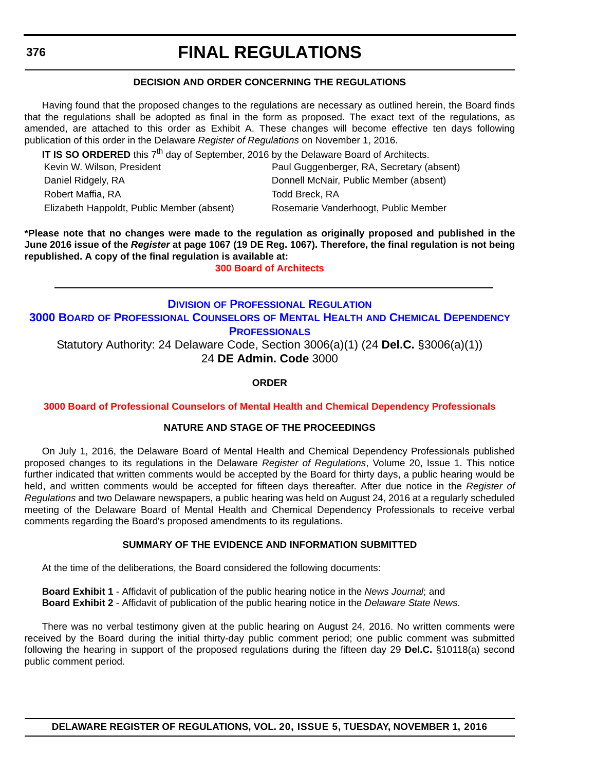### DECISION AND ORDER CONCERNING THE REGULATIONS

Having found that the proposed changes to the regulations are necessary as outlined herein, the Board finds that the regulations shall be adopted as final in the form as proposed. The exact text of the regulations, as amended, are attached to this order as Exhibit A. These changes will become effective ten days following publication of this order in the Delaware *Register of Regulations* on November 1, 2016.

**IT IS SO ORDERED** this 7th day of September, 2016 by the Delaware Board of Architects.

| | |
|---|---|
| Kevin W. Wilson, President | Paul Guggenberger, RA, Secretary (absent) |
| Daniel Ridgely, RA | Donnell McNair, Public Member (absent) |
| Robert Maffia, RA | Todd Breck, RA |
| Elizabeth Happoldt, Public Member (absent) | Rosemarie Vanderhoogt, Public Member |

**\*Please note that no changes were made to the regulation as originally proposed and published in the June 2016 issue of the *Register* at page 1067 (19 DE Reg. 1067). Therefore, the final regulation is not being republished. A copy of the final regulation is available at:**

**300 Board of Architects**

---

## DIVISION OF PROFESSIONAL REGULATION

## 3000 BOARD OF PROFESSIONAL COUNSELORS OF MENTAL HEALTH AND CHEMICAL DEPENDENCY PROFESSIONALS

Statutory Authority: 24 Delaware Code, Section 3006(a)(1) (24 **Del.C.** §3006(a)(1))
24 **DE Admin. Code** 3000

### ORDER

**3000 Board of Professional Counselors of Mental Health and Chemical Dependency Professionals**

### NATURE AND STAGE OF THE PROCEEDINGS

On July 1, 2016, the Delaware Board of Mental Health and Chemical Dependency Professionals published proposed changes to its regulations in the Delaware *Register of Regulations*, Volume 20, Issue 1. This notice further indicated that written comments would be accepted by the Board for thirty days, a public hearing would be held, and written comments would be accepted for fifteen days thereafter. After due notice in the *Register of Regulations* and two Delaware newspapers, a public hearing was held on August 24, 2016 at a regularly scheduled meeting of the Delaware Board of Mental Health and Chemical Dependency Professionals to receive verbal comments regarding the Board's proposed amendments to its regulations.

### SUMMARY OF THE EVIDENCE AND INFORMATION SUBMITTED

At the time of the deliberations, the Board considered the following documents:

**Board Exhibit 1** - Affidavit of publication of the public hearing notice in the *News Journal*; and
**Board Exhibit 2** - Affidavit of publication of the public hearing notice in the *Delaware State News*.

There was no verbal testimony given at the public hearing on August 24, 2016. No written comments were received by the Board during the initial thirty-day public comment period; one public comment was submitted following the hearing in support of the proposed regulations during the fifteen day 29 **Del.C.** §10118(a) second public comment period.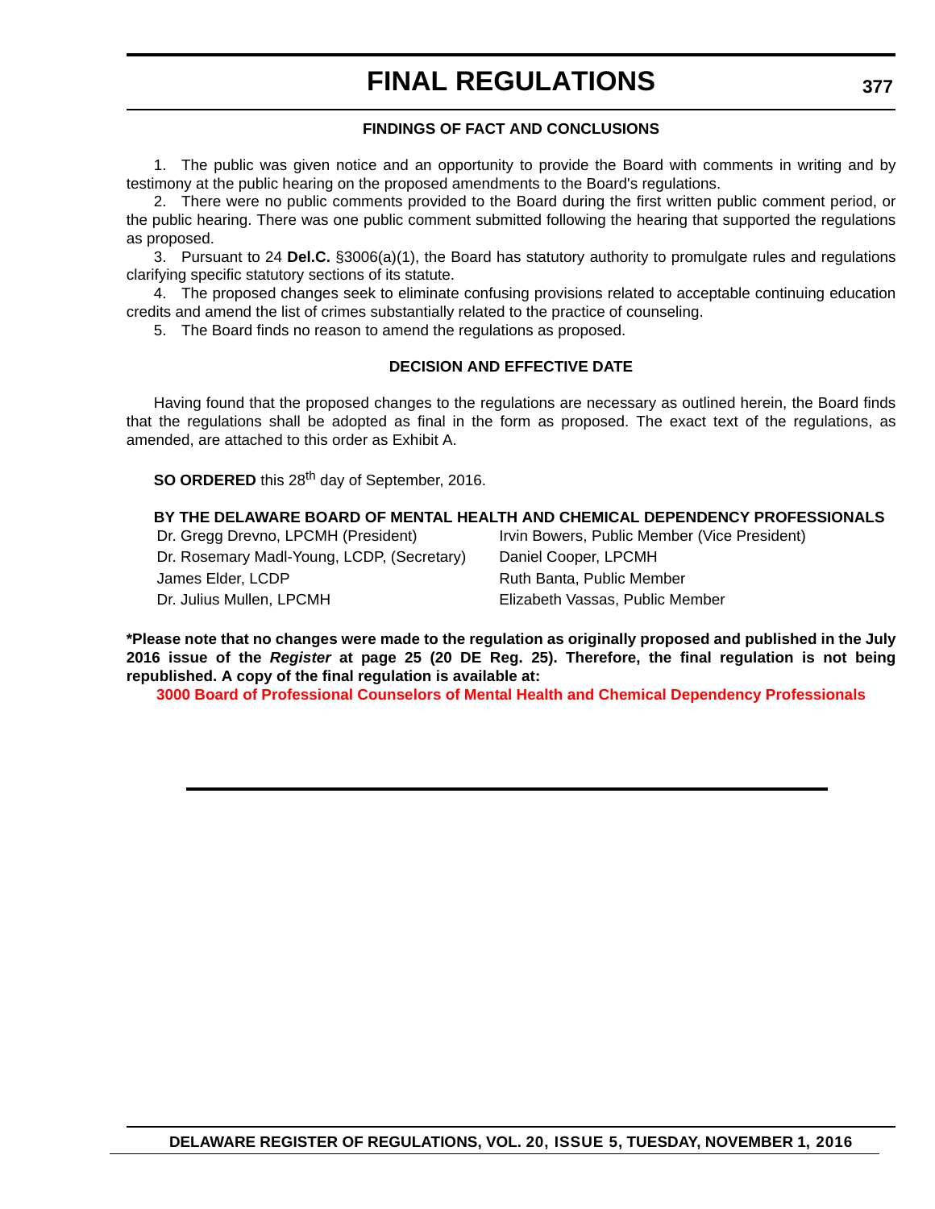#### FINDINGS OF FACT AND CONCLUSIONS

1. The public was given notice and an opportunity to provide the Board with comments in writing and by testimony at the public hearing on the proposed amendments to the Board's regulations.

2. There were no public comments provided to the Board during the first written public comment period, or the public hearing. There was one public comment submitted following the hearing that supported the regulations as proposed.

3. Pursuant to 24 **Del.C.** §3006(a)(1), the Board has statutory authority to promulgate rules and regulations clarifying specific statutory sections of its statute.

4. The proposed changes seek to eliminate confusing provisions related to acceptable continuing education credits and amend the list of crimes substantially related to the practice of counseling.

5. The Board finds no reason to amend the regulations as proposed.

#### DECISION AND EFFECTIVE DATE

Having found that the proposed changes to the regulations are necessary as outlined herein, the Board finds that the regulations shall be adopted as final in the form as proposed. The exact text of the regulations, as amended, are attached to this order as Exhibit A.

**SO ORDERED** this 28th day of September, 2016.

**BY THE DELAWARE BOARD OF MENTAL HEALTH AND CHEMICAL DEPENDENCY PROFESSIONALS**

Dr. Gregg Drevno, LPCMH (President)
Irvin Bowers, Public Member (Vice President)
Dr. Rosemary Madl-Young, LCDP, (Secretary)
Daniel Cooper, LPCMH
James Elder, LCDP
Ruth Banta, Public Member
Dr. Julius Mullen, LPCMH
Elizabeth Vassas, Public Member

**\*Please note that no changes were made to the regulation as originally proposed and published in the July 2016 issue of the *Register* at page 25 (20 DE Reg. 25). Therefore, the final regulation is not being republished. A copy of the final regulation is available at:**

**3000 Board of Professional Counselors of Mental Health and Chemical Dependency Professionals**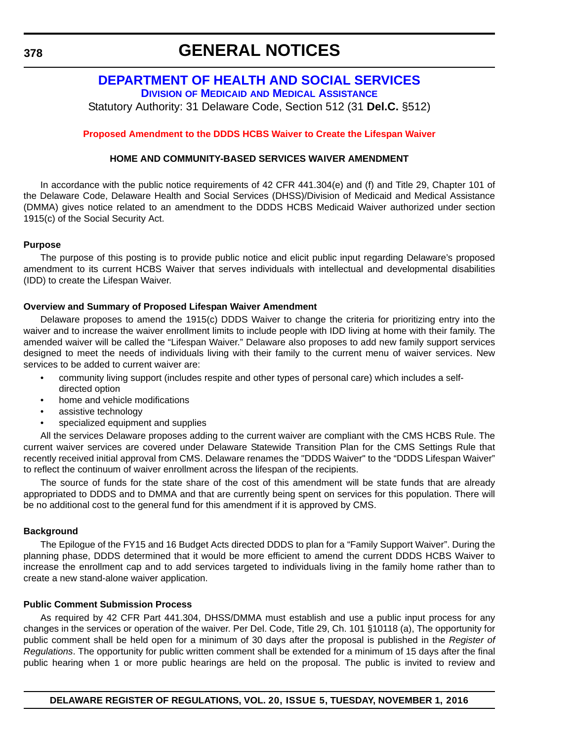# GENERAL NOTICES

## DEPARTMENT OF HEALTH AND SOCIAL SERVICES

### Division of Medicaid and Medical Assistance

Statutory Authority: 31 Delaware Code, Section 512 (31 **Del.C.** §512)

**Proposed Amendment to the DDDS HCBS Waiver to Create the Lifespan Waiver**

**HOME AND COMMUNITY-BASED SERVICES WAIVER AMENDMENT**

In accordance with the public notice requirements of 42 CFR 441.304(e) and (f) and Title 29, Chapter 101 of the Delaware Code, Delaware Health and Social Services (DHSS)/Division of Medicaid and Medical Assistance (DMMA) gives notice related to an amendment to the DDDS HCBS Medicaid Waiver authorized under section 1915(c) of the Social Security Act.

**Purpose**

The purpose of this posting is to provide public notice and elicit public input regarding Delaware's proposed amendment to its current HCBS Waiver that serves individuals with intellectual and developmental disabilities (IDD) to create the Lifespan Waiver.

**Overview and Summary of Proposed Lifespan Waiver Amendment**

Delaware proposes to amend the 1915(c) DDDS Waiver to change the criteria for prioritizing entry into the waiver and to increase the waiver enrollment limits to include people with IDD living at home with their family. The amended waiver will be called the "Lifespan Waiver." Delaware also proposes to add new family support services designed to meet the needs of individuals living with their family to the current menu of waiver services. New services to be added to current waiver are:

- community living support (includes respite and other types of personal care) which includes a self-directed option
- home and vehicle modifications
- assistive technology
- specialized equipment and supplies

All the services Delaware proposes adding to the current waiver are compliant with the CMS HCBS Rule. The current waiver services are covered under Delaware Statewide Transition Plan for the CMS Settings Rule that recently received initial approval from CMS. Delaware renames the "DDDS Waiver" to the "DDDS Lifespan Waiver" to reflect the continuum of waiver enrollment across the lifespan of the recipients.

The source of funds for the state share of the cost of this amendment will be state funds that are already appropriated to DDDS and to DMMA and that are currently being spent on services for this population. There will be no additional cost to the general fund for this amendment if it is approved by CMS.

**Background**

The Epilogue of the FY15 and 16 Budget Acts directed DDDS to plan for a "Family Support Waiver". During the planning phase, DDDS determined that it would be more efficient to amend the current DDDS HCBS Waiver to increase the enrollment cap and to add services targeted to individuals living in the family home rather than to create a new stand-alone waiver application.

**Public Comment Submission Process**

As required by 42 CFR Part 441.304, DHSS/DMMA must establish and use a public input process for any changes in the services or operation of the waiver. Per Del. Code, Title 29, Ch. 101 §10118 (a), The opportunity for public comment shall be held open for a minimum of 30 days after the proposal is published in the *Register of Regulations*. The opportunity for public written comment shall be extended for a minimum of 15 days after the final public hearing when 1 or more public hearings are held on the proposal. The public is invited to review and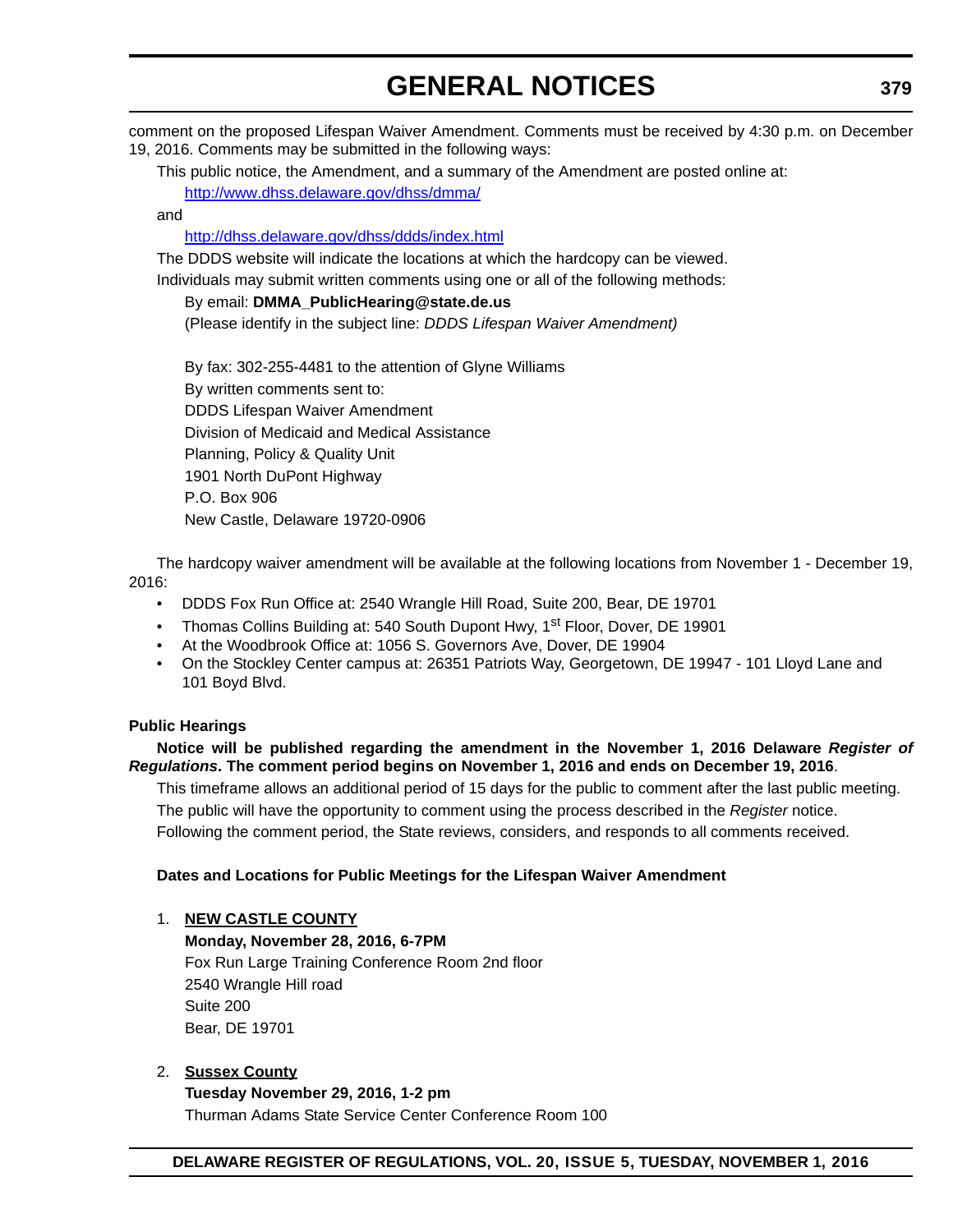comment on the proposed Lifespan Waiver Amendment. Comments must be received by 4:30 p.m. on December 19, 2016. Comments may be submitted in the following ways:

This public notice, the Amendment, and a summary of the Amendment are posted online at:

[http://www.dhss.delaware.gov/dhss/dmma/](http://www.dhss.delaware.gov/dhss/dmma/)

and

[http://dhss.delaware.gov/dhss/ddds/index.html](http://dhss.delaware.gov/dhss/ddds/index.html)

The DDDS website will indicate the locations at which the hardcopy can be viewed.

Individuals may submit written comments using one or all of the following methods:

By email: **DMMA_PublicHearing@state.de.us**

(Please identify in the subject line: *DDDS Lifespan Waiver Amendment)*

By fax: 302-255-4481 to the attention of Glyne Williams

By written comments sent to:

DDDS Lifespan Waiver Amendment
Division of Medicaid and Medical Assistance
Planning, Policy & Quality Unit
1901 North DuPont Highway
P.O. Box 906
New Castle, Delaware 19720-0906

The hardcopy waiver amendment will be available at the following locations from November 1 - December 19, 2016:

- DDDS Fox Run Office at: 2540 Wrangle Hill Road, Suite 200, Bear, DE 19701
- Thomas Collins Building at: 540 South Dupont Hwy, 1st Floor, Dover, DE 19901
- At the Woodbrook Office at: 1056 S. Governors Ave, Dover, DE 19904
- On the Stockley Center campus at: 26351 Patriots Way, Georgetown, DE 19947 - 101 Lloyd Lane and 101 Boyd Blvd.

**Public Hearings**

**Notice will be published regarding the amendment in the November 1, 2016 Delaware *Register of Regulations*. The comment period begins on November 1, 2016 and ends on December 19, 2016**.

This timeframe allows an additional period of 15 days for the public to comment after the last public meeting.

The public will have the opportunity to comment using the process described in the *Register* notice.

Following the comment period, the State reviews, considers, and responds to all comments received.

**Dates and Locations for Public Meetings for the Lifespan Waiver Amendment**

1. **NEW CASTLE COUNTY**

   **Monday, November 28, 2016, 6-7PM**
   Fox Run Large Training Conference Room 2nd floor
   2540 Wrangle Hill road
   Suite 200
   Bear, DE 19701

2. **Sussex County**

   **Tuesday November 29, 2016, 1-2 pm**
   Thurman Adams State Service Center Conference Room 100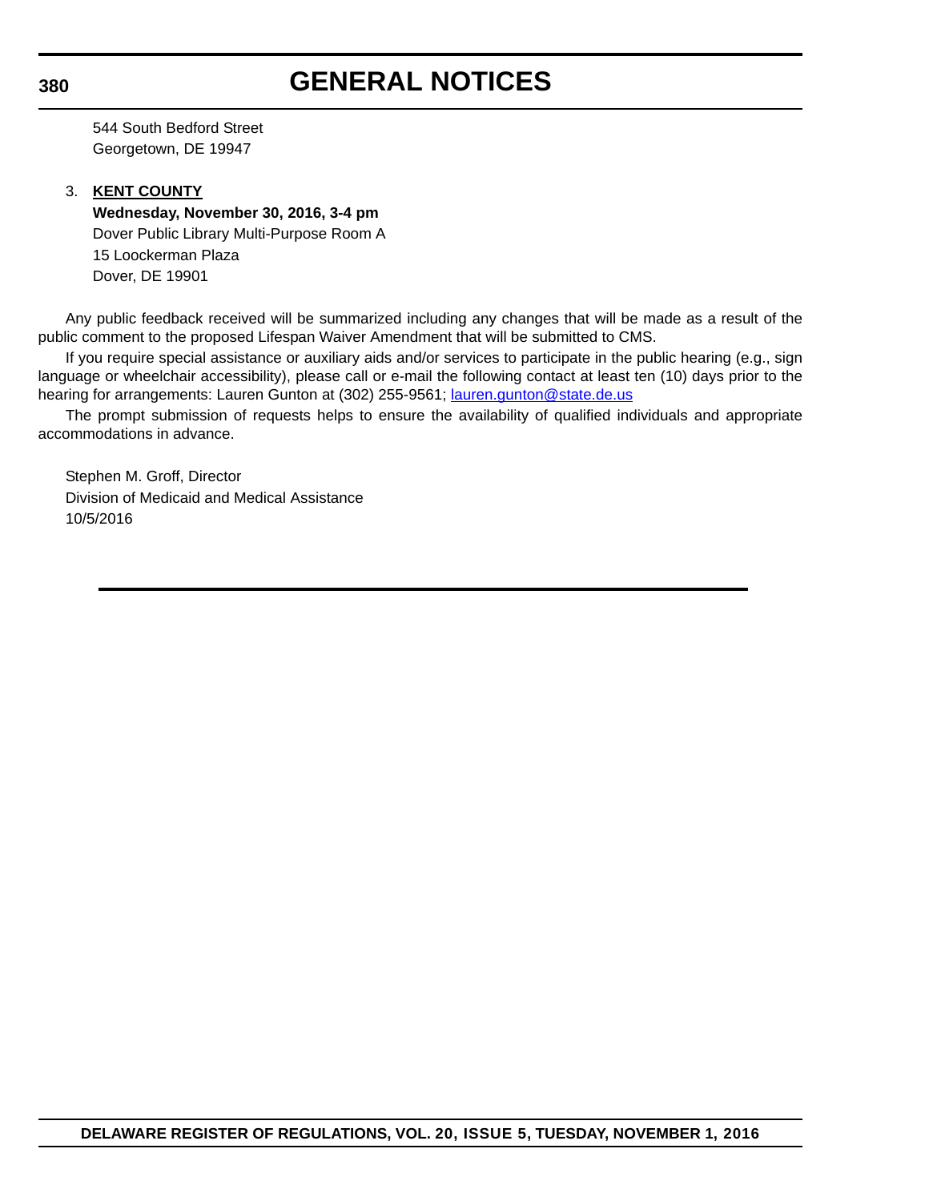544 South Bedford Street
Georgetown, DE 19947

3. **KENT COUNTY**
   **Wednesday, November 30, 2016, 3-4 pm**
   Dover Public Library Multi-Purpose Room A
   15 Loockerman Plaza
   Dover, DE 19901

Any public feedback received will be summarized including any changes that will be made as a result of the public comment to the proposed Lifespan Waiver Amendment that will be submitted to CMS.

If you require special assistance or auxiliary aids and/or services to participate in the public hearing (e.g., sign language or wheelchair accessibility), please call or e-mail the following contact at least ten (10) days prior to the hearing for arrangements: Lauren Gunton at (302) 255-9561; lauren.gunton@state.de.us

The prompt submission of requests helps to ensure the availability of qualified individuals and appropriate accommodations in advance.

Stephen M. Groff, Director
Division of Medicaid and Medical Assistance
10/5/2016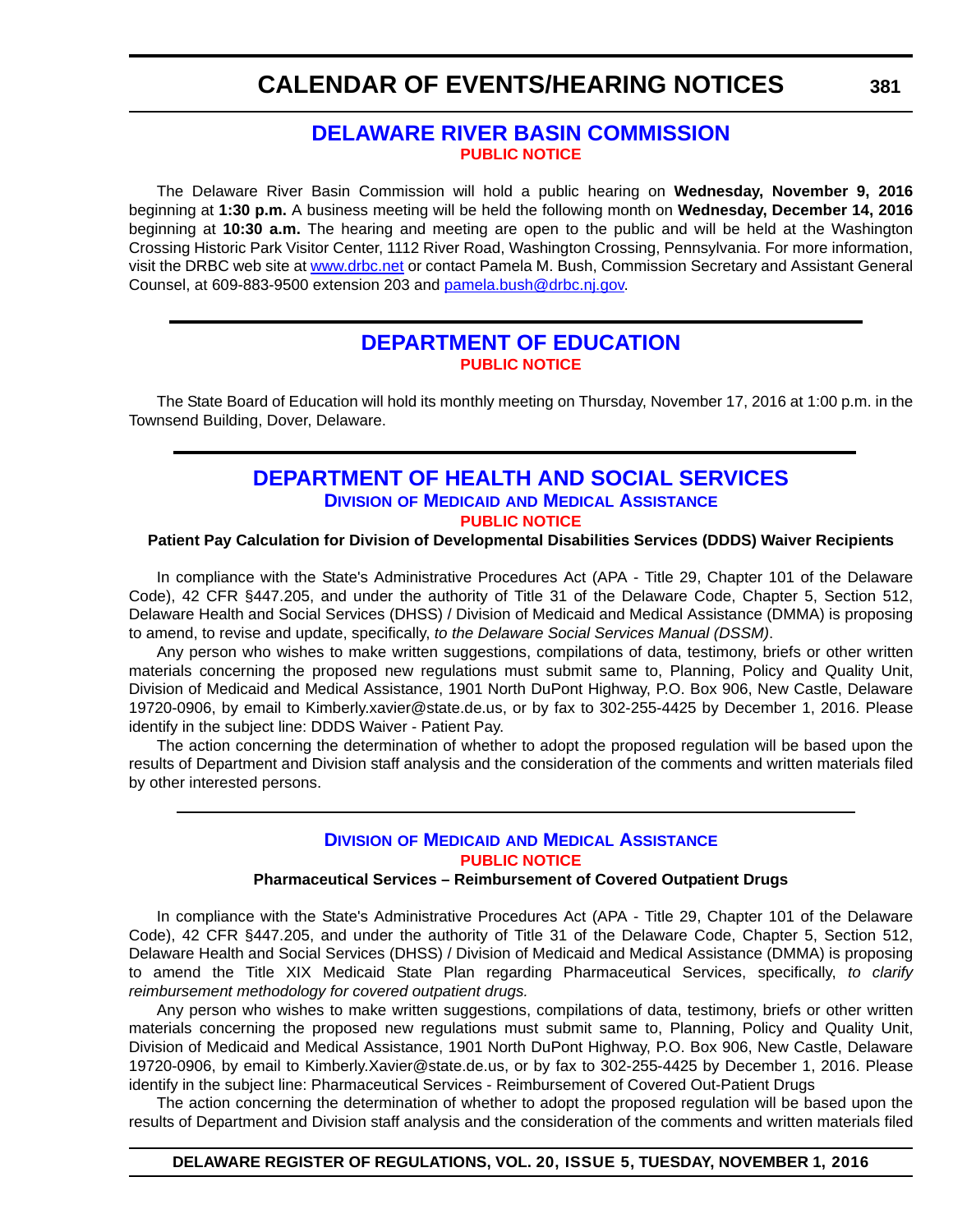# CALENDAR OF EVENTS/HEARING NOTICES

## DELAWARE RIVER BASIN COMMISSION

**PUBLIC NOTICE**

The Delaware River Basin Commission will hold a public hearing on **Wednesday, November 9, 2016** beginning at **1:30 p.m.** A business meeting will be held the following month on **Wednesday, December 14, 2016** beginning at **10:30 a.m.** The hearing and meeting are open to the public and will be held at the Washington Crossing Historic Park Visitor Center, 1112 River Road, Washington Crossing, Pennsylvania. For more information, visit the DRBC web site at www.drbc.net or contact Pamela M. Bush, Commission Secretary and Assistant General Counsel, at 609-883-9500 extension 203 and pamela.bush@drbc.nj.gov.

## DEPARTMENT OF EDUCATION

**PUBLIC NOTICE**

The State Board of Education will hold its monthly meeting on Thursday, November 17, 2016 at 1:00 p.m. in the Townsend Building, Dover, Delaware.

## DEPARTMENT OF HEALTH AND SOCIAL SERVICES

### Division of Medicaid and Medical Assistance

**PUBLIC NOTICE**

**Patient Pay Calculation for Division of Developmental Disabilities Services (DDDS) Waiver Recipients**

In compliance with the State's Administrative Procedures Act (APA - Title 29, Chapter 101 of the Delaware Code), 42 CFR §447.205, and under the authority of Title 31 of the Delaware Code, Chapter 5, Section 512, Delaware Health and Social Services (DHSS) / Division of Medicaid and Medical Assistance (DMMA) is proposing to amend, to revise and update, specifically, *to the Delaware Social Services Manual (DSSM)*.

Any person who wishes to make written suggestions, compilations of data, testimony, briefs or other written materials concerning the proposed new regulations must submit same to, Planning, Policy and Quality Unit, Division of Medicaid and Medical Assistance, 1901 North DuPont Highway, P.O. Box 906, New Castle, Delaware 19720-0906, by email to Kimberly.xavier@state.de.us, or by fax to 302-255-4425 by December 1, 2016. Please identify in the subject line: DDDS Waiver - Patient Pay.

The action concerning the determination of whether to adopt the proposed regulation will be based upon the results of Department and Division staff analysis and the consideration of the comments and written materials filed by other interested persons.

### Division of Medicaid and Medical Assistance

**PUBLIC NOTICE**

**Pharmaceutical Services – Reimbursement of Covered Outpatient Drugs**

In compliance with the State's Administrative Procedures Act (APA - Title 29, Chapter 101 of the Delaware Code), 42 CFR §447.205, and under the authority of Title 31 of the Delaware Code, Chapter 5, Section 512, Delaware Health and Social Services (DHSS) / Division of Medicaid and Medical Assistance (DMMA) is proposing to amend the Title XIX Medicaid State Plan regarding Pharmaceutical Services, specifically, *to clarify reimbursement methodology for covered outpatient drugs.*

Any person who wishes to make written suggestions, compilations of data, testimony, briefs or other written materials concerning the proposed new regulations must submit same to, Planning, Policy and Quality Unit, Division of Medicaid and Medical Assistance, 1901 North DuPont Highway, P.O. Box 906, New Castle, Delaware 19720-0906, by email to Kimberly.Xavier@state.de.us, or by fax to 302-255-4425 by December 1, 2016. Please identify in the subject line: Pharmaceutical Services - Reimbursement of Covered Out-Patient Drugs

The action concerning the determination of whether to adopt the proposed regulation will be based upon the results of Department and Division staff analysis and the consideration of the comments and written materials filed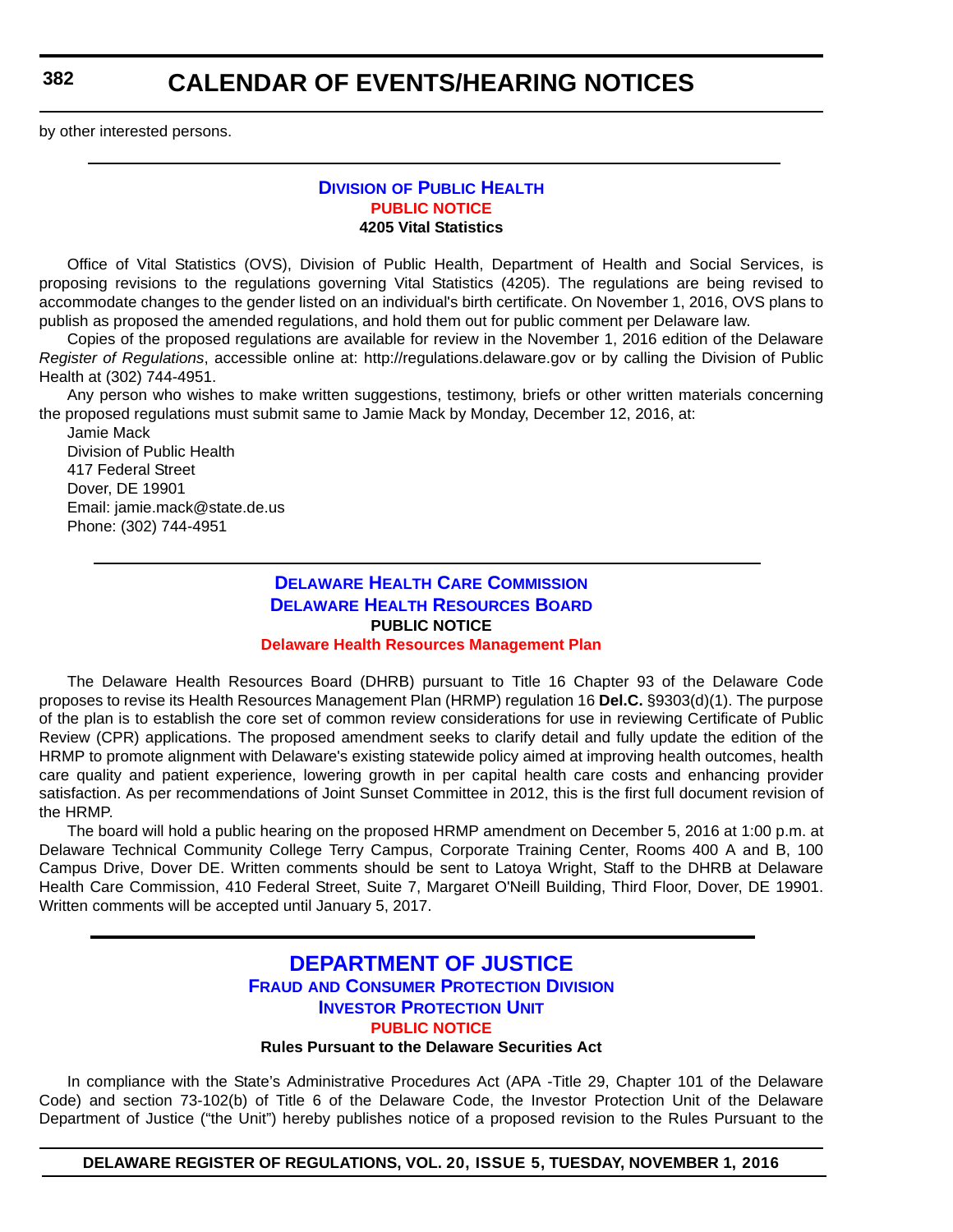by other interested persons.

## Division of Public Health

**PUBLIC NOTICE**

**4205 Vital Statistics**

Office of Vital Statistics (OVS), Division of Public Health, Department of Health and Social Services, is proposing revisions to the regulations governing Vital Statistics (4205). The regulations are being revised to accommodate changes to the gender listed on an individual's birth certificate. On November 1, 2016, OVS plans to publish as proposed the amended regulations, and hold them out for public comment per Delaware law.

Copies of the proposed regulations are available for review in the November 1, 2016 edition of the Delaware *Register of Regulations*, accessible online at: http://regulations.delaware.gov or by calling the Division of Public Health at (302) 744-4951.

Any person who wishes to make written suggestions, testimony, briefs or other written materials concerning the proposed regulations must submit same to Jamie Mack by Monday, December 12, 2016, at:

Jamie Mack
Division of Public Health
417 Federal Street
Dover, DE 19901
Email: jamie.mack@state.de.us
Phone: (302) 744-4951

## Delaware Health Care Commission
## Delaware Health Resources Board

**PUBLIC NOTICE**

**Delaware Health Resources Management Plan**

The Delaware Health Resources Board (DHRB) pursuant to Title 16 Chapter 93 of the Delaware Code proposes to revise its Health Resources Management Plan (HRMP) regulation 16 **Del.C.** §9303(d)(1). The purpose of the plan is to establish the core set of common review considerations for use in reviewing Certificate of Public Review (CPR) applications. The proposed amendment seeks to clarify detail and fully update the edition of the HRMP to promote alignment with Delaware's existing statewide policy aimed at improving health outcomes, health care quality and patient experience, lowering growth in per capital health care costs and enhancing provider satisfaction. As per recommendations of Joint Sunset Committee in 2012, this is the first full document revision of the HRMP.

The board will hold a public hearing on the proposed HRMP amendment on December 5, 2016 at 1:00 p.m. at Delaware Technical Community College Terry Campus, Corporate Training Center, Rooms 400 A and B, 100 Campus Drive, Dover DE. Written comments should be sent to Latoya Wright, Staff to the DHRB at Delaware Health Care Commission, 410 Federal Street, Suite 7, Margaret O'Neill Building, Third Floor, Dover, DE 19901. Written comments will be accepted until January 5, 2017.

# Department of Justice
## Fraud and Consumer Protection Division
## Investor Protection Unit

**PUBLIC NOTICE**

**Rules Pursuant to the Delaware Securities Act**

In compliance with the State's Administrative Procedures Act (APA -Title 29, Chapter 101 of the Delaware Code) and section 73-102(b) of Title 6 of the Delaware Code, the Investor Protection Unit of the Delaware Department of Justice ("the Unit") hereby publishes notice of a proposed revision to the Rules Pursuant to the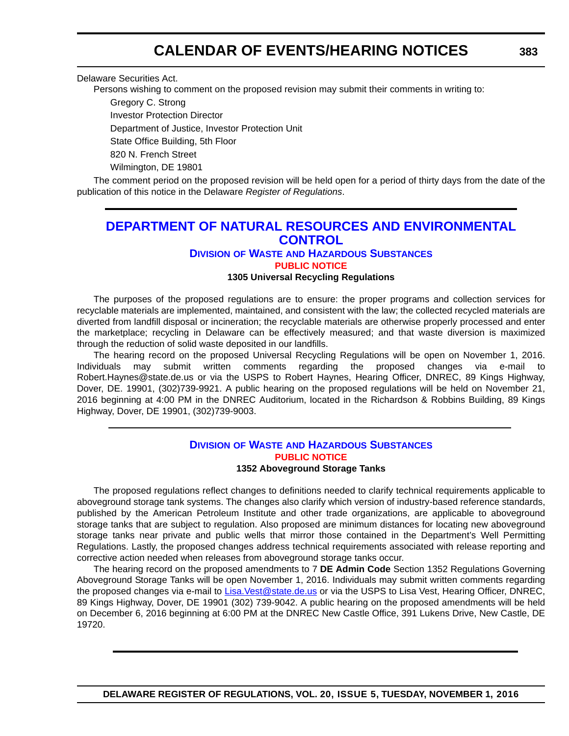Delaware Securities Act.

Persons wishing to comment on the proposed revision may submit their comments in writing to:

Gregory C. Strong  
Investor Protection Director  
Department of Justice, Investor Protection Unit  
State Office Building, 5th Floor  
820 N. French Street  
Wilmington, DE 19801

The comment period on the proposed revision will be held open for a period of thirty days from the date of the publication of this notice in the Delaware *Register of Regulations*.

## DEPARTMENT OF NATURAL RESOURCES AND ENVIRONMENTAL CONTROL

### Division of Waste and Hazardous Substances

**PUBLIC NOTICE**

**1305 Universal Recycling Regulations**

The purposes of the proposed regulations are to ensure: the proper programs and collection services for recyclable materials are implemented, maintained, and consistent with the law; the collected recycled materials are diverted from landfill disposal or incineration; the recyclable materials are otherwise properly processed and enter the marketplace; recycling in Delaware can be effectively measured; and that waste diversion is maximized through the reduction of solid waste deposited in our landfills.

The hearing record on the proposed Universal Recycling Regulations will be open on November 1, 2016. Individuals may submit written comments regarding the proposed changes via e-mail to Robert.Haynes@state.de.us or via the USPS to Robert Haynes, Hearing Officer, DNREC, 89 Kings Highway, Dover, DE. 19901, (302)739-9921. A public hearing on the proposed regulations will be held on November 21, 2016 beginning at 4:00 PM in the DNREC Auditorium, located in the Richardson & Robbins Building, 89 Kings Highway, Dover, DE 19901, (302)739-9003.

### Division of Waste and Hazardous Substances

**PUBLIC NOTICE**

**1352 Aboveground Storage Tanks**

The proposed regulations reflect changes to definitions needed to clarify technical requirements applicable to aboveground storage tank systems. The changes also clarify which version of industry-based reference standards, published by the American Petroleum Institute and other trade organizations, are applicable to aboveground storage tanks that are subject to regulation. Also proposed are minimum distances for locating new aboveground storage tanks near private and public wells that mirror those contained in the Department's Well Permitting Regulations. Lastly, the proposed changes address technical requirements associated with release reporting and corrective action needed when releases from aboveground storage tanks occur.

The hearing record on the proposed amendments to 7 **DE Admin Code** Section 1352 Regulations Governing Aboveground Storage Tanks will be open November 1, 2016. Individuals may submit written comments regarding the proposed changes via e-mail to Lisa.Vest@state.de.us or via the USPS to Lisa Vest, Hearing Officer, DNREC, 89 Kings Highway, Dover, DE 19901 (302) 739-9042. A public hearing on the proposed amendments will be held on December 6, 2016 beginning at 6:00 PM at the DNREC New Castle Office, 391 Lukens Drive, New Castle, DE 19720.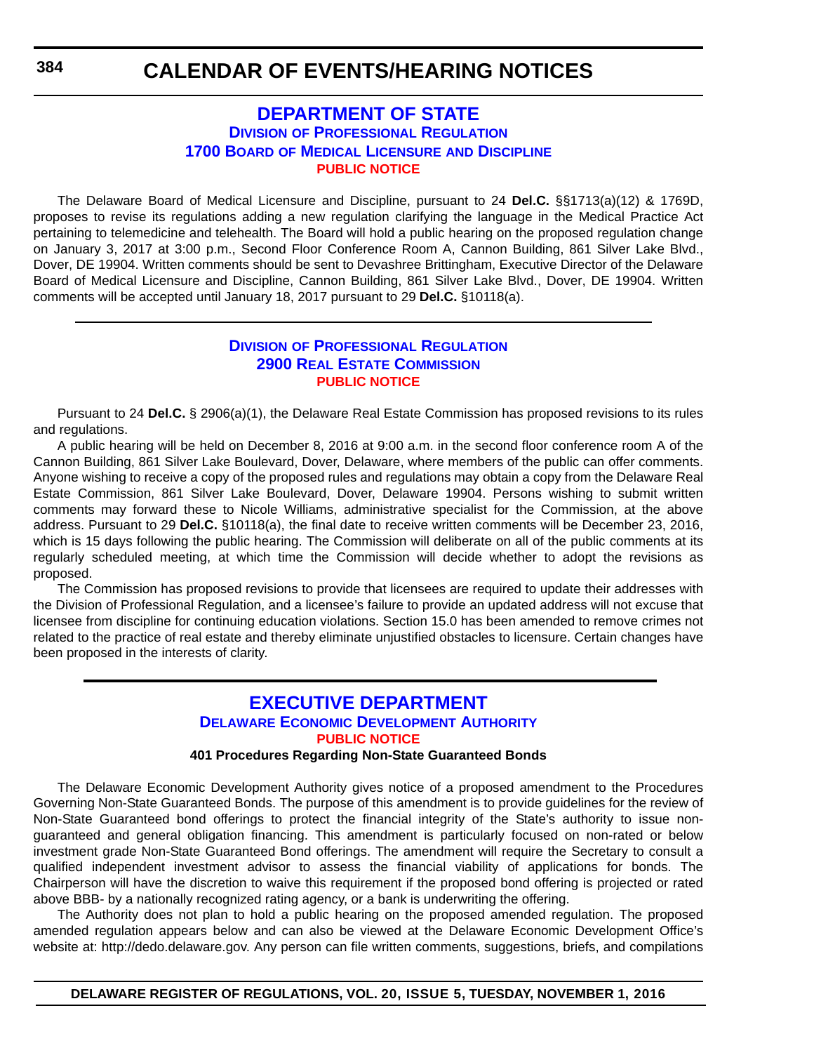# CALENDAR OF EVENTS/HEARING NOTICES

## DEPARTMENT OF STATE

### Division of Professional Regulation

### 1700 Board of Medical Licensure and Discipline

### PUBLIC NOTICE

The Delaware Board of Medical Licensure and Discipline, pursuant to 24 **Del.C.** §§1713(a)(12) & 1769D, proposes to revise its regulations adding a new regulation clarifying the language in the Medical Practice Act pertaining to telemedicine and telehealth. The Board will hold a public hearing on the proposed regulation change on January 3, 2017 at 3:00 p.m., Second Floor Conference Room A, Cannon Building, 861 Silver Lake Blvd., Dover, DE 19904. Written comments should be sent to Devashree Brittingham, Executive Director of the Delaware Board of Medical Licensure and Discipline, Cannon Building, 861 Silver Lake Blvd., Dover, DE 19904. Written comments will be accepted until January 18, 2017 pursuant to 29 **Del.C.** §10118(a).

---

### Division of Professional Regulation

### 2900 Real Estate Commission

### PUBLIC NOTICE

Pursuant to 24 **Del.C.** § 2906(a)(1), the Delaware Real Estate Commission has proposed revisions to its rules and regulations.

A public hearing will be held on December 8, 2016 at 9:00 a.m. in the second floor conference room A of the Cannon Building, 861 Silver Lake Boulevard, Dover, Delaware, where members of the public can offer comments. Anyone wishing to receive a copy of the proposed rules and regulations may obtain a copy from the Delaware Real Estate Commission, 861 Silver Lake Boulevard, Dover, Delaware 19904. Persons wishing to submit written comments may forward these to Nicole Williams, administrative specialist for the Commission, at the above address. Pursuant to 29 **Del.C.** §10118(a), the final date to receive written comments will be December 23, 2016, which is 15 days following the public hearing. The Commission will deliberate on all of the public comments at its regularly scheduled meeting, at which time the Commission will decide whether to adopt the revisions as proposed.

The Commission has proposed revisions to provide that licensees are required to update their addresses with the Division of Professional Regulation, and a licensee's failure to provide an updated address will not excuse that licensee from discipline for continuing education violations. Section 15.0 has been amended to remove crimes not related to the practice of real estate and thereby eliminate unjustified obstacles to licensure. Certain changes have been proposed in the interests of clarity.

---

## EXECUTIVE DEPARTMENT

### Delaware Economic Development Authority

### PUBLIC NOTICE

**401 Procedures Regarding Non-State Guaranteed Bonds**

The Delaware Economic Development Authority gives notice of a proposed amendment to the Procedures Governing Non-State Guaranteed Bonds. The purpose of this amendment is to provide guidelines for the review of Non-State Guaranteed bond offerings to protect the financial integrity of the State's authority to issue non-guaranteed and general obligation financing. This amendment is particularly focused on non-rated or below investment grade Non-State Guaranteed Bond offerings. The amendment will require the Secretary to consult a qualified independent investment advisor to assess the financial viability of applications for bonds. The Chairperson will have the discretion to waive this requirement if the proposed bond offering is projected or rated above BBB- by a nationally recognized rating agency, or a bank is underwriting the offering.

The Authority does not plan to hold a public hearing on the proposed amended regulation. The proposed amended regulation appears below and can also be viewed at the Delaware Economic Development Office's website at: http://dedo.delaware.gov. Any person can file written comments, suggestions, briefs, and compilations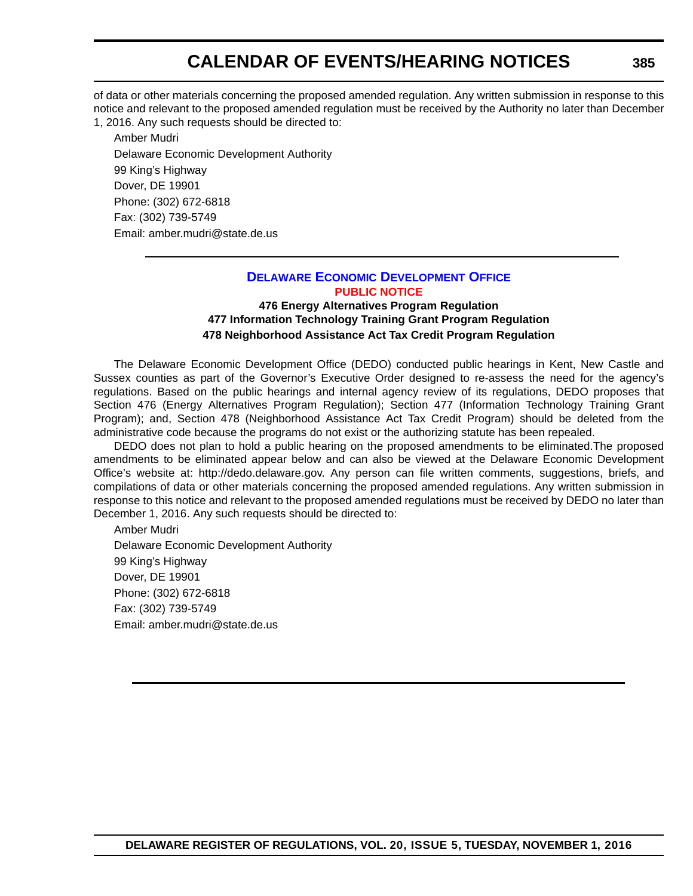of data or other materials concerning the proposed amended regulation. Any written submission in response to this notice and relevant to the proposed amended regulation must be received by the Authority no later than December 1, 2016. Any such requests should be directed to:

Amber Mudri
Delaware Economic Development Authority
99 King's Highway
Dover, DE 19901
Phone: (302) 672-6818
Fax: (302) 739-5749
Email: amber.mudri@state.de.us

---

## Delaware Economic Development Office

### PUBLIC NOTICE

**476 Energy Alternatives Program Regulation**
**477 Information Technology Training Grant Program Regulation**
**478 Neighborhood Assistance Act Tax Credit Program Regulation**

The Delaware Economic Development Office (DEDO) conducted public hearings in Kent, New Castle and Sussex counties as part of the Governor's Executive Order designed to re-assess the need for the agency's regulations. Based on the public hearings and internal agency review of its regulations, DEDO proposes that Section 476 (Energy Alternatives Program Regulation); Section 477 (Information Technology Training Grant Program); and, Section 478 (Neighborhood Assistance Act Tax Credit Program) should be deleted from the administrative code because the programs do not exist or the authorizing statute has been repealed.

DEDO does not plan to hold a public hearing on the proposed amendments to be eliminated.The proposed amendments to be eliminated appear below and can also be viewed at the Delaware Economic Development Office's website at: http://dedo.delaware.gov. Any person can file written comments, suggestions, briefs, and compilations of data or other materials concerning the proposed amended regulations. Any written submission in response to this notice and relevant to the proposed amended regulations must be received by DEDO no later than December 1, 2016. Any such requests should be directed to:

Amber Mudri
Delaware Economic Development Authority
99 King's Highway
Dover, DE 19901
Phone: (302) 672-6818
Fax: (302) 739-5749
Email: amber.mudri@state.de.us